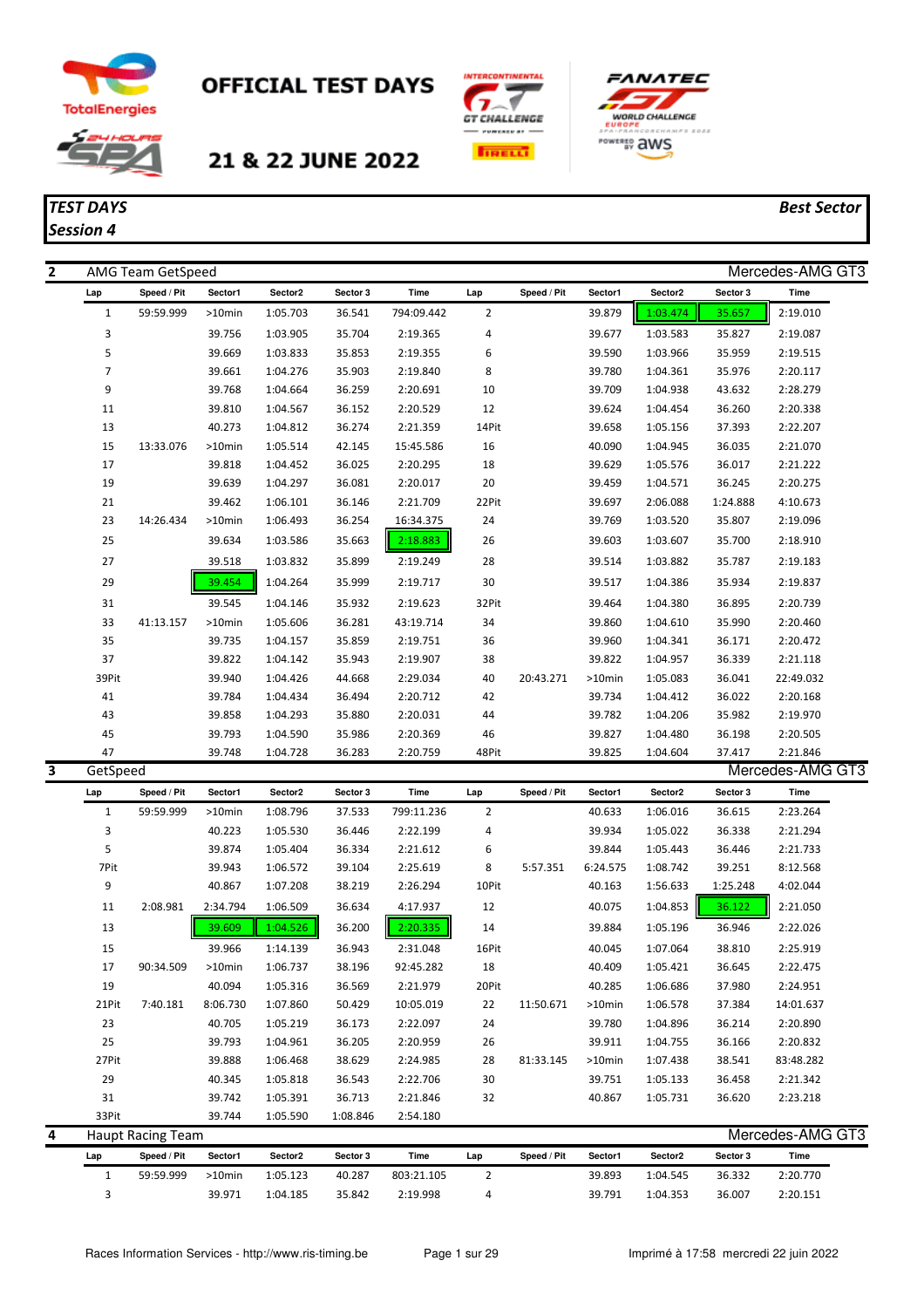# OFFICIAL TEST DAYS

## 21 & 22 JUNE 2022

***TEST DAYS***
***Session 4***

***Best Sector***

**2** AMG Team GetSpeed — Mercedes-AMG GT3

| Lap | Speed / Pit | Sector1 | Sector2 | Sector 3 | Time | Lap | Speed / Pit | Sector1 | Sector2 | Sector 3 | Time |
|---|---|---|---|---|---|---|---|---|---|---|---|
| 1 | 59:59.999 | >10min | 1:05.703 | 36.541 | 794:09.442 | 2 | | 39.879 | 1:03.474 | 35.657 | 2:19.010 |
| 3 | | 39.756 | 1:03.905 | 35.704 | 2:19.365 | 4 | | 39.677 | 1:03.583 | 35.827 | 2:19.087 |
| 5 | | 39.669 | 1:03.833 | 35.853 | 2:19.355 | 6 | | 39.590 | 1:03.966 | 35.959 | 2:19.515 |
| 7 | | 39.661 | 1:04.276 | 35.903 | 2:19.840 | 8 | | 39.780 | 1:04.361 | 35.976 | 2:20.117 |
| 9 | | 39.768 | 1:04.664 | 36.259 | 2:20.691 | 10 | | 39.709 | 1:04.938 | 43.632 | 2:28.279 |
| 11 | | 39.810 | 1:04.567 | 36.152 | 2:20.529 | 12 | | 39.624 | 1:04.454 | 36.260 | 2:20.338 |
| 13 | | 40.273 | 1:04.812 | 36.274 | 2:21.359 | 14Pit | | 39.658 | 1:05.156 | 37.393 | 2:22.207 |
| 15 | 13:33.076 | >10min | 1:05.514 | 42.145 | 15:45.586 | 16 | | 40.090 | 1:04.945 | 36.035 | 2:21.070 |
| 17 | | 39.818 | 1:04.452 | 36.025 | 2:20.295 | 18 | | 39.629 | 1:05.576 | 36.017 | 2:21.222 |
| 19 | | 39.639 | 1:04.297 | 36.081 | 2:20.017 | 20 | | 39.459 | 1:04.571 | 36.245 | 2:20.275 |
| 21 | | 39.462 | 1:06.101 | 36.146 | 2:21.709 | 22Pit | | 39.697 | 2:06.088 | 1:24.888 | 4:10.673 |
| 23 | 14:26.434 | >10min | 1:06.493 | 36.254 | 16:34.375 | 24 | | 39.769 | 1:03.520 | 35.807 | 2:19.096 |
| 25 | | 39.634 | 1:03.586 | 35.663 | 2:18.883 | 26 | | 39.603 | 1:03.607 | 35.700 | 2:18.910 |
| 27 | | 39.518 | 1:03.832 | 35.899 | 2:19.249 | 28 | | 39.514 | 1:03.882 | 35.787 | 2:19.183 |
| 29 | | 39.454 | 1:04.264 | 35.999 | 2:19.717 | 30 | | 39.517 | 1:04.386 | 35.934 | 2:19.837 |
| 31 | | 39.545 | 1:04.146 | 35.932 | 2:19.623 | 32Pit | | 39.464 | 1:04.380 | 36.895 | 2:20.739 |
| 33 | 41:13.157 | >10min | 1:05.606 | 36.281 | 43:19.714 | 34 | | 39.860 | 1:04.610 | 35.990 | 2:20.460 |
| 35 | | 39.735 | 1:04.157 | 35.859 | 2:19.751 | 36 | | 39.960 | 1:04.341 | 36.171 | 2:20.472 |
| 37 | | 39.822 | 1:04.142 | 35.943 | 2:19.907 | 38 | | 39.822 | 1:04.957 | 36.339 | 2:21.118 |
| 39Pit | | 39.940 | 1:04.426 | 44.668 | 2:29.034 | 40 | 20:43.271 | >10min | 1:05.083 | 36.041 | 22:49.032 |
| 41 | | 39.784 | 1:04.434 | 36.494 | 2:20.712 | 42 | | 39.734 | 1:04.412 | 36.022 | 2:20.168 |
| 43 | | 39.858 | 1:04.293 | 35.880 | 2:20.031 | 44 | | 39.782 | 1:04.206 | 35.982 | 2:19.970 |
| 45 | | 39.793 | 1:04.590 | 35.986 | 2:20.369 | 46 | | 39.827 | 1:04.480 | 36.198 | 2:20.505 |
| 47 | | 39.748 | 1:04.728 | 36.283 | 2:20.759 | 48Pit | | 39.825 | 1:04.604 | 37.417 | 2:21.846 |

**3** GetSpeed — Mercedes-AMG GT3

| Lap | Speed / Pit | Sector1 | Sector2 | Sector 3 | Time | Lap | Speed / Pit | Sector1 | Sector2 | Sector 3 | Time |
|---|---|---|---|---|---|---|---|---|---|---|---|
| 1 | 59:59.999 | >10min | 1:08.796 | 37.533 | 799:11.236 | 2 | | 40.633 | 1:06.016 | 36.615 | 2:23.264 |
| 3 | | 40.223 | 1:05.530 | 36.446 | 2:22.199 | 4 | | 39.934 | 1:05.022 | 36.338 | 2:21.294 |
| 5 | | 39.874 | 1:05.404 | 36.334 | 2:21.612 | 6 | | 39.844 | 1:05.443 | 36.446 | 2:21.733 |
| 7Pit | | 39.943 | 1:06.572 | 39.104 | 2:25.619 | 8 | 5:57.351 | 6:24.575 | 1:08.742 | 39.251 | 8:12.568 |
| 9 | | 40.867 | 1:07.208 | 38.219 | 2:26.294 | 10Pit | | 40.163 | 1:56.633 | 1:25.248 | 4:02.044 |
| 11 | 2:08.981 | 2:34.794 | 1:06.509 | 36.634 | 4:17.937 | 12 | | 40.075 | 1:04.853 | 36.122 | 2:21.050 |
| 13 | | 39.609 | 1:04.526 | 36.200 | 2:20.335 | 14 | | 39.884 | 1:05.196 | 36.946 | 2:22.026 |
| 15 | | 39.966 | 1:14.139 | 36.943 | 2:31.048 | 16Pit | | 40.045 | 1:07.064 | 38.810 | 2:25.919 |
| 17 | 90:34.509 | >10min | 1:06.737 | 38.196 | 92:45.282 | 18 | | 40.409 | 1:05.421 | 36.645 | 2:22.475 |
| 19 | | 40.094 | 1:05.316 | 36.569 | 2:21.979 | 20Pit | | 40.285 | 1:06.686 | 37.980 | 2:24.951 |
| 21Pit | 7:40.181 | 8:06.730 | 1:07.860 | 50.429 | 10:05.019 | 22 | 11:50.671 | >10min | 1:06.578 | 37.384 | 14:01.637 |
| 23 | | 40.705 | 1:05.219 | 36.173 | 2:22.097 | 24 | | 39.780 | 1:04.896 | 36.214 | 2:20.890 |
| 25 | | 39.793 | 1:04.961 | 36.205 | 2:20.959 | 26 | | 39.911 | 1:04.755 | 36.166 | 2:20.832 |
| 27Pit | | 39.888 | 1:06.468 | 38.629 | 2:24.985 | 28 | 81:33.145 | >10min | 1:07.438 | 38.541 | 83:48.282 |
| 29 | | 40.345 | 1:05.818 | 36.543 | 2:22.706 | 30 | | 39.751 | 1:05.133 | 36.458 | 2:21.342 |
| 31 | | 39.742 | 1:05.391 | 36.713 | 2:21.846 | 32 | | 40.867 | 1:05.731 | 36.620 | 2:23.218 |
| 33Pit | | 39.744 | 1:05.590 | 1:08.846 | 2:54.180 | | | | | | |

**4** Haupt Racing Team — Mercedes-AMG GT3

| Lap | Speed / Pit | Sector1 | Sector2 | Sector 3 | Time | Lap | Speed / Pit | Sector1 | Sector2 | Sector 3 | Time |
|---|---|---|---|---|---|---|---|---|---|---|---|
| 1 | 59:59.999 | >10min | 1:05.123 | 40.287 | 803:21.105 | 2 | | 39.893 | 1:04.545 | 36.332 | 2:20.770 |
| 3 | | 39.971 | 1:04.185 | 35.842 | 2:19.998 | 4 | | 39.791 | 1:04.353 | 36.007 | 2:20.151 |

Races Information Services - http://www.ris-timing.be

Imprimé à 17:58 mercredi 22 juin 2022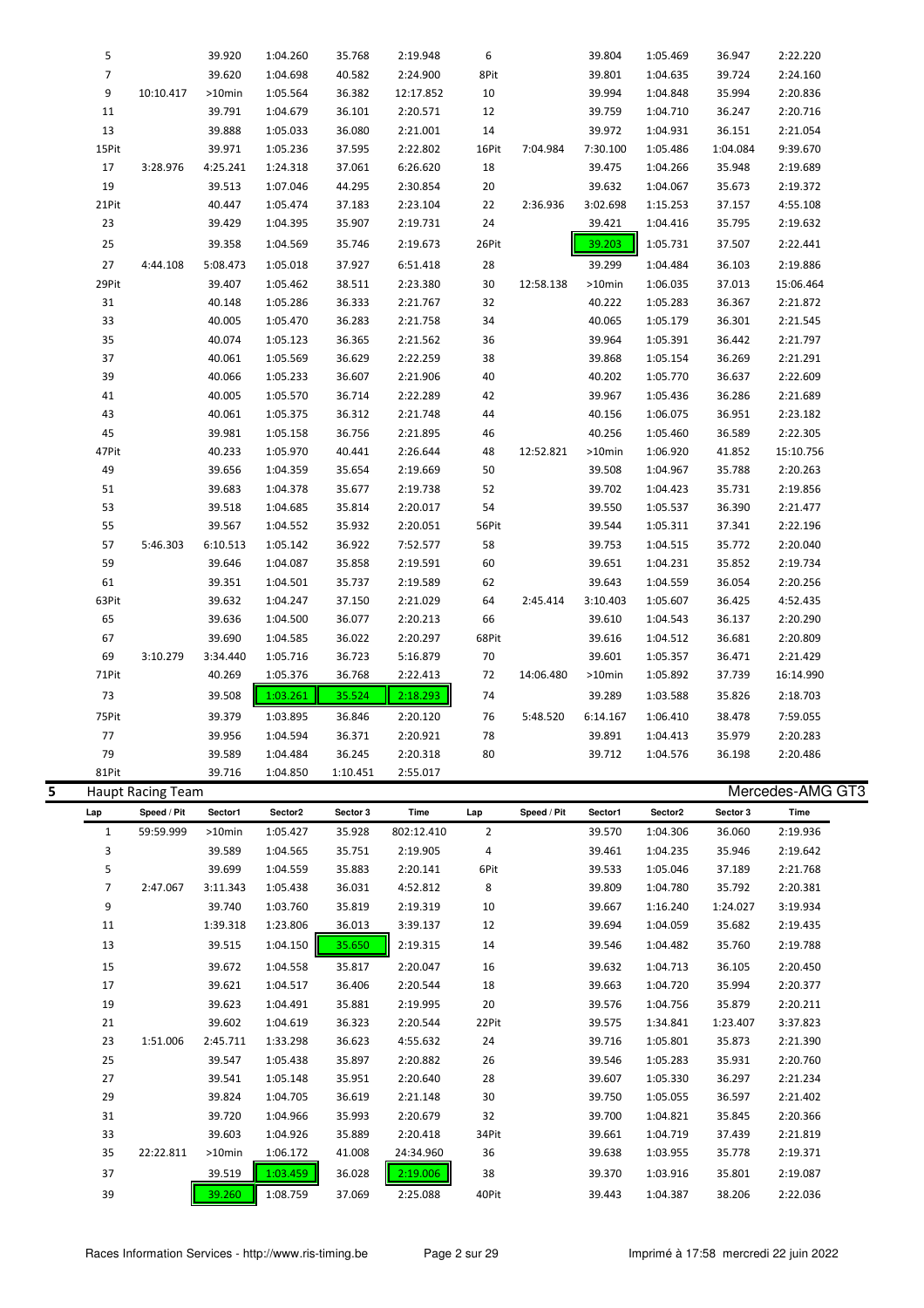| Lap | Speed / Pit | Sector1 | Sector2 | Sector 3 | Time | Lap | Speed / Pit | Sector1 | Sector2 | Sector 3 | Time |
|---|---|---|---|---|---|---|---|---|---|---|---|
| 5 | | 39.920 | 1:04.260 | 35.768 | 2:19.948 | 6 | | 39.804 | 1:05.469 | 36.947 | 2:22.220 |
| 7 | | 39.620 | 1:04.698 | 40.582 | 2:24.900 | 8Pit | | 39.801 | 1:04.635 | 39.724 | 2:24.160 |
| 9 | 10:10.417 | >10min | 1:05.564 | 36.382 | 12:17.852 | 10 | | 39.994 | 1:04.848 | 35.994 | 2:20.836 |
| 11 | | 39.791 | 1:04.679 | 36.101 | 2:20.571 | 12 | | 39.759 | 1:04.710 | 36.247 | 2:20.716 |
| 13 | | 39.888 | 1:05.033 | 36.080 | 2:21.001 | 14 | | 39.972 | 1:04.931 | 36.151 | 2:21.054 |
| 15Pit | | 39.971 | 1:05.236 | 37.595 | 2:22.802 | 16Pit | 7:04.984 | 7:30.100 | 1:05.486 | 1:04.084 | 9:39.670 |
| 17 | 3:28.976 | 4:25.241 | 1:24.318 | 37.061 | 6:26.620 | 18 | | 39.475 | 1:04.266 | 35.948 | 2:19.689 |
| 19 | | 39.513 | 1:07.046 | 44.295 | 2:30.854 | 20 | | 39.632 | 1:04.067 | 35.673 | 2:19.372 |
| 21Pit | | 40.447 | 1:05.474 | 37.183 | 2:23.104 | 22 | 2:36.936 | 3:02.698 | 1:15.253 | 37.157 | 4:55.108 |
| 23 | | 39.429 | 1:04.395 | 35.907 | 2:19.731 | 24 | | 39.421 | 1:04.416 | 35.795 | 2:19.632 |
| 25 | | 39.358 | 1:04.569 | 35.746 | 2:19.673 | 26Pit | | 39.203 | 1:05.731 | 37.507 | 2:22.441 |
| 27 | 4:44.108 | 5:08.473 | 1:05.018 | 37.927 | 6:51.418 | 28 | | 39.299 | 1:04.484 | 36.103 | 2:19.886 |
| 29Pit | | 39.407 | 1:05.462 | 38.511 | 2:23.380 | 30 | 12:58.138 | >10min | 1:06.035 | 37.013 | 15:06.464 |
| 31 | | 40.148 | 1:05.286 | 36.333 | 2:21.767 | 32 | | 40.222 | 1:05.283 | 36.367 | 2:21.872 |
| 33 | | 40.005 | 1:05.470 | 36.283 | 2:21.758 | 34 | | 40.065 | 1:05.179 | 36.301 | 2:21.545 |
| 35 | | 40.074 | 1:05.123 | 36.365 | 2:21.562 | 36 | | 39.964 | 1:05.391 | 36.442 | 2:21.797 |
| 37 | | 40.061 | 1:05.569 | 36.629 | 2:22.259 | 38 | | 39.868 | 1:05.154 | 36.269 | 2:21.291 |
| 39 | | 40.066 | 1:05.233 | 36.607 | 2:21.906 | 40 | | 40.202 | 1:05.770 | 36.637 | 2:22.609 |
| 41 | | 40.005 | 1:05.570 | 36.714 | 2:22.289 | 42 | | 39.967 | 1:05.436 | 36.286 | 2:21.689 |
| 43 | | 40.061 | 1:05.375 | 36.312 | 2:21.748 | 44 | | 40.156 | 1:06.075 | 36.951 | 2:23.182 |
| 45 | | 39.981 | 1:05.158 | 36.756 | 2:21.895 | 46 | | 40.256 | 1:05.460 | 36.589 | 2:22.305 |
| 47Pit | | 40.233 | 1:05.970 | 40.441 | 2:26.644 | 48 | 12:52.821 | >10min | 1:06.920 | 41.852 | 15:10.756 |
| 49 | | 39.656 | 1:04.359 | 35.654 | 2:19.669 | 50 | | 39.508 | 1:04.967 | 35.788 | 2:20.263 |
| 51 | | 39.683 | 1:04.378 | 35.677 | 2:19.738 | 52 | | 39.702 | 1:04.423 | 35.731 | 2:19.856 |
| 53 | | 39.518 | 1:04.685 | 35.814 | 2:20.017 | 54 | | 39.550 | 1:05.537 | 36.390 | 2:21.477 |
| 55 | | 39.567 | 1:04.552 | 35.932 | 2:20.051 | 56Pit | | 39.544 | 1:05.311 | 37.341 | 2:22.196 |
| 57 | 5:46.303 | 6:10.513 | 1:05.142 | 36.922 | 7:52.577 | 58 | | 39.753 | 1:04.515 | 35.772 | 2:20.040 |
| 59 | | 39.646 | 1:04.087 | 35.858 | 2:19.591 | 60 | | 39.651 | 1:04.231 | 35.852 | 2:19.734 |
| 61 | | 39.351 | 1:04.501 | 35.737 | 2:19.589 | 62 | | 39.643 | 1:04.559 | 36.054 | 2:20.256 |
| 63Pit | | 39.632 | 1:04.247 | 37.150 | 2:21.029 | 64 | 2:45.414 | 3:10.403 | 1:05.607 | 36.425 | 4:52.435 |
| 65 | | 39.636 | 1:04.500 | 36.077 | 2:20.213 | 66 | | 39.610 | 1:04.543 | 36.137 | 2:20.290 |
| 67 | | 39.690 | 1:04.585 | 36.022 | 2:20.297 | 68Pit | | 39.616 | 1:04.512 | 36.681 | 2:20.809 |
| 69 | 3:10.279 | 3:34.440 | 1:05.716 | 36.723 | 5:16.879 | 70 | | 39.601 | 1:05.357 | 36.471 | 2:21.429 |
| 71Pit | | 40.269 | 1:05.376 | 36.768 | 2:22.413 | 72 | 14:06.480 | >10min | 1:05.892 | 37.739 | 16:14.990 |
| 73 | | 39.508 | 1:03.261 | 35.524 | 2:18.293 | 74 | | 39.289 | 1:03.588 | 35.826 | 2:18.703 |
| 75Pit | | 39.379 | 1:03.895 | 36.846 | 2:20.120 | 76 | 5:48.520 | 6:14.167 | 1:06.410 | 38.478 | 7:59.055 |
| 77 | | 39.956 | 1:04.594 | 36.371 | 2:20.921 | 78 | | 39.891 | 1:04.413 | 35.979 | 2:20.283 |
| 79 | | 39.589 | 1:04.484 | 36.245 | 2:20.318 | 80 | | 39.712 | 1:04.576 | 36.198 | 2:20.486 |
| 81Pit | | 39.716 | 1:04.850 | 1:10.451 | 2:55.017 | | | | | | |

## 5 Haupt Racing Team — Mercedes-AMG GT3

| Lap | Speed / Pit | Sector1 | Sector2 | Sector 3 | Time | Lap | Speed / Pit | Sector1 | Sector2 | Sector 3 | Time |
|---|---|---|---|---|---|---|---|---|---|---|---|
| 1 | 59:59.999 | >10min | 1:05.427 | 35.928 | 802:12.410 | 2 | | 39.570 | 1:04.306 | 36.060 | 2:19.936 |
| 3 | | 39.589 | 1:04.565 | 35.751 | 2:19.905 | 4 | | 39.461 | 1:04.235 | 35.946 | 2:19.642 |
| 5 | | 39.699 | 1:04.559 | 35.883 | 2:20.141 | 6Pit | | 39.533 | 1:05.046 | 37.189 | 2:21.768 |
| 7 | 2:47.067 | 3:11.343 | 1:05.438 | 36.031 | 4:52.812 | 8 | | 39.809 | 1:04.780 | 35.792 | 2:20.381 |
| 9 | | 39.740 | 1:03.760 | 35.819 | 2:19.319 | 10 | | 39.667 | 1:16.240 | 1:24.027 | 3:19.934 |
| 11 | | 1:39.318 | 1:23.806 | 36.013 | 3:39.137 | 12 | | 39.694 | 1:04.059 | 35.682 | 2:19.435 |
| 13 | | 39.515 | 1:04.150 | 35.650 | 2:19.315 | 14 | | 39.546 | 1:04.482 | 35.760 | 2:19.788 |
| 15 | | 39.672 | 1:04.558 | 35.817 | 2:20.047 | 16 | | 39.632 | 1:04.713 | 36.105 | 2:20.450 |
| 17 | | 39.621 | 1:04.517 | 36.406 | 2:20.544 | 18 | | 39.663 | 1:04.720 | 35.994 | 2:20.377 |
| 19 | | 39.623 | 1:04.491 | 35.881 | 2:19.995 | 20 | | 39.576 | 1:04.756 | 35.879 | 2:20.211 |
| 21 | | 39.602 | 1:04.619 | 36.323 | 2:20.544 | 22Pit | | 39.575 | 1:34.841 | 1:23.407 | 3:37.823 |
| 23 | 1:51.006 | 2:45.711 | 1:33.298 | 36.623 | 4:55.632 | 24 | | 39.716 | 1:05.801 | 35.873 | 2:21.390 |
| 25 | | 39.547 | 1:05.438 | 35.897 | 2:20.882 | 26 | | 39.546 | 1:05.283 | 35.931 | 2:20.760 |
| 27 | | 39.541 | 1:05.148 | 35.951 | 2:20.640 | 28 | | 39.607 | 1:05.330 | 36.297 | 2:21.234 |
| 29 | | 39.824 | 1:04.705 | 36.619 | 2:21.148 | 30 | | 39.750 | 1:05.055 | 36.597 | 2:21.402 |
| 31 | | 39.720 | 1:04.966 | 35.993 | 2:20.679 | 32 | | 39.700 | 1:04.821 | 35.845 | 2:20.366 |
| 33 | | 39.603 | 1:04.926 | 35.889 | 2:20.418 | 34Pit | | 39.661 | 1:04.719 | 37.439 | 2:21.819 |
| 35 | 22:22.811 | >10min | 1:06.172 | 41.008 | 24:34.960 | 36 | | 39.638 | 1:03.955 | 35.778 | 2:19.371 |
| 37 | | 39.519 | 1:03.459 | 36.028 | 2:19.006 | 38 | | 39.370 | 1:03.916 | 35.801 | 2:19.087 |
| 39 | | 39.260 | 1:08.759 | 37.069 | 2:25.088 | 40Pit | | 39.443 | 1:04.387 | 38.206 | 2:22.036 |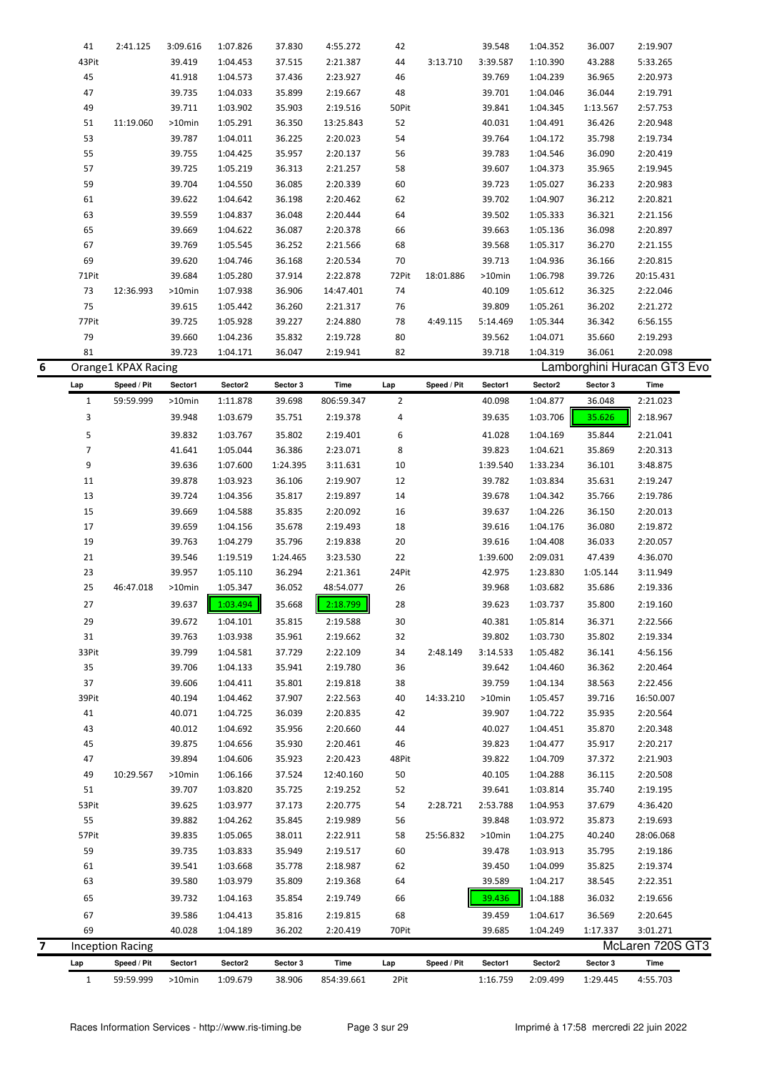| Lap | Speed / Pit | Sector1 | Sector2 | Sector 3 | Time | Lap | Speed / Pit | Sector1 | Sector2 | Sector 3 | Time |
|---|---|---|---|---|---|---|---|---|---|---|---|
| 41 | 2:41.125 | 3:09.616 | 1:07.826 | 37.830 | 4:55.272 | 42 | | 39.548 | 1:04.352 | 36.007 | 2:19.907 |
| 43Pit | | 39.419 | 1:04.453 | 37.515 | 2:21.387 | 44 | 3:13.710 | 3:39.587 | 1:10.390 | 43.288 | 5:33.265 |
| 45 | | 41.918 | 1:04.573 | 37.436 | 2:23.927 | 46 | | 39.769 | 1:04.239 | 36.965 | 2:20.973 |
| 47 | | 39.735 | 1:04.033 | 35.899 | 2:19.667 | 48 | | 39.701 | 1:04.046 | 36.044 | 2:19.791 |
| 49 | | 39.711 | 1:03.902 | 35.903 | 2:19.516 | 50Pit | | 39.841 | 1:04.345 | 1:13.567 | 2:57.753 |
| 51 | 11:19.060 | >10min | 1:05.291 | 36.350 | 13:25.843 | 52 | | 40.031 | 1:04.491 | 36.426 | 2:20.948 |
| 53 | | 39.787 | 1:04.011 | 36.225 | 2:20.023 | 54 | | 39.764 | 1:04.172 | 35.798 | 2:19.734 |
| 55 | | 39.755 | 1:04.425 | 35.957 | 2:20.137 | 56 | | 39.783 | 1:04.546 | 36.090 | 2:20.419 |
| 57 | | 39.725 | 1:05.219 | 36.313 | 2:21.257 | 58 | | 39.607 | 1:04.373 | 35.965 | 2:19.945 |
| 59 | | 39.704 | 1:04.550 | 36.085 | 2:20.339 | 60 | | 39.723 | 1:05.027 | 36.233 | 2:20.983 |
| 61 | | 39.622 | 1:04.642 | 36.198 | 2:20.462 | 62 | | 39.702 | 1:04.907 | 36.212 | 2:20.821 |
| 63 | | 39.559 | 1:04.837 | 36.048 | 2:20.444 | 64 | | 39.502 | 1:05.333 | 36.321 | 2:21.156 |
| 65 | | 39.669 | 1:04.622 | 36.087 | 2:20.378 | 66 | | 39.663 | 1:05.136 | 36.098 | 2:20.897 |
| 67 | | 39.769 | 1:05.545 | 36.252 | 2:21.566 | 68 | | 39.568 | 1:05.317 | 36.270 | 2:21.155 |
| 69 | | 39.620 | 1:04.746 | 36.168 | 2:20.534 | 70 | | 39.713 | 1:04.936 | 36.166 | 2:20.815 |
| 71Pit | | 39.684 | 1:05.280 | 37.914 | 2:22.878 | 72Pit | 18:01.886 | >10min | 1:06.798 | 39.726 | 20:15.431 |
| 73 | 12:36.993 | >10min | 1:07.938 | 36.906 | 14:47.401 | 74 | | 40.109 | 1:05.612 | 36.325 | 2:22.046 |
| 75 | | 39.615 | 1:05.442 | 36.260 | 2:21.317 | 76 | | 39.809 | 1:05.261 | 36.202 | 2:21.272 |
| 77Pit | | 39.725 | 1:05.928 | 39.227 | 2:24.880 | 78 | 4:49.115 | 5:14.469 | 1:05.344 | 36.342 | 6:56.155 |
| 79 | | 39.660 | 1:04.236 | 35.832 | 2:19.728 | 80 | | 39.562 | 1:04.071 | 35.660 | 2:19.293 |
| 81 | | 39.723 | 1:04.171 | 36.047 | 2:19.941 | 82 | | 39.718 | 1:04.319 | 36.061 | 2:20.098 |

## 6 Orange1 KPAX Racing — Lamborghini Huracan GT3 Evo

| Lap | Speed / Pit | Sector1 | Sector2 | Sector 3 | Time | Lap | Speed / Pit | Sector1 | Sector2 | Sector 3 | Time |
|---|---|---|---|---|---|---|---|---|---|---|---|
| 1 | 59:59.999 | >10min | 1:11.878 | 39.698 | 806:59.347 | 2 | | 40.098 | 1:04.877 | 36.048 | 2:21.023 |
| 3 | | 39.948 | 1:03.679 | 35.751 | 2:19.378 | 4 | | 39.635 | 1:03.706 | 35.626 | 2:18.967 |
| 5 | | 39.832 | 1:03.767 | 35.802 | 2:19.401 | 6 | | 41.028 | 1:04.169 | 35.844 | 2:21.041 |
| 7 | | 41.641 | 1:05.044 | 36.386 | 2:23.071 | 8 | | 39.823 | 1:04.621 | 35.869 | 2:20.313 |
| 9 | | 39.636 | 1:07.600 | 1:24.395 | 3:11.631 | 10 | | 1:39.540 | 1:33.234 | 36.101 | 3:48.875 |
| 11 | | 39.878 | 1:03.923 | 36.106 | 2:19.907 | 12 | | 39.782 | 1:03.834 | 35.631 | 2:19.247 |
| 13 | | 39.724 | 1:04.356 | 35.817 | 2:19.897 | 14 | | 39.678 | 1:04.342 | 35.766 | 2:19.786 |
| 15 | | 39.669 | 1:04.588 | 35.835 | 2:20.092 | 16 | | 39.637 | 1:04.226 | 36.150 | 2:20.013 |
| 17 | | 39.659 | 1:04.156 | 35.678 | 2:19.493 | 18 | | 39.616 | 1:04.176 | 36.080 | 2:19.872 |
| 19 | | 39.763 | 1:04.279 | 35.796 | 2:19.838 | 20 | | 39.616 | 1:04.408 | 36.033 | 2:20.057 |
| 21 | | 39.546 | 1:19.519 | 1:24.465 | 3:23.530 | 22 | | 1:39.600 | 2:09.031 | 47.439 | 4:36.070 |
| 23 | | 39.957 | 1:05.110 | 36.294 | 2:21.361 | 24Pit | | 42.975 | 1:23.830 | 1:05.144 | 3:11.949 |
| 25 | 46:47.018 | >10min | 1:05.347 | 36.052 | 48:54.077 | 26 | | 39.968 | 1:03.682 | 35.686 | 2:19.336 |
| 27 | | 39.637 | 1:03.494 | 35.668 | 2:18.799 | 28 | | 39.623 | 1:03.737 | 35.800 | 2:19.160 |
| 29 | | 39.672 | 1:04.101 | 35.815 | 2:19.588 | 30 | | 40.381 | 1:05.814 | 36.371 | 2:22.566 |
| 31 | | 39.763 | 1:03.938 | 35.961 | 2:19.662 | 32 | | 39.802 | 1:03.730 | 35.802 | 2:19.334 |
| 33Pit | | 39.799 | 1:04.581 | 37.729 | 2:22.109 | 34 | 2:48.149 | 3:14.533 | 1:05.482 | 36.141 | 4:56.156 |
| 35 | | 39.706 | 1:04.133 | 35.941 | 2:19.780 | 36 | | 39.642 | 1:04.460 | 36.362 | 2:20.464 |
| 37 | | 39.606 | 1:04.411 | 35.801 | 2:19.818 | 38 | | 39.759 | 1:04.134 | 38.563 | 2:22.456 |
| 39Pit | | 40.194 | 1:04.462 | 37.907 | 2:22.563 | 40 | 14:33.210 | >10min | 1:05.457 | 39.716 | 16:50.007 |
| 41 | | 40.071 | 1:04.725 | 36.039 | 2:20.835 | 42 | | 39.907 | 1:04.722 | 35.935 | 2:20.564 |
| 43 | | 40.012 | 1:04.692 | 35.956 | 2:20.660 | 44 | | 40.027 | 1:04.451 | 35.870 | 2:20.348 |
| 45 | | 39.875 | 1:04.656 | 35.930 | 2:20.461 | 46 | | 39.823 | 1:04.477 | 35.917 | 2:20.217 |
| 47 | | 39.894 | 1:04.606 | 35.923 | 2:20.423 | 48Pit | | 39.822 | 1:04.709 | 37.372 | 2:21.903 |
| 49 | 10:29.567 | >10min | 1:06.166 | 37.524 | 12:40.160 | 50 | | 40.105 | 1:04.288 | 36.115 | 2:20.508 |
| 51 | | 39.707 | 1:03.820 | 35.725 | 2:19.252 | 52 | | 39.641 | 1:03.814 | 35.740 | 2:19.195 |
| 53Pit | | 39.625 | 1:03.977 | 37.173 | 2:20.775 | 54 | 2:28.721 | 2:53.788 | 1:04.953 | 37.679 | 4:36.420 |
| 55 | | 39.882 | 1:04.262 | 35.845 | 2:19.989 | 56 | | 39.848 | 1:03.972 | 35.873 | 2:19.693 |
| 57Pit | | 39.835 | 1:05.065 | 38.011 | 2:22.911 | 58 | 25:56.832 | >10min | 1:04.275 | 40.240 | 28:06.068 |
| 59 | | 39.735 | 1:03.833 | 35.949 | 2:19.517 | 60 | | 39.478 | 1:03.913 | 35.795 | 2:19.186 |
| 61 | | 39.541 | 1:03.668 | 35.778 | 2:18.987 | 62 | | 39.450 | 1:04.099 | 35.825 | 2:19.374 |
| 63 | | 39.580 | 1:03.979 | 35.809 | 2:19.368 | 64 | | 39.589 | 1:04.217 | 38.545 | 2:22.351 |
| 65 | | 39.732 | 1:04.163 | 35.854 | 2:19.749 | 66 | | 39.436 | 1:04.188 | 36.032 | 2:19.656 |
| 67 | | 39.586 | 1:04.413 | 35.816 | 2:19.815 | 68 | | 39.459 | 1:04.617 | 36.569 | 2:20.645 |
| 69 | | 40.028 | 1:04.189 | 36.202 | 2:20.419 | 70Pit | | 39.685 | 1:04.249 | 1:17.337 | 3:01.271 |

## 7 Inception Racing — McLaren 720S GT3

| Lap | Speed / Pit | Sector1 | Sector2 | Sector 3 | Time | Lap | Speed / Pit | Sector1 | Sector2 | Sector 3 | Time |
|---|---|---|---|---|---|---|---|---|---|---|---|
| 1 | 59:59.999 | >10min | 1:09.679 | 38.906 | 854:39.661 | 2Pit | | 1:16.759 | 2:09.499 | 1:29.445 | 4:55.703 |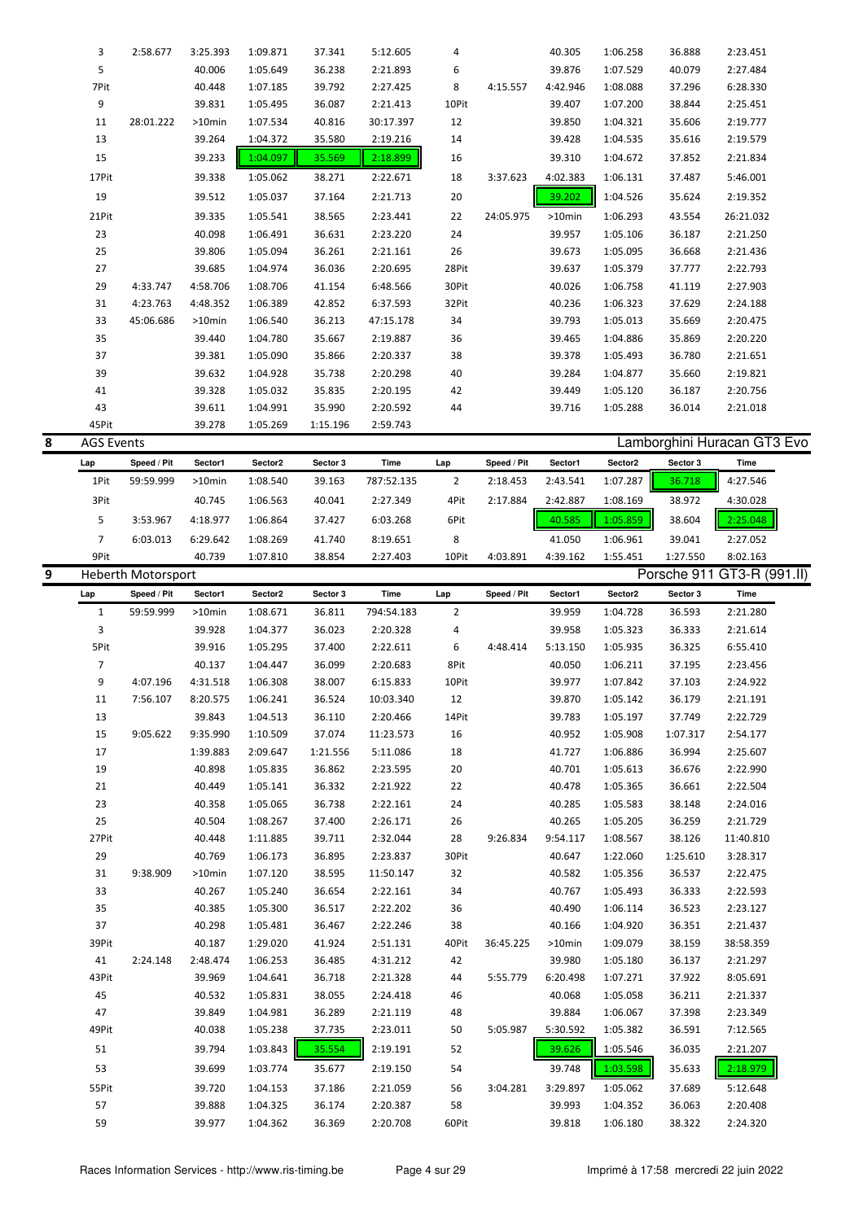| Lap | Speed / Pit | Sector1 | Sector2 | Sector 3 | Time | Lap | Speed / Pit | Sector1 | Sector2 | Sector 3 | Time |
|---|---|---|---|---|---|---|---|---|---|---|---|
| 3 | 2:58.677 | 3:25.393 | 1:09.871 | 37.341 | 5:12.605 | 4 | | 40.305 | 1:06.258 | 36.888 | 2:23.451 |
| 5 | | 40.006 | 1:05.649 | 36.238 | 2:21.893 | 6 | | 39.876 | 1:07.529 | 40.079 | 2:27.484 |
| 7Pit | | 40.448 | 1:07.185 | 39.792 | 2:27.425 | 8 | 4:15.557 | 4:42.946 | 1:08.088 | 37.296 | 6:28.330 |
| 9 | | 39.831 | 1:05.495 | 36.087 | 2:21.413 | 10Pit | | 39.407 | 1:07.200 | 38.844 | 2:25.451 |
| 11 | 28:01.222 | >10min | 1:07.534 | 40.816 | 30:17.397 | 12 | | 39.850 | 1:04.321 | 35.606 | 2:19.777 |
| 13 | | 39.264 | 1:04.372 | 35.580 | 2:19.216 | 14 | | 39.428 | 1:04.535 | 35.616 | 2:19.579 |
| 15 | | 39.233 | 1:04.097 | 35.569 | 2:18.899 | 16 | | 39.310 | 1:04.672 | 37.852 | 2:21.834 |
| 17Pit | | 39.338 | 1:05.062 | 38.271 | 2:22.671 | 18 | 3:37.623 | 4:02.383 | 1:06.131 | 37.487 | 5:46.001 |
| 19 | | 39.512 | 1:05.037 | 37.164 | 2:21.713 | 20 | | 39.202 | 1:04.526 | 35.624 | 2:19.352 |
| 21Pit | | 39.335 | 1:05.541 | 38.565 | 2:23.441 | 22 | 24:05.975 | >10min | 1:06.293 | 43.554 | 26:21.032 |
| 23 | | 40.098 | 1:06.491 | 36.631 | 2:23.220 | 24 | | 39.957 | 1:05.106 | 36.187 | 2:21.250 |
| 25 | | 39.806 | 1:05.094 | 36.261 | 2:21.161 | 26 | | 39.673 | 1:05.095 | 36.668 | 2:21.436 |
| 27 | | 39.685 | 1:04.974 | 36.036 | 2:20.695 | 28Pit | | 39.637 | 1:05.379 | 37.777 | 2:22.793 |
| 29 | 4:33.747 | 4:58.706 | 1:08.706 | 41.154 | 6:48.566 | 30Pit | | 40.026 | 1:06.758 | 41.119 | 2:27.903 |
| 31 | 4:23.763 | 4:48.352 | 1:06.389 | 42.852 | 6:37.593 | 32Pit | | 40.236 | 1:06.323 | 37.629 | 2:24.188 |
| 33 | 45:06.686 | >10min | 1:06.540 | 36.213 | 47:15.178 | 34 | | 39.793 | 1:05.013 | 35.669 | 2:20.475 |
| 35 | | 39.440 | 1:04.780 | 35.667 | 2:19.887 | 36 | | 39.465 | 1:04.886 | 35.869 | 2:20.220 |
| 37 | | 39.381 | 1:05.090 | 35.866 | 2:20.337 | 38 | | 39.378 | 1:05.493 | 36.780 | 2:21.651 |
| 39 | | 39.632 | 1:04.928 | 35.738 | 2:20.298 | 40 | | 39.284 | 1:04.877 | 35.660 | 2:19.821 |
| 41 | | 39.328 | 1:05.032 | 35.835 | 2:20.195 | 42 | | 39.449 | 1:05.120 | 36.187 | 2:20.756 |
| 43 | | 39.611 | 1:04.991 | 35.990 | 2:20.592 | 44 | | 39.716 | 1:05.288 | 36.014 | 2:21.018 |
| 45Pit | | 39.278 | 1:05.269 | 1:15.196 | 2:59.743 | | | | | | |

## 8 AGS Events — Lamborghini Huracan GT3 Evo

| Lap | Speed / Pit | Sector1 | Sector2 | Sector 3 | Time | Lap | Speed / Pit | Sector1 | Sector2 | Sector 3 | Time |
|---|---|---|---|---|---|---|---|---|---|---|---|
| 1Pit | 59:59.999 | >10min | 1:08.540 | 39.163 | 787:52.135 | 2 | 2:18.453 | 2:43.541 | 1:07.287 | 36.718 | 4:27.546 |
| 3Pit | | 40.745 | 1:06.563 | 40.041 | 2:27.349 | 4Pit | 2:17.884 | 2:42.887 | 1:08.169 | 38.972 | 4:30.028 |
| 5 | 3:53.967 | 4:18.977 | 1:06.864 | 37.427 | 6:03.268 | 6Pit | | 40.585 | 1:05.859 | 38.604 | 2:25.048 |
| 7 | 6:03.013 | 6:29.642 | 1:08.269 | 41.740 | 8:19.651 | 8 | | 41.050 | 1:06.961 | 39.041 | 2:27.052 |
| 9Pit | | 40.739 | 1:07.810 | 38.854 | 2:27.403 | 10Pit | 4:03.891 | 4:39.162 | 1:55.451 | 1:27.550 | 8:02.163 |

## 9 Heberth Motorsport — Porsche 911 GT3-R (991.II)

| Lap | Speed / Pit | Sector1 | Sector2 | Sector 3 | Time | Lap | Speed / Pit | Sector1 | Sector2 | Sector 3 | Time |
|---|---|---|---|---|---|---|---|---|---|---|---|
| 1 | 59:59.999 | >10min | 1:08.671 | 36.811 | 794:54.183 | 2 | | 39.959 | 1:04.728 | 36.593 | 2:21.280 |
| 3 | | 39.928 | 1:04.377 | 36.023 | 2:20.328 | 4 | | 39.958 | 1:05.323 | 36.333 | 2:21.614 |
| 5Pit | | 39.916 | 1:05.295 | 37.400 | 2:22.611 | 6 | 4:48.414 | 5:13.150 | 1:05.935 | 36.325 | 6:55.410 |
| 7 | | 40.137 | 1:04.447 | 36.099 | 2:20.683 | 8Pit | | 40.050 | 1:06.211 | 37.195 | 2:23.456 |
| 9 | 4:07.196 | 4:31.518 | 1:06.308 | 38.007 | 6:15.833 | 10Pit | | 39.977 | 1:07.842 | 37.103 | 2:24.922 |
| 11 | 7:56.107 | 8:20.575 | 1:06.241 | 36.524 | 10:03.340 | 12 | | 39.870 | 1:05.142 | 36.179 | 2:21.191 |
| 13 | | 39.843 | 1:04.513 | 36.110 | 2:20.466 | 14Pit | | 39.783 | 1:05.197 | 37.749 | 2:22.729 |
| 15 | 9:05.622 | 9:35.990 | 1:10.509 | 37.074 | 11:23.573 | 16 | | 40.952 | 1:05.908 | 1:07.317 | 2:54.177 |
| 17 | | 1:39.883 | 2:09.647 | 1:21.556 | 5:11.086 | 18 | | 41.727 | 1:06.886 | 36.994 | 2:25.607 |
| 19 | | 40.898 | 1:05.835 | 36.862 | 2:23.595 | 20 | | 40.701 | 1:05.613 | 36.676 | 2:22.990 |
| 21 | | 40.449 | 1:05.141 | 36.332 | 2:21.922 | 22 | | 40.478 | 1:05.365 | 36.661 | 2:22.504 |
| 23 | | 40.358 | 1:05.065 | 36.738 | 2:22.161 | 24 | | 40.285 | 1:05.583 | 38.148 | 2:24.016 |
| 25 | | 40.504 | 1:08.267 | 37.400 | 2:26.171 | 26 | | 40.265 | 1:05.205 | 36.259 | 2:21.729 |
| 27Pit | | 40.448 | 1:11.885 | 39.711 | 2:32.044 | 28 | 9:26.834 | 9:54.117 | 1:08.567 | 38.126 | 11:40.810 |
| 29 | | 40.769 | 1:06.173 | 36.895 | 2:23.837 | 30Pit | | 40.647 | 1:22.060 | 1:25.610 | 3:28.317 |
| 31 | 9:38.909 | >10min | 1:07.120 | 38.595 | 11:50.147 | 32 | | 40.582 | 1:05.356 | 36.537 | 2:22.475 |
| 33 | | 40.267 | 1:05.240 | 36.654 | 2:22.161 | 34 | | 40.767 | 1:05.493 | 36.333 | 2:22.593 |
| 35 | | 40.385 | 1:05.300 | 36.517 | 2:22.202 | 36 | | 40.490 | 1:06.114 | 36.523 | 2:23.127 |
| 37 | | 40.298 | 1:05.481 | 36.467 | 2:22.246 | 38 | | 40.166 | 1:04.920 | 36.351 | 2:21.437 |
| 39Pit | | 40.187 | 1:29.020 | 41.924 | 2:51.131 | 40Pit | 36:45.225 | >10min | 1:09.079 | 38.159 | 38:58.359 |
| 41 | 2:24.148 | 2:48.474 | 1:06.253 | 36.485 | 4:31.212 | 42 | | 39.980 | 1:05.180 | 36.137 | 2:21.297 |
| 43Pit | | 39.969 | 1:04.641 | 36.718 | 2:21.328 | 44 | 5:55.779 | 6:20.498 | 1:07.271 | 37.922 | 8:05.691 |
| 45 | | 40.532 | 1:05.831 | 38.055 | 2:24.418 | 46 | | 40.068 | 1:05.058 | 36.211 | 2:21.337 |
| 47 | | 39.849 | 1:04.981 | 36.289 | 2:21.119 | 48 | | 39.884 | 1:06.067 | 37.398 | 2:23.349 |
| 49Pit | | 40.038 | 1:05.238 | 37.735 | 2:23.011 | 50 | 5:05.987 | 5:30.592 | 1:05.382 | 36.591 | 7:12.565 |
| 51 | | 39.794 | 1:03.843 | 35.554 | 2:19.191 | 52 | | 39.626 | 1:05.546 | 36.035 | 2:21.207 |
| 53 | | 39.699 | 1:03.774 | 35.677 | 2:19.150 | 54 | | 39.748 | 1:03.598 | 35.633 | 2:18.979 |
| 55Pit | | 39.720 | 1:04.153 | 37.186 | 2:21.059 | 56 | 3:04.281 | 3:29.897 | 1:05.062 | 37.689 | 5:12.648 |
| 57 | | 39.888 | 1:04.325 | 36.174 | 2:20.387 | 58 | | 39.993 | 1:04.352 | 36.063 | 2:20.408 |
| 59 | | 39.977 | 1:04.362 | 36.369 | 2:20.708 | 60Pit | | 39.818 | 1:06.180 | 38.322 | 2:24.320 |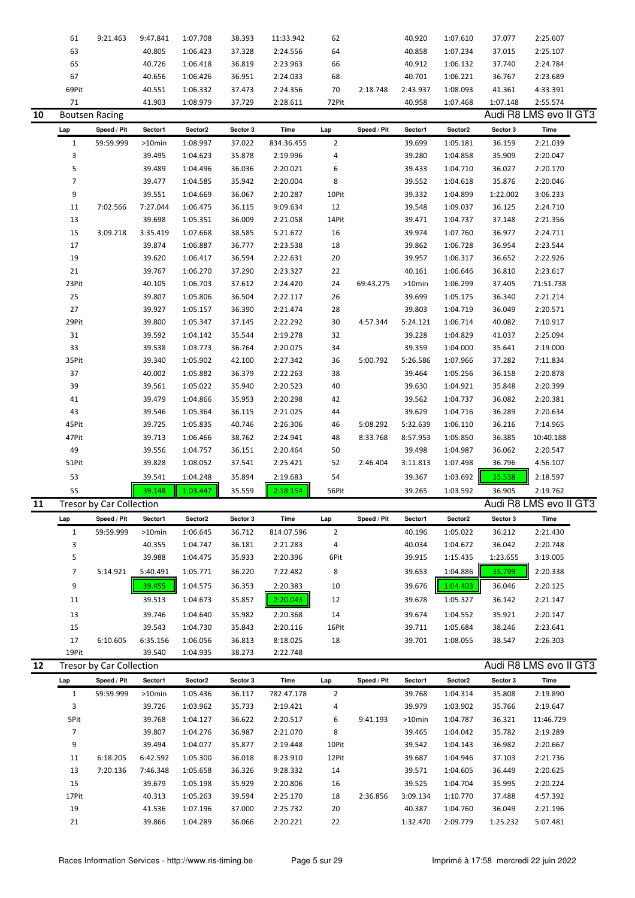| Lap | Speed / Pit | Sector1 | Sector2 | Sector 3 | Time | Lap | Speed / Pit | Sector1 | Sector2 | Sector 3 | Time |
|---|---|---|---|---|---|---|---|---|---|---|---|
| 61 | 9:21.463 | 9:47.841 | 1:07.708 | 38.393 | 11:33.942 | 62 | | 40.920 | 1:07.610 | 37.077 | 2:25.607 |
| 63 | | 40.805 | 1:06.423 | 37.328 | 2:24.556 | 64 | | 40.858 | 1:07.234 | 37.015 | 2:25.107 |
| 65 | | 40.726 | 1:06.418 | 36.819 | 2:23.963 | 66 | | 40.912 | 1:06.132 | 37.740 | 2:24.784 |
| 67 | | 40.656 | 1:06.426 | 36.951 | 2:24.033 | 68 | | 40.701 | 1:06.221 | 36.767 | 2:23.689 |
| 69Pit | | 40.551 | 1:06.332 | 37.473 | 2:24.356 | 70 | 2:18.748 | 2:43.937 | 1:08.093 | 41.361 | 4:33.391 |
| 71 | | 41.903 | 1:08.979 | 37.729 | 2:28.611 | 72Pit | | 40.958 | 1:07.468 | 1:07.148 | 2:55.574 |

## 10 Boutsen Racing — Audi R8 LMS evo II GT3

| Lap | Speed / Pit | Sector1 | Sector2 | Sector 3 | Time | Lap | Speed / Pit | Sector1 | Sector2 | Sector 3 | Time |
|---|---|---|---|---|---|---|---|---|---|---|---|
| 1 | 59:59.999 | >10min | 1:08.997 | 37.022 | 834:36.455 | 2 | | 39.699 | 1:05.181 | 36.159 | 2:21.039 |
| 3 | | 39.495 | 1:04.623 | 35.878 | 2:19.996 | 4 | | 39.280 | 1:04.858 | 35.909 | 2:20.047 |
| 5 | | 39.489 | 1:04.496 | 36.036 | 2:20.021 | 6 | | 39.433 | 1:04.710 | 36.027 | 2:20.170 |
| 7 | | 39.477 | 1:04.585 | 35.942 | 2:20.004 | 8 | | 39.552 | 1:04.618 | 35.876 | 2:20.046 |
| 9 | | 39.551 | 1:04.669 | 36.067 | 2:20.287 | 10Pit | | 39.332 | 1:04.899 | 1:22.002 | 3:06.233 |
| 11 | 7:02.566 | 7:27.044 | 1:06.475 | 36.115 | 9:09.634 | 12 | | 39.548 | 1:09.037 | 36.125 | 2:24.710 |
| 13 | | 39.698 | 1:05.351 | 36.009 | 2:21.058 | 14Pit | | 39.471 | 1:04.737 | 37.148 | 2:21.356 |
| 15 | 3:09.218 | 3:35.419 | 1:07.668 | 38.585 | 5:21.672 | 16 | | 39.974 | 1:07.760 | 36.977 | 2:24.711 |
| 17 | | 39.874 | 1:06.887 | 36.777 | 2:23.538 | 18 | | 39.862 | 1:06.728 | 36.954 | 2:23.544 |
| 19 | | 39.620 | 1:06.417 | 36.594 | 2:22.631 | 20 | | 39.957 | 1:06.317 | 36.652 | 2:22.926 |
| 21 | | 39.767 | 1:06.270 | 37.290 | 2:23.327 | 22 | | 40.161 | 1:06.646 | 36.810 | 2:23.617 |
| 23Pit | | 40.105 | 1:06.703 | 37.612 | 2:24.420 | 24 | 69:43.275 | >10min | 1:06.299 | 37.405 | 71:51.738 |
| 25 | | 39.807 | 1:05.806 | 36.504 | 2:22.117 | 26 | | 39.699 | 1:05.175 | 36.340 | 2:21.214 |
| 27 | | 39.927 | 1:05.157 | 36.390 | 2:21.474 | 28 | | 39.803 | 1:04.719 | 36.049 | 2:20.571 |
| 29Pit | | 39.800 | 1:05.347 | 37.145 | 2:22.292 | 30 | 4:57.344 | 5:24.121 | 1:06.714 | 40.082 | 7:10.917 |
| 31 | | 39.592 | 1:04.142 | 35.544 | 2:19.278 | 32 | | 39.228 | 1:04.829 | 41.037 | 2:25.094 |
| 33 | | 39.538 | 1:03.773 | 36.764 | 2:20.075 | 34 | | 39.359 | 1:04.000 | 35.641 | 2:19.000 |
| 35Pit | | 39.340 | 1:05.902 | 42.100 | 2:27.342 | 36 | 5:00.792 | 5:26.586 | 1:07.966 | 37.282 | 7:11.834 |
| 37 | | 40.002 | 1:05.882 | 36.379 | 2:22.263 | 38 | | 39.464 | 1:05.256 | 36.158 | 2:20.878 |
| 39 | | 39.561 | 1:05.022 | 35.940 | 2:20.523 | 40 | | 39.630 | 1:04.921 | 35.848 | 2:20.399 |
| 41 | | 39.479 | 1:04.866 | 35.953 | 2:20.298 | 42 | | 39.562 | 1:04.737 | 36.082 | 2:20.381 |
| 43 | | 39.546 | 1:05.364 | 36.115 | 2:21.025 | 44 | | 39.629 | 1:04.716 | 36.289 | 2:20.634 |
| 45Pit | | 39.725 | 1:05.835 | 40.746 | 2:26.306 | 46 | 5:08.292 | 5:32.639 | 1:06.110 | 36.216 | 7:14.965 |
| 47Pit | | 39.713 | 1:06.466 | 38.762 | 2:24.941 | 48 | 8:33.768 | 8:57.953 | 1:05.850 | 36.385 | 10:40.188 |
| 49 | | 39.556 | 1:04.757 | 36.151 | 2:20.464 | 50 | | 39.498 | 1:04.987 | 36.062 | 2:20.547 |
| 51Pit | | 39.828 | 1:08.052 | 37.541 | 2:25.421 | 52 | 2:46.404 | 3:11.813 | 1:07.498 | 36.796 | 4:56.107 |
| 53 | | 39.541 | 1:04.248 | 35.894 | 2:19.683 | 54 | | 39.367 | 1:03.692 | 35.538 | 2:18.597 |
| 55 | | 39.148 | 1:03.447 | 35.559 | 2:18.154 | 56Pit | | 39.265 | 1:03.592 | 36.905 | 2:19.762 |

## 11 Tresor by Car Collection — Audi R8 LMS evo II GT3

| Lap | Speed / Pit | Sector1 | Sector2 | Sector 3 | Time | Lap | Speed / Pit | Sector1 | Sector2 | Sector 3 | Time |
|---|---|---|---|---|---|---|---|---|---|---|---|
| 1 | 59:59.999 | >10min | 1:06.645 | 36.712 | 814:07.596 | 2 | | 40.196 | 1:05.022 | 36.212 | 2:21.430 |
| 3 | | 40.355 | 1:04.747 | 36.181 | 2:21.283 | 4 | | 40.034 | 1:04.672 | 36.042 | 2:20.748 |
| 5 | | 39.988 | 1:04.475 | 35.933 | 2:20.396 | 6Pit | | 39.915 | 1:15.435 | 1:23.655 | 3:19.005 |
| 7 | 5:14.921 | 5:40.491 | 1:05.771 | 36.220 | 7:22.482 | 8 | | 39.653 | 1:04.886 | 35.799 | 2:20.338 |
| 9 | | 39.455 | 1:04.575 | 36.353 | 2:20.383 | 10 | | 39.676 | 1:04.403 | 36.046 | 2:20.125 |
| 11 | | 39.513 | 1:04.673 | 35.857 | 2:20.043 | 12 | | 39.678 | 1:05.327 | 36.142 | 2:21.147 |
| 13 | | 39.746 | 1:04.640 | 35.982 | 2:20.368 | 14 | | 39.674 | 1:04.552 | 35.921 | 2:20.147 |
| 15 | | 39.543 | 1:04.730 | 35.843 | 2:20.116 | 16Pit | | 39.711 | 1:05.684 | 38.246 | 2:23.641 |
| 17 | 6:10.605 | 6:35.156 | 1:06.056 | 36.813 | 8:18.025 | 18 | | 39.701 | 1:08.055 | 38.547 | 2:26.303 |
| 19Pit | | 39.540 | 1:04.935 | 38.273 | 2:22.748 | | | | | | |

## 12 Tresor by Car Collection — Audi R8 LMS evo II GT3

| Lap | Speed / Pit | Sector1 | Sector2 | Sector 3 | Time | Lap | Speed / Pit | Sector1 | Sector2 | Sector 3 | Time |
|---|---|---|---|---|---|---|---|---|---|---|---|
| 1 | 59:59.999 | >10min | 1:05.436 | 36.117 | 782:47.178 | 2 | | 39.768 | 1:04.314 | 35.808 | 2:19.890 |
| 3 | | 39.726 | 1:03.962 | 35.733 | 2:19.421 | 4 | | 39.979 | 1:03.902 | 35.766 | 2:19.647 |
| 5Pit | | 39.768 | 1:04.127 | 36.622 | 2:20.517 | 6 | 9:41.193 | >10min | 1:04.787 | 36.321 | 11:46.729 |
| 7 | | 39.807 | 1:04.276 | 36.987 | 2:21.070 | 8 | | 39.465 | 1:04.042 | 35.782 | 2:19.289 |
| 9 | | 39.494 | 1:04.077 | 35.877 | 2:19.448 | 10Pit | | 39.542 | 1:04.143 | 36.982 | 2:20.667 |
| 11 | 6:18.205 | 6:42.592 | 1:05.300 | 36.018 | 8:23.910 | 12Pit | | 39.687 | 1:04.946 | 37.103 | 2:21.736 |
| 13 | 7:20.136 | 7:46.348 | 1:05.658 | 36.326 | 9:28.332 | 14 | | 39.571 | 1:04.605 | 36.449 | 2:20.625 |
| 15 | | 39.679 | 1:05.198 | 35.929 | 2:20.806 | 16 | | 39.525 | 1:04.704 | 35.995 | 2:20.224 |
| 17Pit | | 40.313 | 1:05.263 | 39.594 | 2:25.170 | 18 | 2:36.856 | 3:09.134 | 1:10.770 | 37.488 | 4:57.392 |
| 19 | | 41.536 | 1:07.196 | 37.000 | 2:25.732 | 20 | | 40.387 | 1:04.760 | 36.049 | 2:21.196 |
| 21 | | 39.866 | 1:04.289 | 36.066 | 2:20.221 | 22 | | 1:32.470 | 2:09.779 | 1:25.232 | 5:07.481 |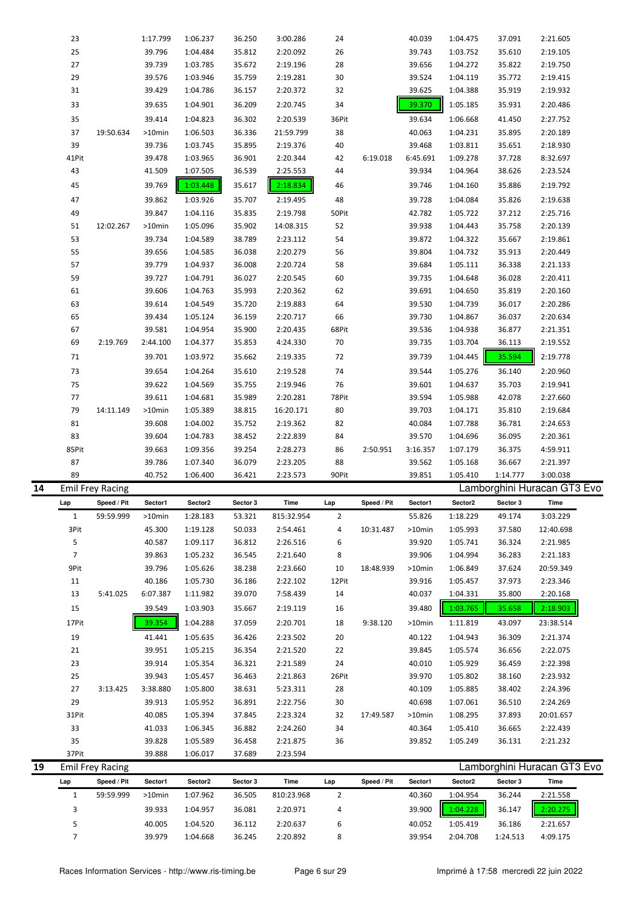| Lap | Speed / Pit | Sector1 | Sector2 | Sector 3 | Time | Lap | Speed / Pit | Sector1 | Sector2 | Sector 3 | Time |
|---|---|---|---|---|---|---|---|---|---|---|---|
| 23 | | 1:17.799 | 1:06.237 | 36.250 | 3:00.286 | 24 | | 40.039 | 1:04.475 | 37.091 | 2:21.605 |
| 25 | | 39.796 | 1:04.484 | 35.812 | 2:20.092 | 26 | | 39.743 | 1:03.752 | 35.610 | 2:19.105 |
| 27 | | 39.739 | 1:03.785 | 35.672 | 2:19.196 | 28 | | 39.656 | 1:04.272 | 35.822 | 2:19.750 |
| 29 | | 39.576 | 1:03.946 | 35.759 | 2:19.281 | 30 | | 39.524 | 1:04.119 | 35.772 | 2:19.415 |
| 31 | | 39.429 | 1:04.786 | 36.157 | 2:20.372 | 32 | | 39.625 | 1:04.388 | 35.919 | 2:19.932 |
| 33 | | 39.635 | 1:04.901 | 36.209 | 2:20.745 | 34 | | 39.370 | 1:05.185 | 35.931 | 2:20.486 |
| 35 | | 39.414 | 1:04.823 | 36.302 | 2:20.539 | 36Pit | | 39.634 | 1:06.668 | 41.450 | 2:27.752 |
| 37 | 19:50.634 | >10min | 1:06.503 | 36.336 | 21:59.799 | 38 | | 40.063 | 1:04.231 | 35.895 | 2:20.189 |
| 39 | | 39.736 | 1:03.745 | 35.895 | 2:19.376 | 40 | | 39.468 | 1:03.811 | 35.651 | 2:18.930 |
| 41Pit | | 39.478 | 1:03.965 | 36.901 | 2:20.344 | 42 | 6:19.018 | 6:45.691 | 1:09.278 | 37.728 | 8:32.697 |
| 43 | | 41.509 | 1:07.505 | 36.539 | 2:25.553 | 44 | | 39.934 | 1:04.964 | 38.626 | 2:23.524 |
| 45 | | 39.769 | 1:03.448 | 35.617 | 2:18.834 | 46 | | 39.746 | 1:04.160 | 35.886 | 2:19.792 |
| 47 | | 39.862 | 1:03.926 | 35.707 | 2:19.495 | 48 | | 39.728 | 1:04.084 | 35.826 | 2:19.638 |
| 49 | | 39.847 | 1:04.116 | 35.835 | 2:19.798 | 50Pit | | 42.782 | 1:05.722 | 37.212 | 2:25.716 |
| 51 | 12:02.267 | >10min | 1:05.096 | 35.902 | 14:08.315 | 52 | | 39.938 | 1:04.443 | 35.758 | 2:20.139 |
| 53 | | 39.734 | 1:04.589 | 38.789 | 2:23.112 | 54 | | 39.872 | 1:04.322 | 35.667 | 2:19.861 |
| 55 | | 39.656 | 1:04.585 | 36.038 | 2:20.279 | 56 | | 39.804 | 1:04.732 | 35.913 | 2:20.449 |
| 57 | | 39.779 | 1:04.937 | 36.008 | 2:20.724 | 58 | | 39.684 | 1:05.111 | 36.338 | 2:21.133 |
| 59 | | 39.727 | 1:04.791 | 36.027 | 2:20.545 | 60 | | 39.735 | 1:04.648 | 36.028 | 2:20.411 |
| 61 | | 39.606 | 1:04.763 | 35.993 | 2:20.362 | 62 | | 39.691 | 1:04.650 | 35.819 | 2:20.160 |
| 63 | | 39.614 | 1:04.549 | 35.720 | 2:19.883 | 64 | | 39.530 | 1:04.739 | 36.017 | 2:20.286 |
| 65 | | 39.434 | 1:05.124 | 36.159 | 2:20.717 | 66 | | 39.730 | 1:04.867 | 36.037 | 2:20.634 |
| 67 | | 39.581 | 1:04.954 | 35.900 | 2:20.435 | 68Pit | | 39.536 | 1:04.938 | 36.877 | 2:21.351 |
| 69 | 2:19.769 | 2:44.100 | 1:04.377 | 35.853 | 4:24.330 | 70 | | 39.735 | 1:03.704 | 36.113 | 2:19.552 |
| 71 | | 39.701 | 1:03.972 | 35.662 | 2:19.335 | 72 | | 39.739 | 1:04.445 | 35.594 | 2:19.778 |
| 73 | | 39.654 | 1:04.264 | 35.610 | 2:19.528 | 74 | | 39.544 | 1:05.276 | 36.140 | 2:20.960 |
| 75 | | 39.622 | 1:04.569 | 35.755 | 2:19.946 | 76 | | 39.601 | 1:04.637 | 35.703 | 2:19.941 |
| 77 | | 39.611 | 1:04.681 | 35.989 | 2:20.281 | 78Pit | | 39.594 | 1:05.988 | 42.078 | 2:27.660 |
| 79 | 14:11.149 | >10min | 1:05.389 | 38.815 | 16:20.171 | 80 | | 39.703 | 1:04.171 | 35.810 | 2:19.684 |
| 81 | | 39.608 | 1:04.002 | 35.752 | 2:19.362 | 82 | | 40.084 | 1:07.788 | 36.781 | 2:24.653 |
| 83 | | 39.604 | 1:04.783 | 38.452 | 2:22.839 | 84 | | 39.570 | 1:04.696 | 36.095 | 2:20.361 |
| 85Pit | | 39.663 | 1:09.356 | 39.254 | 2:28.273 | 86 | 2:50.951 | 3:16.357 | 1:07.179 | 36.375 | 4:59.911 |
| 87 | | 39.786 | 1:07.340 | 36.079 | 2:23.205 | 88 | | 39.562 | 1:05.168 | 36.667 | 2:21.397 |
| 89 | | 40.752 | 1:06.400 | 36.421 | 2:23.573 | 90Pit | | 39.851 | 1:05.410 | 1:14.777 | 3:00.038 |

## 14 Emil Frey Racing — Lamborghini Huracan GT3 Evo

| Lap | Speed / Pit | Sector1 | Sector2 | Sector 3 | Time | Lap | Speed / Pit | Sector1 | Sector2 | Sector 3 | Time |
|---|---|---|---|---|---|---|---|---|---|---|---|
| 1 | 59:59.999 | >10min | 1:28.183 | 53.321 | 815:32.954 | 2 | | 55.826 | 1:18.229 | 49.174 | 3:03.229 |
| 3Pit | | 45.300 | 1:19.128 | 50.033 | 2:54.461 | 4 | 10:31.487 | >10min | 1:05.993 | 37.580 | 12:40.698 |
| 5 | | 40.587 | 1:09.117 | 36.812 | 2:26.516 | 6 | | 39.920 | 1:05.741 | 36.324 | 2:21.985 |
| 7 | | 39.863 | 1:05.232 | 36.545 | 2:21.640 | 8 | | 39.906 | 1:04.994 | 36.283 | 2:21.183 |
| 9Pit | | 39.796 | 1:05.626 | 38.238 | 2:23.660 | 10 | 18:48.939 | >10min | 1:06.849 | 37.624 | 20:59.349 |
| 11 | | 40.186 | 1:05.730 | 36.186 | 2:22.102 | 12Pit | | 39.916 | 1:05.457 | 37.973 | 2:23.346 |
| 13 | 5:41.025 | 6:07.387 | 1:11.982 | 39.070 | 7:58.439 | 14 | | 40.037 | 1:04.331 | 35.800 | 2:20.168 |
| 15 | | 39.549 | 1:03.903 | 35.667 | 2:19.119 | 16 | | 39.480 | 1:03.765 | 35.658 | 2:18.903 |
| 17Pit | | 39.354 | 1:04.288 | 37.059 | 2:20.701 | 18 | 9:38.120 | >10min | 1:11.819 | 43.097 | 23:38.514 |
| 19 | | 41.441 | 1:05.635 | 36.426 | 2:23.502 | 20 | | 40.122 | 1:04.943 | 36.309 | 2:21.374 |
| 21 | | 39.951 | 1:05.215 | 36.354 | 2:21.520 | 22 | | 39.845 | 1:05.574 | 36.656 | 2:22.075 |
| 23 | | 39.914 | 1:05.354 | 36.321 | 2:21.589 | 24 | | 40.010 | 1:05.929 | 36.459 | 2:22.398 |
| 25 | | 39.943 | 1:05.457 | 36.463 | 2:21.863 | 26Pit | | 39.970 | 1:05.802 | 38.160 | 2:23.932 |
| 27 | 3:13.425 | 3:38.880 | 1:05.800 | 38.631 | 5:23.311 | 28 | | 40.109 | 1:05.885 | 38.402 | 2:24.396 |
| 29 | | 39.913 | 1:05.952 | 36.891 | 2:22.756 | 30 | | 40.698 | 1:07.061 | 36.510 | 2:24.269 |
| 31Pit | | 40.085 | 1:05.394 | 37.845 | 2:23.324 | 32 | 17:49.587 | >10min | 1:08.295 | 37.893 | 20:01.657 |
| 33 | | 41.033 | 1:06.345 | 36.882 | 2:24.260 | 34 | | 40.364 | 1:05.410 | 36.665 | 2:22.439 |
| 35 | | 39.828 | 1:05.589 | 36.458 | 2:21.875 | 36 | | 39.852 | 1:05.249 | 36.131 | 2:21.232 |
| 37Pit | | 39.888 | 1:06.017 | 37.689 | 2:23.594 | | | | | | |

## 19 Emil Frey Racing — Lamborghini Huracan GT3 Evo

| Lap | Speed / Pit | Sector1 | Sector2 | Sector 3 | Time | Lap | Speed / Pit | Sector1 | Sector2 | Sector 3 | Time |
|---|---|---|---|---|---|---|---|---|---|---|---|
| 1 | 59:59.999 | >10min | 1:07.962 | 36.505 | 810:23.968 | 2 | | 40.360 | 1:04.954 | 36.244 | 2:21.558 |
| 3 | | 39.933 | 1:04.957 | 36.081 | 2:20.971 | 4 | | 39.900 | 1:04.228 | 36.147 | 2:20.275 |
| 5 | | 40.005 | 1:04.520 | 36.112 | 2:20.637 | 6 | | 40.052 | 1:05.419 | 36.186 | 2:21.657 |
| 7 | | 39.979 | 1:04.668 | 36.245 | 2:20.892 | 8 | | 39.954 | 2:04.708 | 1:24.513 | 4:09.175 |

Races Information Services - http://www.ris-timing.be — Imprimé à 17:58 mercredi 22 juin 2022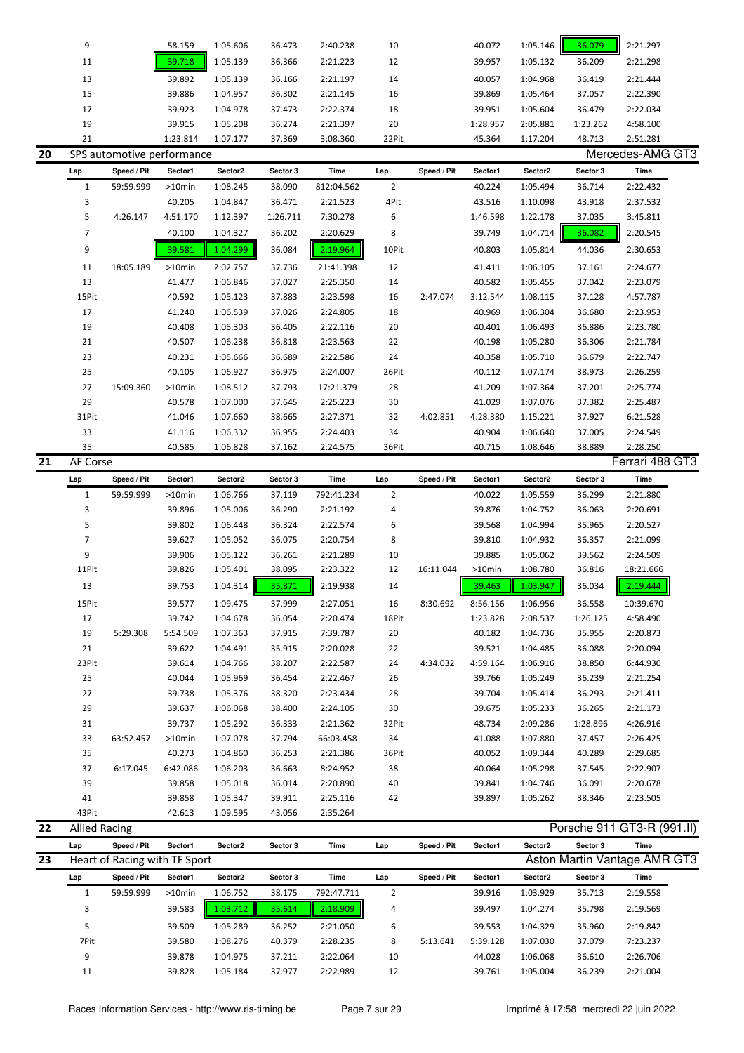| Lap | Speed / Pit | Sector1 | Sector2 | Sector 3 | Time | Lap | Speed / Pit | Sector1 | Sector2 | Sector 3 | Time |
|---|---|---|---|---|---|---|---|---|---|---|---|
| 9 | | 58.159 | 1:05.606 | 36.473 | 2:40.238 | 10 | | 40.072 | 1:05.146 | 36.079 | 2:21.297 |
| 11 | | 39.718 | 1:05.139 | 36.366 | 2:21.223 | 12 | | 39.957 | 1:05.132 | 36.209 | 2:21.298 |
| 13 | | 39.892 | 1:05.139 | 36.166 | 2:21.197 | 14 | | 40.057 | 1:04.968 | 36.419 | 2:21.444 |
| 15 | | 39.886 | 1:04.957 | 36.302 | 2:21.145 | 16 | | 39.869 | 1:05.464 | 37.057 | 2:22.390 |
| 17 | | 39.923 | 1:04.978 | 37.473 | 2:22.374 | 18 | | 39.951 | 1:05.604 | 36.479 | 2:22.034 |
| 19 | | 39.915 | 1:05.208 | 36.274 | 2:21.397 | 20 | | 1:28.957 | 2:05.881 | 1:23.262 | 4:58.100 |
| 21 | | 1:23.814 | 1:07.177 | 37.369 | 3:08.360 | 22Pit | | 45.364 | 1:17.204 | 48.713 | 2:51.281 |

## 20 SPS automotive performance — Mercedes-AMG GT3

| Lap | Speed / Pit | Sector1 | Sector2 | Sector 3 | Time | Lap | Speed / Pit | Sector1 | Sector2 | Sector 3 | Time |
|---|---|---|---|---|---|---|---|---|---|---|---|
| 1 | 59:59.999 | >10min | 1:08.245 | 38.090 | 812:04.562 | 2 | | 40.224 | 1:05.494 | 36.714 | 2:22.432 |
| 3 | | 40.205 | 1:04.847 | 36.471 | 2:21.523 | 4Pit | | 43.516 | 1:10.098 | 43.918 | 2:37.532 |
| 5 | 4:26.147 | 4:51.170 | 1:12.397 | 1:26.711 | 7:30.278 | 6 | | 1:46.598 | 1:22.178 | 37.035 | 3:45.811 |
| 7 | | 40.100 | 1:04.327 | 36.202 | 2:20.629 | 8 | | 39.749 | 1:04.714 | 36.082 | 2:20.545 |
| 9 | | 39.581 | 1:04.299 | 36.084 | 2:19.964 | 10Pit | | 40.803 | 1:05.814 | 44.036 | 2:30.653 |
| 11 | 18:05.189 | >10min | 2:02.757 | 37.736 | 21:41.398 | 12 | | 41.411 | 1:06.105 | 37.161 | 2:24.677 |
| 13 | | 41.477 | 1:06.846 | 37.027 | 2:25.350 | 14 | | 40.582 | 1:05.455 | 37.042 | 2:23.079 |
| 15Pit | | 40.592 | 1:05.123 | 37.883 | 2:23.598 | 16 | 2:47.074 | 3:12.544 | 1:08.115 | 37.128 | 4:57.787 |
| 17 | | 41.240 | 1:06.539 | 37.026 | 2:24.805 | 18 | | 40.969 | 1:06.304 | 36.680 | 2:23.953 |
| 19 | | 40.408 | 1:05.303 | 36.405 | 2:22.116 | 20 | | 40.401 | 1:06.493 | 36.886 | 2:23.780 |
| 21 | | 40.507 | 1:06.238 | 36.818 | 2:23.563 | 22 | | 40.198 | 1:05.280 | 36.306 | 2:21.784 |
| 23 | | 40.231 | 1:05.666 | 36.689 | 2:22.586 | 24 | | 40.358 | 1:05.710 | 36.679 | 2:22.747 |
| 25 | | 40.105 | 1:06.927 | 36.975 | 2:24.007 | 26Pit | | 40.112 | 1:07.174 | 38.973 | 2:26.259 |
| 27 | 15:09.360 | >10min | 1:08.512 | 37.793 | 17:21.379 | 28 | | 41.209 | 1:07.364 | 37.201 | 2:25.774 |
| 29 | | 40.578 | 1:07.000 | 37.645 | 2:25.223 | 30 | | 41.029 | 1:07.076 | 37.382 | 2:25.487 |
| 31Pit | | 41.046 | 1:07.660 | 38.665 | 2:27.371 | 32 | 4:02.851 | 4:28.380 | 1:15.221 | 37.927 | 6:21.528 |
| 33 | | 41.116 | 1:06.332 | 36.955 | 2:24.403 | 34 | | 40.904 | 1:06.640 | 37.005 | 2:24.549 |
| 35 | | 40.585 | 1:06.828 | 37.162 | 2:24.575 | 36Pit | | 40.715 | 1:08.646 | 38.889 | 2:28.250 |

## 21 AF Corse — Ferrari 488 GT3

| Lap | Speed / Pit | Sector1 | Sector2 | Sector 3 | Time | Lap | Speed / Pit | Sector1 | Sector2 | Sector 3 | Time |
|---|---|---|---|---|---|---|---|---|---|---|---|
| 1 | 59:59.999 | >10min | 1:06.766 | 37.119 | 792:41.234 | 2 | | 40.022 | 1:05.559 | 36.299 | 2:21.880 |
| 3 | | 39.896 | 1:05.006 | 36.290 | 2:21.192 | 4 | | 39.876 | 1:04.752 | 36.063 | 2:20.691 |
| 5 | | 39.802 | 1:06.448 | 36.324 | 2:22.574 | 6 | | 39.568 | 1:04.994 | 35.965 | 2:20.527 |
| 7 | | 39.627 | 1:05.052 | 36.075 | 2:20.754 | 8 | | 39.810 | 1:04.932 | 36.357 | 2:21.099 |
| 9 | | 39.906 | 1:05.122 | 36.261 | 2:21.289 | 10 | | 39.885 | 1:05.062 | 39.562 | 2:24.509 |
| 11Pit | | 39.826 | 1:05.401 | 38.095 | 2:23.322 | 12 | 16:11.044 | >10min | 1:08.780 | 36.816 | 18:21.666 |
| 13 | | 39.753 | 1:04.314 | 35.871 | 2:19.938 | 14 | | 39.463 | 1:03.947 | 36.034 | 2:19.444 |
| 15Pit | | 39.577 | 1:09.475 | 37.999 | 2:27.051 | 16 | 8:30.692 | 8:56.156 | 1:06.956 | 36.558 | 10:39.670 |
| 17 | | 39.742 | 1:04.678 | 36.054 | 2:20.474 | 18Pit | | 1:23.828 | 2:08.537 | 1:26.125 | 4:58.490 |
| 19 | 5:29.308 | 5:54.509 | 1:07.363 | 37.915 | 7:39.787 | 20 | | 40.182 | 1:04.736 | 35.955 | 2:20.873 |
| 21 | | 39.622 | 1:04.491 | 35.915 | 2:20.028 | 22 | | 39.521 | 1:04.485 | 36.088 | 2:20.094 |
| 23Pit | | 39.614 | 1:04.766 | 38.207 | 2:22.587 | 24 | 4:34.032 | 4:59.164 | 1:06.916 | 38.850 | 6:44.930 |
| 25 | | 40.044 | 1:05.969 | 36.454 | 2:22.467 | 26 | | 39.766 | 1:05.249 | 36.239 | 2:21.254 |
| 27 | | 39.738 | 1:05.376 | 38.320 | 2:23.434 | 28 | | 39.704 | 1:05.414 | 36.293 | 2:21.411 |
| 29 | | 39.637 | 1:06.068 | 38.400 | 2:24.105 | 30 | | 39.675 | 1:05.233 | 36.265 | 2:21.173 |
| 31 | | 39.737 | 1:05.292 | 36.333 | 2:21.362 | 32Pit | | 48.734 | 2:09.286 | 1:28.896 | 4:26.916 |
| 33 | 63:52.457 | >10min | 1:07.078 | 37.794 | 66:03.458 | 34 | | 41.088 | 1:07.880 | 37.457 | 2:26.425 |
| 35 | | 40.273 | 1:04.860 | 36.253 | 2:21.386 | 36Pit | | 40.052 | 1:09.344 | 40.289 | 2:29.685 |
| 37 | 6:17.045 | 6:42.086 | 1:06.203 | 36.663 | 8:24.952 | 38 | | 40.064 | 1:05.298 | 37.545 | 2:22.907 |
| 39 | | 39.858 | 1:05.018 | 36.014 | 2:20.890 | 40 | | 39.841 | 1:04.746 | 36.091 | 2:20.678 |
| 41 | | 39.858 | 1:05.347 | 39.911 | 2:25.116 | 42 | | 39.897 | 1:05.262 | 38.346 | 2:23.505 |
| 43Pit | | 42.613 | 1:09.595 | 43.056 | 2:35.264 | | | | | | |

## 22 Allied Racing — Porsche 911 GT3-R (991.II)

| Lap | Speed / Pit | Sector1 | Sector2 | Sector 3 | Time | Lap | Speed / Pit | Sector1 | Sector2 | Sector 3 | Time |
|---|---|---|---|---|---|---|---|---|---|---|---|

## 23 Heart of Racing with TF Sport — Aston Martin Vantage AMR GT3

| Lap | Speed / Pit | Sector1 | Sector2 | Sector 3 | Time | Lap | Speed / Pit | Sector1 | Sector2 | Sector 3 | Time |
|---|---|---|---|---|---|---|---|---|---|---|---|
| 1 | 59:59.999 | >10min | 1:06.752 | 38.175 | 792:47.711 | 2 | | 39.916 | 1:03.929 | 35.713 | 2:19.558 |
| 3 | | 39.583 | 1:03.712 | 35.614 | 2:18.909 | 4 | | 39.497 | 1:04.274 | 35.798 | 2:19.569 |
| 5 | | 39.509 | 1:05.289 | 36.252 | 2:21.050 | 6 | | 39.553 | 1:04.329 | 35.960 | 2:19.842 |
| 7Pit | | 39.580 | 1:08.276 | 40.379 | 2:28.235 | 8 | 5:13.641 | 5:39.128 | 1:07.030 | 37.079 | 7:23.237 |
| 9 | | 39.878 | 1:04.975 | 37.211 | 2:22.064 | 10 | | 44.028 | 1:06.068 | 36.610 | 2:26.706 |
| 11 | | 39.828 | 1:05.184 | 37.977 | 2:22.989 | 12 | | 39.761 | 1:05.004 | 36.239 | 2:21.004 |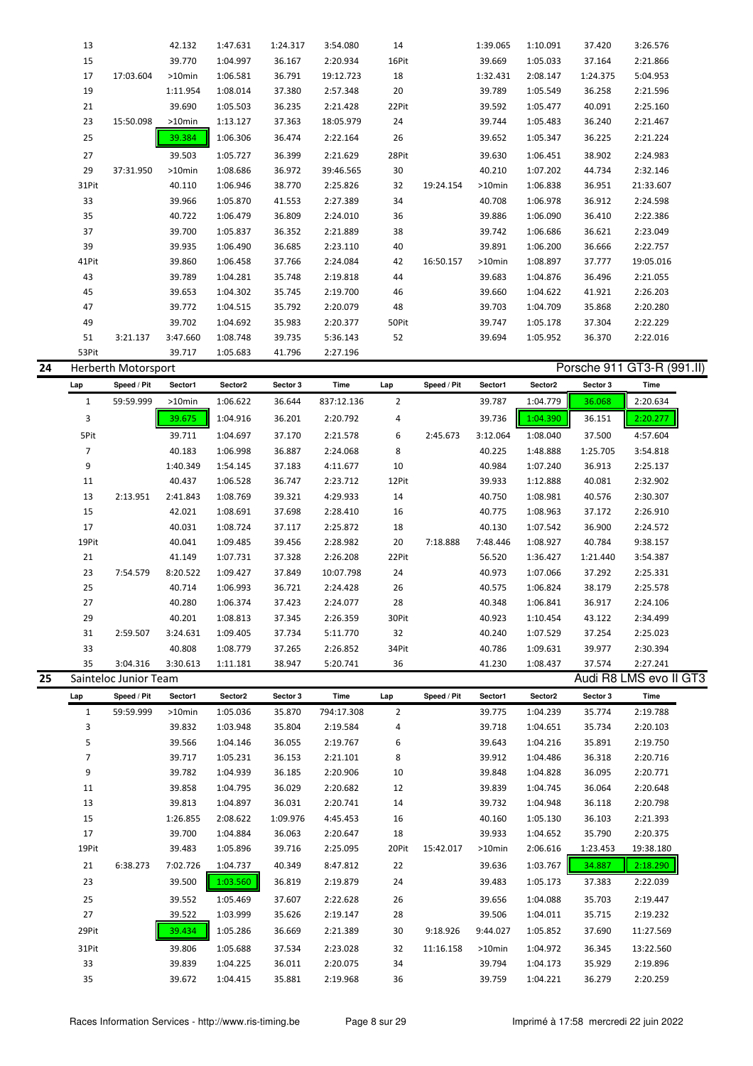| Lap | Speed / Pit | Sector1 | Sector2 | Sector 3 | Time | Lap | Speed / Pit | Sector1 | Sector2 | Sector 3 | Time |
|---|---|---|---|---|---|---|---|---|---|---|---|
| 13 | | 42.132 | 1:47.631 | 1:24.317 | 3:54.080 | 14 | | 1:39.065 | 1:10.091 | 37.420 | 3:26.576 |
| 15 | | 39.770 | 1:04.997 | 36.167 | 2:20.934 | 16Pit | | 39.669 | 1:05.033 | 37.164 | 2:21.866 |
| 17 | 17:03.604 | >10min | 1:06.581 | 36.791 | 19:12.723 | 18 | | 1:32.431 | 2:08.147 | 1:24.375 | 5:04.953 |
| 19 | | 1:11.954 | 1:08.014 | 37.380 | 2:57.348 | 20 | | 39.789 | 1:05.549 | 36.258 | 2:21.596 |
| 21 | | 39.690 | 1:05.503 | 36.235 | 2:21.428 | 22Pit | | 39.592 | 1:05.477 | 40.091 | 2:25.160 |
| 23 | 15:50.098 | >10min | 1:13.127 | 37.363 | 18:05.979 | 24 | | 39.744 | 1:05.483 | 36.240 | 2:21.467 |
| 25 | | 39.384 | 1:06.306 | 36.474 | 2:22.164 | 26 | | 39.652 | 1:05.347 | 36.225 | 2:21.224 |
| 27 | | 39.503 | 1:05.727 | 36.399 | 2:21.629 | 28Pit | | 39.630 | 1:06.451 | 38.902 | 2:24.983 |
| 29 | 37:31.950 | >10min | 1:08.686 | 36.972 | 39:46.565 | 30 | | 40.210 | 1:07.202 | 44.734 | 2:32.146 |
| 31Pit | | 40.110 | 1:06.946 | 38.770 | 2:25.826 | 32 | 19:24.154 | >10min | 1:06.838 | 36.951 | 21:33.607 |
| 33 | | 39.966 | 1:05.870 | 41.553 | 2:27.389 | 34 | | 40.708 | 1:06.978 | 36.912 | 2:24.598 |
| 35 | | 40.722 | 1:06.479 | 36.809 | 2:24.010 | 36 | | 39.886 | 1:06.090 | 36.410 | 2:22.386 |
| 37 | | 39.700 | 1:05.837 | 36.352 | 2:21.889 | 38 | | 39.742 | 1:06.686 | 36.621 | 2:23.049 |
| 39 | | 39.935 | 1:06.490 | 36.685 | 2:23.110 | 40 | | 39.891 | 1:06.200 | 36.666 | 2:22.757 |
| 41Pit | | 39.860 | 1:06.458 | 37.766 | 2:24.084 | 42 | 16:50.157 | >10min | 1:08.897 | 37.777 | 19:05.016 |
| 43 | | 39.789 | 1:04.281 | 35.748 | 2:19.818 | 44 | | 39.683 | 1:04.876 | 36.496 | 2:21.055 |
| 45 | | 39.653 | 1:04.302 | 35.745 | 2:19.700 | 46 | | 39.660 | 1:04.622 | 41.921 | 2:26.203 |
| 47 | | 39.772 | 1:04.515 | 35.792 | 2:20.079 | 48 | | 39.703 | 1:04.709 | 35.868 | 2:20.280 |
| 49 | | 39.702 | 1:04.692 | 35.983 | 2:20.377 | 50Pit | | 39.747 | 1:05.178 | 37.304 | 2:22.229 |
| 51 | 3:21.137 | 3:47.660 | 1:08.748 | 39.735 | 5:36.143 | 52 | | 39.694 | 1:05.952 | 36.370 | 2:22.016 |
| 53Pit | | 39.717 | 1:05.683 | 41.796 | 2:27.196 | | | | | | |

## 24 Herberth Motorsport — Porsche 911 GT3-R (991.II)

| Lap | Speed / Pit | Sector1 | Sector2 | Sector 3 | Time | Lap | Speed / Pit | Sector1 | Sector2 | Sector 3 | Time |
|---|---|---|---|---|---|---|---|---|---|---|---|
| 1 | 59:59.999 | >10min | 1:06.622 | 36.644 | 837:12.136 | 2 | | 39.787 | 1:04.779 | 36.068 | 2:20.634 |
| 3 | | 39.675 | 1:04.916 | 36.201 | 2:20.792 | 4 | | 39.736 | 1:04.390 | 36.151 | 2:20.277 |
| 5Pit | | 39.711 | 1:04.697 | 37.170 | 2:21.578 | 6 | 2:45.673 | 3:12.064 | 1:08.040 | 37.500 | 4:57.604 |
| 7 | | 40.183 | 1:06.998 | 36.887 | 2:24.068 | 8 | | 40.225 | 1:48.888 | 1:25.705 | 3:54.818 |
| 9 | | 1:40.349 | 1:54.145 | 37.183 | 4:11.677 | 10 | | 40.984 | 1:07.240 | 36.913 | 2:25.137 |
| 11 | | 40.437 | 1:06.528 | 36.747 | 2:23.712 | 12Pit | | 39.933 | 1:12.888 | 40.081 | 2:32.902 |
| 13 | 2:13.951 | 2:41.843 | 1:08.769 | 39.321 | 4:29.933 | 14 | | 40.750 | 1:08.981 | 40.576 | 2:30.307 |
| 15 | | 42.021 | 1:08.691 | 37.698 | 2:28.410 | 16 | | 40.775 | 1:08.963 | 37.172 | 2:26.910 |
| 17 | | 40.031 | 1:08.724 | 37.117 | 2:25.872 | 18 | | 40.130 | 1:07.542 | 36.900 | 2:24.572 |
| 19Pit | | 40.041 | 1:09.485 | 39.456 | 2:28.982 | 20 | 7:18.888 | 7:48.446 | 1:08.927 | 40.784 | 9:38.157 |
| 21 | | 41.149 | 1:07.731 | 37.328 | 2:26.208 | 22Pit | | 56.520 | 1:36.427 | 1:21.440 | 3:54.387 |
| 23 | 7:54.579 | 8:20.522 | 1:09.427 | 37.849 | 10:07.798 | 24 | | 40.973 | 1:07.066 | 37.292 | 2:25.331 |
| 25 | | 40.714 | 1:06.993 | 36.721 | 2:24.428 | 26 | | 40.575 | 1:06.824 | 38.179 | 2:25.578 |
| 27 | | 40.280 | 1:06.374 | 37.423 | 2:24.077 | 28 | | 40.348 | 1:06.841 | 36.917 | 2:24.106 |
| 29 | | 40.201 | 1:08.813 | 37.345 | 2:26.359 | 30Pit | | 40.923 | 1:10.454 | 43.122 | 2:34.499 |
| 31 | 2:59.507 | 3:24.631 | 1:09.405 | 37.734 | 5:11.770 | 32 | | 40.240 | 1:07.529 | 37.254 | 2:25.023 |
| 33 | | 40.808 | 1:08.779 | 37.265 | 2:26.852 | 34Pit | | 40.786 | 1:09.631 | 39.977 | 2:30.394 |
| 35 | 3:04.316 | 3:30.613 | 1:11.181 | 38.947 | 5:20.741 | 36 | | 41.230 | 1:08.437 | 37.574 | 2:27.241 |

## 25 Sainteloc Junior Team — Audi R8 LMS evo II GT3

| Lap | Speed / Pit | Sector1 | Sector2 | Sector 3 | Time | Lap | Speed / Pit | Sector1 | Sector2 | Sector 3 | Time |
|---|---|---|---|---|---|---|---|---|---|---|---|
| 1 | 59:59.999 | >10min | 1:05.036 | 35.870 | 794:17.308 | 2 | | 39.775 | 1:04.239 | 35.774 | 2:19.788 |
| 3 | | 39.832 | 1:03.948 | 35.804 | 2:19.584 | 4 | | 39.718 | 1:04.651 | 35.734 | 2:20.103 |
| 5 | | 39.566 | 1:04.146 | 36.055 | 2:19.767 | 6 | | 39.643 | 1:04.216 | 35.891 | 2:19.750 |
| 7 | | 39.717 | 1:05.231 | 36.153 | 2:21.101 | 8 | | 39.912 | 1:04.486 | 36.318 | 2:20.716 |
| 9 | | 39.782 | 1:04.939 | 36.185 | 2:20.906 | 10 | | 39.848 | 1:04.828 | 36.095 | 2:20.771 |
| 11 | | 39.858 | 1:04.795 | 36.029 | 2:20.682 | 12 | | 39.839 | 1:04.745 | 36.064 | 2:20.648 |
| 13 | | 39.813 | 1:04.897 | 36.031 | 2:20.741 | 14 | | 39.732 | 1:04.948 | 36.118 | 2:20.798 |
| 15 | | 1:26.855 | 2:08.622 | 1:09.976 | 4:45.453 | 16 | | 40.160 | 1:05.130 | 36.103 | 2:21.393 |
| 17 | | 39.700 | 1:04.884 | 36.063 | 2:20.647 | 18 | | 39.933 | 1:04.652 | 35.790 | 2:20.375 |
| 19Pit | | 39.483 | 1:05.896 | 39.716 | 2:25.095 | 20Pit | 15:42.017 | >10min | 2:06.616 | 1:23.453 | 19:38.180 |
| 21 | 6:38.273 | 7:02.726 | 1:04.737 | 40.349 | 8:47.812 | 22 | | 39.636 | 1:03.767 | 34.887 | 2:18.290 |
| 23 | | 39.500 | 1:03.560 | 36.819 | 2:19.879 | 24 | | 39.483 | 1:05.173 | 37.383 | 2:22.039 |
| 25 | | 39.552 | 1:05.469 | 37.607 | 2:22.628 | 26 | | 39.656 | 1:04.088 | 35.703 | 2:19.447 |
| 27 | | 39.522 | 1:03.999 | 35.626 | 2:19.147 | 28 | | 39.506 | 1:04.011 | 35.715 | 2:19.232 |
| 29Pit | | 39.434 | 1:05.286 | 36.669 | 2:21.389 | 30 | 9:18.926 | 9:44.027 | 1:05.852 | 37.690 | 11:27.569 |
| 31Pit | | 39.806 | 1:05.688 | 37.534 | 2:23.028 | 32 | 11:16.158 | >10min | 1:04.972 | 36.345 | 13:22.560 |
| 33 | | 39.839 | 1:04.225 | 36.011 | 2:20.075 | 34 | | 39.794 | 1:04.173 | 35.929 | 2:19.896 |
| 35 | | 39.672 | 1:04.415 | 35.881 | 2:19.968 | 36 | | 39.759 | 1:04.221 | 36.279 | 2:20.259 |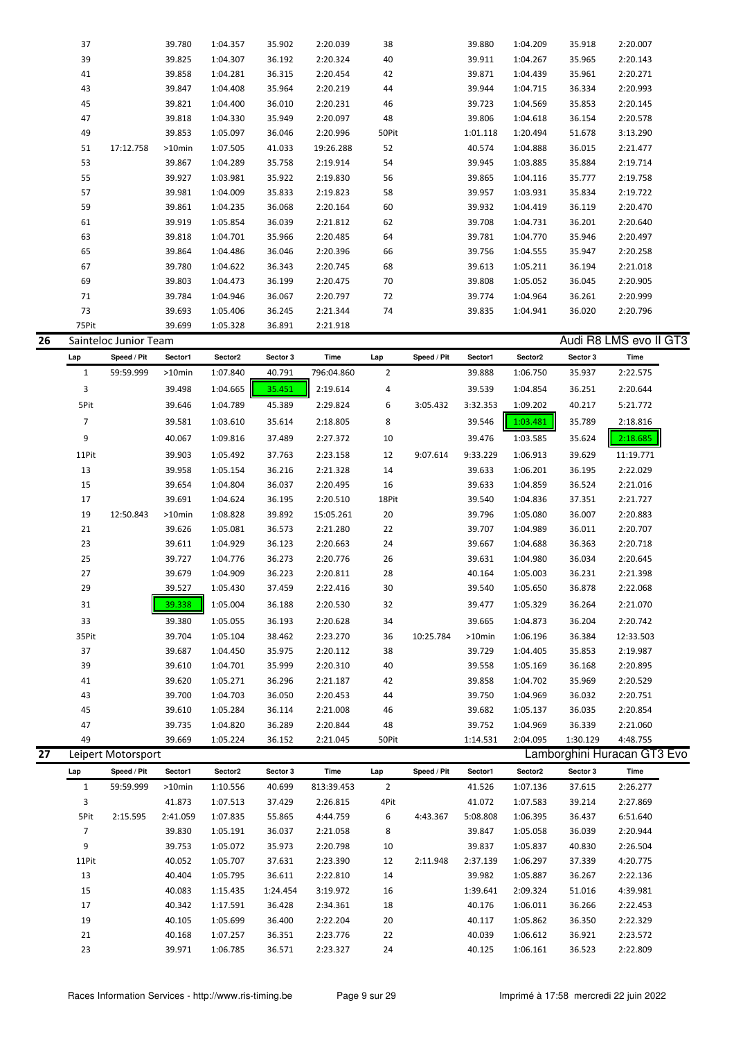| Lap | Speed / Pit | Sector1 | Sector2 | Sector 3 | Time | Lap | Speed / Pit | Sector1 | Sector2 | Sector 3 | Time |
|---|---|---|---|---|---|---|---|---|---|---|---|
| 37 | | 39.780 | 1:04.357 | 35.902 | 2:20.039 | 38 | | 39.880 | 1:04.209 | 35.918 | 2:20.007 |
| 39 | | 39.825 | 1:04.307 | 36.192 | 2:20.324 | 40 | | 39.911 | 1:04.267 | 35.965 | 2:20.143 |
| 41 | | 39.858 | 1:04.281 | 36.315 | 2:20.454 | 42 | | 39.871 | 1:04.439 | 35.961 | 2:20.271 |
| 43 | | 39.847 | 1:04.408 | 35.964 | 2:20.219 | 44 | | 39.944 | 1:04.715 | 36.334 | 2:20.993 |
| 45 | | 39.821 | 1:04.400 | 36.010 | 2:20.231 | 46 | | 39.723 | 1:04.569 | 35.853 | 2:20.145 |
| 47 | | 39.818 | 1:04.330 | 35.949 | 2:20.097 | 48 | | 39.806 | 1:04.618 | 36.154 | 2:20.578 |
| 49 | | 39.853 | 1:05.097 | 36.046 | 2:20.996 | 50Pit | | 1:01.118 | 1:20.494 | 51.678 | 3:13.290 |
| 51 | 17:12.758 | >10min | 1:07.505 | 41.033 | 19:26.288 | 52 | | 40.574 | 1:04.888 | 36.015 | 2:21.477 |
| 53 | | 39.867 | 1:04.289 | 35.758 | 2:19.914 | 54 | | 39.945 | 1:03.885 | 35.884 | 2:19.714 |
| 55 | | 39.927 | 1:03.981 | 35.922 | 2:19.830 | 56 | | 39.865 | 1:04.116 | 35.777 | 2:19.758 |
| 57 | | 39.981 | 1:04.009 | 35.833 | 2:19.823 | 58 | | 39.957 | 1:03.931 | 35.834 | 2:19.722 |
| 59 | | 39.861 | 1:04.235 | 36.068 | 2:20.164 | 60 | | 39.932 | 1:04.419 | 36.119 | 2:20.470 |
| 61 | | 39.919 | 1:05.854 | 36.039 | 2:21.812 | 62 | | 39.708 | 1:04.731 | 36.201 | 2:20.640 |
| 63 | | 39.818 | 1:04.701 | 35.966 | 2:20.485 | 64 | | 39.781 | 1:04.770 | 35.946 | 2:20.497 |
| 65 | | 39.864 | 1:04.486 | 36.046 | 2:20.396 | 66 | | 39.756 | 1:04.555 | 35.947 | 2:20.258 |
| 67 | | 39.780 | 1:04.622 | 36.343 | 2:20.745 | 68 | | 39.613 | 1:05.211 | 36.194 | 2:21.018 |
| 69 | | 39.803 | 1:04.473 | 36.199 | 2:20.475 | 70 | | 39.808 | 1:05.052 | 36.045 | 2:20.905 |
| 71 | | 39.784 | 1:04.946 | 36.067 | 2:20.797 | 72 | | 39.774 | 1:04.964 | 36.261 | 2:20.999 |
| 73 | | 39.693 | 1:05.406 | 36.245 | 2:21.344 | 74 | | 39.835 | 1:04.941 | 36.020 | 2:20.796 |
| 75Pit | | 39.699 | 1:05.328 | 36.891 | 2:21.918 | | | | | | |

## 26 Sainteloc Junior Team — Audi R8 LMS evo II GT3

| Lap | Speed / Pit | Sector1 | Sector2 | Sector 3 | Time | Lap | Speed / Pit | Sector1 | Sector2 | Sector 3 | Time |
|---|---|---|---|---|---|---|---|---|---|---|---|
| 1 | 59:59.999 | >10min | 1:07.840 | 40.791 | 796:04.860 | 2 | | 39.888 | 1:06.750 | 35.937 | 2:22.575 |
| 3 | | 39.498 | 1:04.665 | 35.451 | 2:19.614 | 4 | | 39.539 | 1:04.854 | 36.251 | 2:20.644 |
| 5Pit | | 39.646 | 1:04.789 | 45.389 | 2:29.824 | 6 | 3:05.432 | 3:32.353 | 1:09.202 | 40.217 | 5:21.772 |
| 7 | | 39.581 | 1:03.610 | 35.614 | 2:18.805 | 8 | | 39.546 | 1:03.481 | 35.789 | 2:18.816 |
| 9 | | 40.067 | 1:09.816 | 37.489 | 2:27.372 | 10 | | 39.476 | 1:03.585 | 35.624 | 2:18.685 |
| 11Pit | | 39.903 | 1:05.492 | 37.763 | 2:23.158 | 12 | 9:07.614 | 9:33.229 | 1:06.913 | 39.629 | 11:19.771 |
| 13 | | 39.958 | 1:05.154 | 36.216 | 2:21.328 | 14 | | 39.633 | 1:06.201 | 36.195 | 2:22.029 |
| 15 | | 39.654 | 1:04.804 | 36.037 | 2:20.495 | 16 | | 39.633 | 1:04.859 | 36.524 | 2:21.016 |
| 17 | | 39.691 | 1:04.624 | 36.195 | 2:20.510 | 18Pit | | 39.540 | 1:04.836 | 37.351 | 2:21.727 |
| 19 | 12:50.843 | >10min | 1:08.828 | 39.892 | 15:05.261 | 20 | | 39.796 | 1:05.080 | 36.007 | 2:20.883 |
| 21 | | 39.626 | 1:05.081 | 36.573 | 2:21.280 | 22 | | 39.707 | 1:04.989 | 36.011 | 2:20.707 |
| 23 | | 39.611 | 1:04.929 | 36.123 | 2:20.663 | 24 | | 39.667 | 1:04.688 | 36.363 | 2:20.718 |
| 25 | | 39.727 | 1:04.776 | 36.273 | 2:20.776 | 26 | | 39.631 | 1:04.980 | 36.034 | 2:20.645 |
| 27 | | 39.679 | 1:04.909 | 36.223 | 2:20.811 | 28 | | 40.164 | 1:05.003 | 36.231 | 2:21.398 |
| 29 | | 39.527 | 1:05.430 | 37.459 | 2:22.416 | 30 | | 39.540 | 1:05.650 | 36.878 | 2:22.068 |
| 31 | | 39.338 | 1:05.004 | 36.188 | 2:20.530 | 32 | | 39.477 | 1:05.329 | 36.264 | 2:21.070 |
| 33 | | 39.380 | 1:05.055 | 36.193 | 2:20.628 | 34 | | 39.665 | 1:04.873 | 36.204 | 2:20.742 |
| 35Pit | | 39.704 | 1:05.104 | 38.462 | 2:23.270 | 36 | 10:25.784 | >10min | 1:06.196 | 36.384 | 12:33.503 |
| 37 | | 39.687 | 1:04.450 | 35.975 | 2:20.112 | 38 | | 39.729 | 1:04.405 | 35.853 | 2:19.987 |
| 39 | | 39.610 | 1:04.701 | 35.999 | 2:20.310 | 40 | | 39.558 | 1:05.169 | 36.168 | 2:20.895 |
| 41 | | 39.620 | 1:05.271 | 36.296 | 2:21.187 | 42 | | 39.858 | 1:04.702 | 35.969 | 2:20.529 |
| 43 | | 39.700 | 1:04.703 | 36.050 | 2:20.453 | 44 | | 39.750 | 1:04.969 | 36.032 | 2:20.751 |
| 45 | | 39.610 | 1:05.284 | 36.114 | 2:21.008 | 46 | | 39.682 | 1:05.137 | 36.035 | 2:20.854 |
| 47 | | 39.735 | 1:04.820 | 36.289 | 2:20.844 | 48 | | 39.752 | 1:04.969 | 36.339 | 2:21.060 |
| 49 | | 39.669 | 1:05.224 | 36.152 | 2:21.045 | 50Pit | | 1:14.531 | 2:04.095 | 1:30.129 | 4:48.755 |

## 27 Leipert Motorsport — Lamborghini Huracan GT3 Evo

| Lap | Speed / Pit | Sector1 | Sector2 | Sector 3 | Time | Lap | Speed / Pit | Sector1 | Sector2 | Sector 3 | Time |
|---|---|---|---|---|---|---|---|---|---|---|---|
| 1 | 59:59.999 | >10min | 1:10.556 | 40.699 | 813:39.453 | 2 | | 41.526 | 1:07.136 | 37.615 | 2:26.277 |
| 3 | | 41.873 | 1:07.513 | 37.429 | 2:26.815 | 4Pit | | 41.072 | 1:07.583 | 39.214 | 2:27.869 |
| 5Pit | 2:15.595 | 2:41.059 | 1:07.835 | 55.865 | 4:44.759 | 6 | 4:43.367 | 5:08.808 | 1:06.395 | 36.437 | 6:51.640 |
| 7 | | 39.830 | 1:05.191 | 36.037 | 2:21.058 | 8 | | 39.847 | 1:05.058 | 36.039 | 2:20.944 |
| 9 | | 39.753 | 1:05.072 | 35.973 | 2:20.798 | 10 | | 39.837 | 1:05.837 | 40.830 | 2:26.504 |
| 11Pit | | 40.052 | 1:05.707 | 37.631 | 2:23.390 | 12 | 2:11.948 | 2:37.139 | 1:06.297 | 37.339 | 4:20.775 |
| 13 | | 40.404 | 1:05.795 | 36.611 | 2:22.810 | 14 | | 39.982 | 1:05.887 | 36.267 | 2:22.136 |
| 15 | | 40.083 | 1:15.435 | 1:24.454 | 3:19.972 | 16 | | 1:39.641 | 2:09.324 | 51.016 | 4:39.981 |
| 17 | | 40.342 | 1:17.591 | 36.428 | 2:34.361 | 18 | | 40.176 | 1:06.011 | 36.266 | 2:22.453 |
| 19 | | 40.105 | 1:05.699 | 36.400 | 2:22.204 | 20 | | 40.117 | 1:05.862 | 36.350 | 2:22.329 |
| 21 | | 40.168 | 1:07.257 | 36.351 | 2:23.776 | 22 | | 40.039 | 1:06.612 | 36.921 | 2:23.572 |
| 23 | | 39.971 | 1:06.785 | 36.571 | 2:23.327 | 24 | | 40.125 | 1:06.161 | 36.523 | 2:22.809 |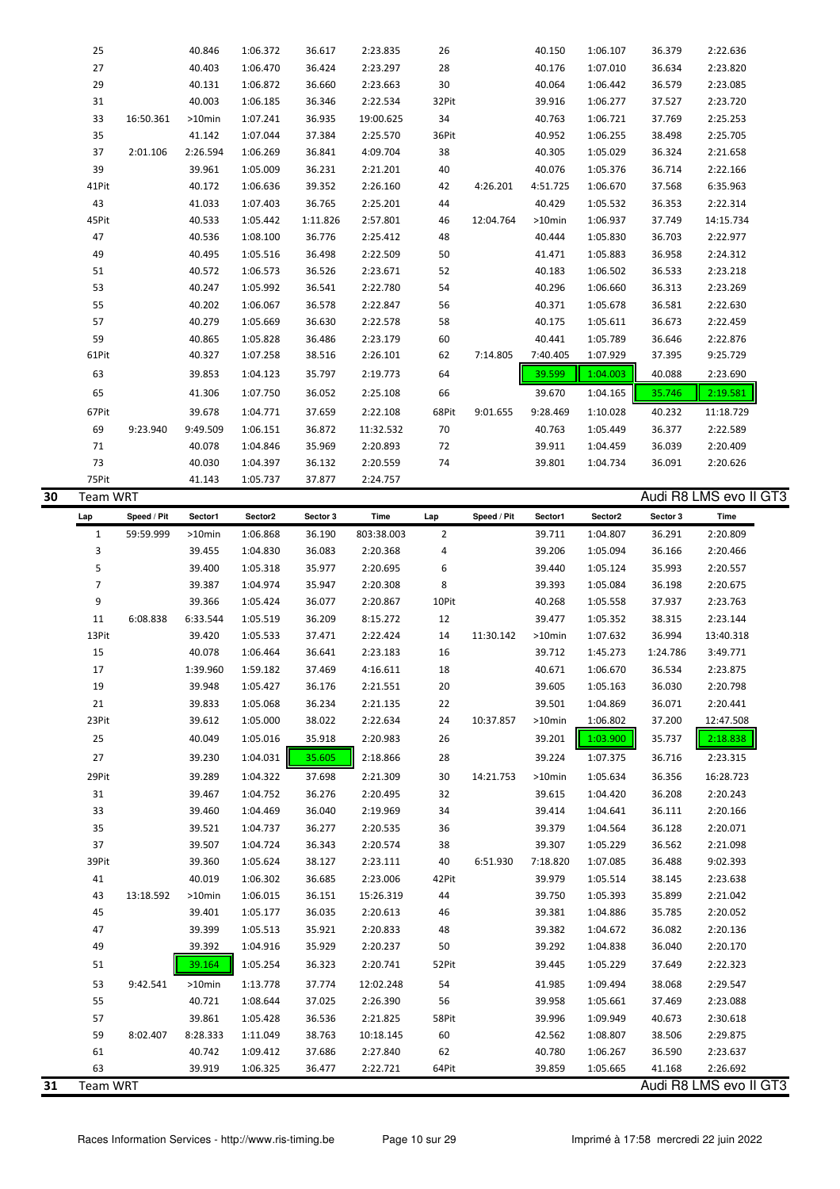| Lap | Speed / Pit | Sector1 | Sector2 | Sector 3 | Time | Lap | Speed / Pit | Sector1 | Sector2 | Sector 3 | Time |
|---|---|---|---|---|---|---|---|---|---|---|---|
| 25 | | 40.846 | 1:06.372 | 36.617 | 2:23.835 | 26 | | 40.150 | 1:06.107 | 36.379 | 2:22.636 |
| 27 | | 40.403 | 1:06.470 | 36.424 | 2:23.297 | 28 | | 40.176 | 1:07.010 | 36.634 | 2:23.820 |
| 29 | | 40.131 | 1:06.872 | 36.660 | 2:23.663 | 30 | | 40.064 | 1:06.442 | 36.579 | 2:23.085 |
| 31 | | 40.003 | 1:06.185 | 36.346 | 2:22.534 | 32Pit | | 39.916 | 1:06.277 | 37.527 | 2:23.720 |
| 33 | 16:50.361 | >10min | 1:07.241 | 36.935 | 19:00.625 | 34 | | 40.763 | 1:06.721 | 37.769 | 2:25.253 |
| 35 | | 41.142 | 1:07.044 | 37.384 | 2:25.570 | 36Pit | | 40.952 | 1:06.255 | 38.498 | 2:25.705 |
| 37 | 2:01.106 | 2:26.594 | 1:06.269 | 36.841 | 4:09.704 | 38 | | 40.305 | 1:05.029 | 36.324 | 2:21.658 |
| 39 | | 39.961 | 1:05.009 | 36.231 | 2:21.201 | 40 | | 40.076 | 1:05.376 | 36.714 | 2:22.166 |
| 41Pit | | 40.172 | 1:06.636 | 39.352 | 2:26.160 | 42 | 4:26.201 | 4:51.725 | 1:06.670 | 37.568 | 6:35.963 |
| 43 | | 41.033 | 1:07.403 | 36.765 | 2:25.201 | 44 | | 40.429 | 1:05.532 | 36.353 | 2:22.314 |
| 45Pit | | 40.533 | 1:05.442 | 1:11.826 | 2:57.801 | 46 | 12:04.764 | >10min | 1:06.937 | 37.749 | 14:15.734 |
| 47 | | 40.536 | 1:08.100 | 36.776 | 2:25.412 | 48 | | 40.444 | 1:05.830 | 36.703 | 2:22.977 |
| 49 | | 40.495 | 1:05.516 | 36.498 | 2:22.509 | 50 | | 41.471 | 1:05.883 | 36.958 | 2:24.312 |
| 51 | | 40.572 | 1:06.573 | 36.526 | 2:23.671 | 52 | | 40.183 | 1:06.502 | 36.533 | 2:23.218 |
| 53 | | 40.247 | 1:05.992 | 36.541 | 2:22.780 | 54 | | 40.296 | 1:06.660 | 36.313 | 2:23.269 |
| 55 | | 40.202 | 1:06.067 | 36.578 | 2:22.847 | 56 | | 40.371 | 1:05.678 | 36.581 | 2:22.630 |
| 57 | | 40.279 | 1:05.669 | 36.630 | 2:22.578 | 58 | | 40.175 | 1:05.611 | 36.673 | 2:22.459 |
| 59 | | 40.865 | 1:05.828 | 36.486 | 2:23.179 | 60 | | 40.441 | 1:05.789 | 36.646 | 2:22.876 |
| 61Pit | | 40.327 | 1:07.258 | 38.516 | 2:26.101 | 62 | 7:14.805 | 7:40.405 | 1:07.929 | 37.395 | 9:25.729 |
| 63 | | 39.853 | 1:04.123 | 35.797 | 2:19.773 | 64 | | 39.599 | 1:04.003 | 40.088 | 2:23.690 |
| 65 | | 41.306 | 1:07.750 | 36.052 | 2:25.108 | 66 | | 39.670 | 1:04.165 | 35.746 | 2:19.581 |
| 67Pit | | 39.678 | 1:04.771 | 37.659 | 2:22.108 | 68Pit | 9:01.655 | 9:28.469 | 1:10.028 | 40.232 | 11:18.729 |
| 69 | 9:23.940 | 9:49.509 | 1:06.151 | 36.872 | 11:32.532 | 70 | | 40.763 | 1:05.449 | 36.377 | 2:22.589 |
| 71 | | 40.078 | 1:04.846 | 35.969 | 2:20.893 | 72 | | 39.911 | 1:04.459 | 36.039 | 2:20.409 |
| 73 | | 40.030 | 1:04.397 | 36.132 | 2:20.559 | 74 | | 39.801 | 1:04.734 | 36.091 | 2:20.626 |
| 75Pit | | 41.143 | 1:05.737 | 37.877 | 2:24.757 | | | | | | |

## 30 Team WRT — Audi R8 LMS evo II GT3

| Lap | Speed / Pit | Sector1 | Sector2 | Sector 3 | Time | Lap | Speed / Pit | Sector1 | Sector2 | Sector 3 | Time |
|---|---|---|---|---|---|---|---|---|---|---|---|
| 1 | 59:59.999 | >10min | 1:06.868 | 36.190 | 803:38.003 | 2 | | 39.711 | 1:04.807 | 36.291 | 2:20.809 |
| 3 | | 39.455 | 1:04.830 | 36.083 | 2:20.368 | 4 | | 39.206 | 1:05.094 | 36.166 | 2:20.466 |
| 5 | | 39.400 | 1:05.318 | 35.977 | 2:20.695 | 6 | | 39.440 | 1:05.124 | 35.993 | 2:20.557 |
| 7 | | 39.387 | 1:04.974 | 35.947 | 2:20.308 | 8 | | 39.393 | 1:05.084 | 36.198 | 2:20.675 |
| 9 | | 39.366 | 1:05.424 | 36.077 | 2:20.867 | 10Pit | | 40.268 | 1:05.558 | 37.937 | 2:23.763 |
| 11 | 6:08.838 | 6:33.544 | 1:05.519 | 36.209 | 8:15.272 | 12 | | 39.477 | 1:05.352 | 38.315 | 2:23.144 |
| 13Pit | | 39.420 | 1:05.533 | 37.471 | 2:22.424 | 14 | 11:30.142 | >10min | 1:07.632 | 36.994 | 13:40.318 |
| 15 | | 40.078 | 1:06.464 | 36.641 | 2:23.183 | 16 | | 39.712 | 1:45.273 | 1:24.786 | 3:49.771 |
| 17 | | 1:39.960 | 1:59.182 | 37.469 | 4:16.611 | 18 | | 40.671 | 1:06.670 | 36.534 | 2:23.875 |
| 19 | | 39.948 | 1:05.427 | 36.176 | 2:21.551 | 20 | | 39.605 | 1:05.163 | 36.030 | 2:20.798 |
| 21 | | 39.833 | 1:05.068 | 36.234 | 2:21.135 | 22 | | 39.501 | 1:04.869 | 36.071 | 2:20.441 |
| 23Pit | | 39.612 | 1:05.000 | 38.022 | 2:22.634 | 24 | 10:37.857 | >10min | 1:06.802 | 37.200 | 12:47.508 |
| 25 | | 40.049 | 1:05.016 | 35.918 | 2:20.983 | 26 | | 39.201 | 1:03.900 | 35.737 | 2:18.838 |
| 27 | | 39.230 | 1:04.031 | 35.605 | 2:18.866 | 28 | | 39.224 | 1:07.375 | 36.716 | 2:23.315 |
| 29Pit | | 39.289 | 1:04.322 | 37.698 | 2:21.309 | 30 | 14:21.753 | >10min | 1:05.634 | 36.356 | 16:28.723 |
| 31 | | 39.467 | 1:04.752 | 36.276 | 2:20.495 | 32 | | 39.615 | 1:04.420 | 36.208 | 2:20.243 |
| 33 | | 39.460 | 1:04.469 | 36.040 | 2:19.969 | 34 | | 39.414 | 1:04.641 | 36.111 | 2:20.166 |
| 35 | | 39.521 | 1:04.737 | 36.277 | 2:20.535 | 36 | | 39.379 | 1:04.564 | 36.128 | 2:20.071 |
| 37 | | 39.507 | 1:04.724 | 36.343 | 2:20.574 | 38 | | 39.307 | 1:05.229 | 36.562 | 2:21.098 |
| 39Pit | | 39.360 | 1:05.624 | 38.127 | 2:23.111 | 40 | 6:51.930 | 7:18.820 | 1:07.085 | 36.488 | 9:02.393 |
| 41 | | 40.019 | 1:06.302 | 36.685 | 2:23.006 | 42Pit | | 39.979 | 1:05.514 | 38.145 | 2:23.638 |
| 43 | 13:18.592 | >10min | 1:06.015 | 36.151 | 15:26.319 | 44 | | 39.750 | 1:05.393 | 35.899 | 2:21.042 |
| 45 | | 39.401 | 1:05.177 | 36.035 | 2:20.613 | 46 | | 39.381 | 1:04.886 | 35.785 | 2:20.052 |
| 47 | | 39.399 | 1:05.513 | 35.921 | 2:20.833 | 48 | | 39.382 | 1:04.672 | 36.082 | 2:20.136 |
| 49 | | 39.392 | 1:04.916 | 35.929 | 2:20.237 | 50 | | 39.292 | 1:04.838 | 36.040 | 2:20.170 |
| 51 | | 39.164 | 1:05.254 | 36.323 | 2:20.741 | 52Pit | | 39.445 | 1:05.229 | 37.649 | 2:22.323 |
| 53 | 9:42.541 | >10min | 1:13.778 | 37.774 | 12:02.248 | 54 | | 41.985 | 1:09.494 | 38.068 | 2:29.547 |
| 55 | | 40.721 | 1:08.644 | 37.025 | 2:26.390 | 56 | | 39.958 | 1:05.661 | 37.469 | 2:23.088 |
| 57 | | 39.861 | 1:05.428 | 36.536 | 2:21.825 | 58Pit | | 39.996 | 1:09.949 | 40.673 | 2:30.618 |
| 59 | 8:02.407 | 8:28.333 | 1:11.049 | 38.763 | 10:18.145 | 60 | | 42.562 | 1:08.807 | 38.506 | 2:29.875 |
| 61 | | 40.742 | 1:09.412 | 37.686 | 2:27.840 | 62 | | 40.780 | 1:06.267 | 36.590 | 2:23.637 |
| 63 | | 39.919 | 1:06.325 | 36.477 | 2:22.721 | 64Pit | | 39.859 | 1:05.665 | 41.168 | 2:26.692 |

## 31 Team WRT — Audi R8 LMS evo II GT3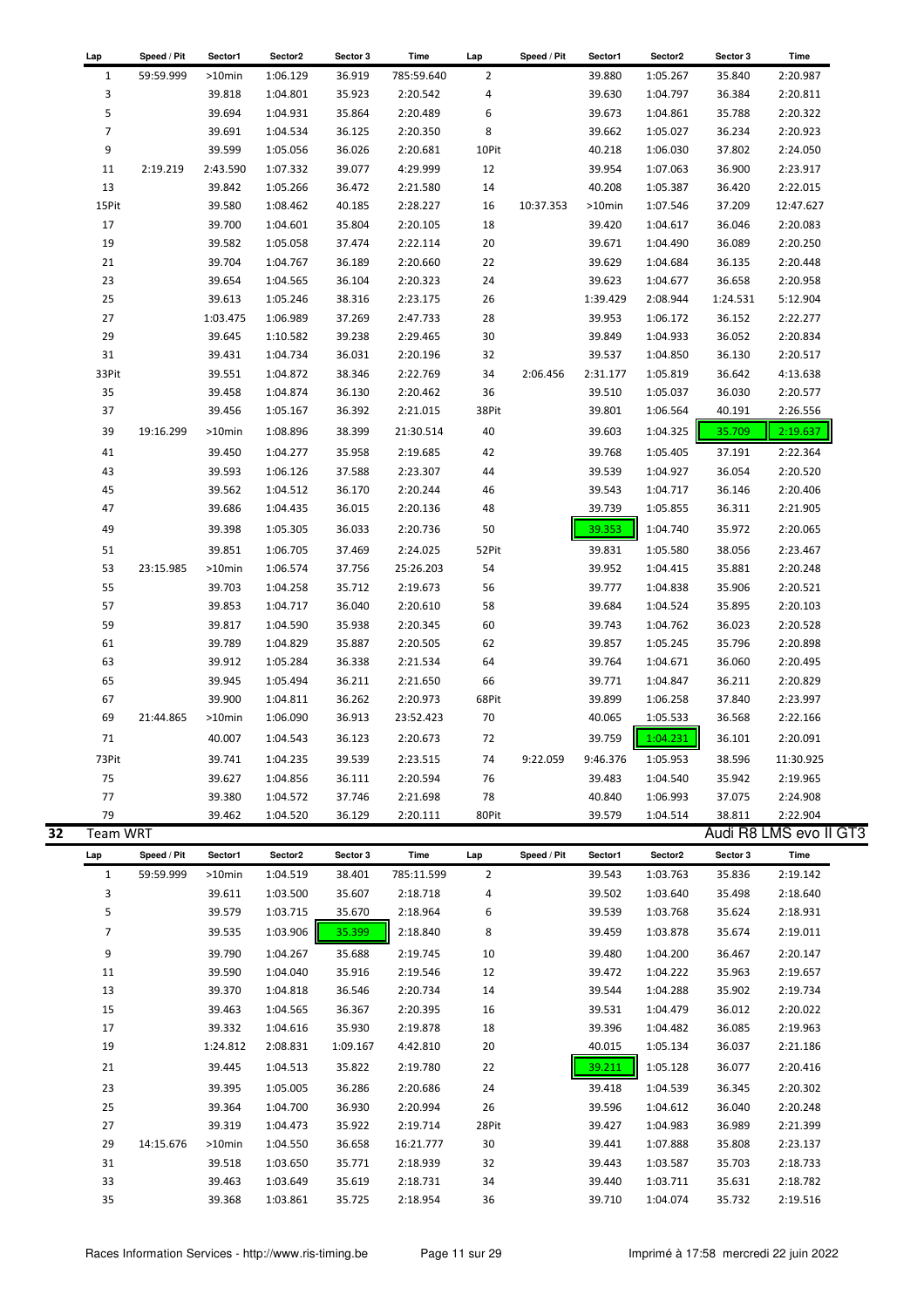| Lap | Speed / Pit | Sector1 | Sector2 | Sector 3 | Time | Lap | Speed / Pit | Sector1 | Sector2 | Sector 3 | Time |
|---|---|---|---|---|---|---|---|---|---|---|---|
| 1 | 59:59.999 | >10min | 1:06.129 | 36.919 | 785:59.640 | 2 | | 39.880 | 1:05.267 | 35.840 | 2:20.987 |
| 3 | | 39.818 | 1:04.801 | 35.923 | 2:20.542 | 4 | | 39.630 | 1:04.797 | 36.384 | 2:20.811 |
| 5 | | 39.694 | 1:04.931 | 35.864 | 2:20.489 | 6 | | 39.673 | 1:04.861 | 35.788 | 2:20.322 |
| 7 | | 39.691 | 1:04.534 | 36.125 | 2:20.350 | 8 | | 39.662 | 1:05.027 | 36.234 | 2:20.923 |
| 9 | | 39.599 | 1:05.056 | 36.026 | 2:20.681 | 10Pit | | 40.218 | 1:06.030 | 37.802 | 2:24.050 |
| 11 | 2:19.219 | 2:43.590 | 1:07.332 | 39.077 | 4:29.999 | 12 | | 39.954 | 1:07.063 | 36.900 | 2:23.917 |
| 13 | | 39.842 | 1:05.266 | 36.472 | 2:21.580 | 14 | | 40.208 | 1:05.387 | 36.420 | 2:22.015 |
| 15Pit | | 39.580 | 1:08.462 | 40.185 | 2:28.227 | 16 | 10:37.353 | >10min | 1:07.546 | 37.209 | 12:47.627 |
| 17 | | 39.700 | 1:04.601 | 35.804 | 2:20.105 | 18 | | 39.420 | 1:04.617 | 36.046 | 2:20.083 |
| 19 | | 39.582 | 1:05.058 | 37.474 | 2:22.114 | 20 | | 39.671 | 1:04.490 | 36.089 | 2:20.250 |
| 21 | | 39.704 | 1:04.767 | 36.189 | 2:20.660 | 22 | | 39.629 | 1:04.684 | 36.135 | 2:20.448 |
| 23 | | 39.654 | 1:04.565 | 36.104 | 2:20.323 | 24 | | 39.623 | 1:04.677 | 36.658 | 2:20.958 |
| 25 | | 39.613 | 1:05.246 | 38.316 | 2:23.175 | 26 | | 1:39.429 | 2:08.944 | 1:24.531 | 5:12.904 |
| 27 | | 1:03.475 | 1:06.989 | 37.269 | 2:47.733 | 28 | | 39.953 | 1:06.172 | 36.152 | 2:22.277 |
| 29 | | 39.645 | 1:10.582 | 39.238 | 2:29.465 | 30 | | 39.849 | 1:04.933 | 36.052 | 2:20.834 |
| 31 | | 39.431 | 1:04.734 | 36.031 | 2:20.196 | 32 | | 39.537 | 1:04.850 | 36.130 | 2:20.517 |
| 33Pit | | 39.551 | 1:04.872 | 38.346 | 2:22.769 | 34 | 2:06.456 | 2:31.177 | 1:05.819 | 36.642 | 4:13.638 |
| 35 | | 39.458 | 1:04.874 | 36.130 | 2:20.462 | 36 | | 39.510 | 1:05.037 | 36.030 | 2:20.577 |
| 37 | | 39.456 | 1:05.167 | 36.392 | 2:21.015 | 38Pit | | 39.801 | 1:06.564 | 40.191 | 2:26.556 |
| 39 | 19:16.299 | >10min | 1:08.896 | 38.399 | 21:30.514 | 40 | | 39.603 | 1:04.325 | 35.709 | 2:19.637 |
| 41 | | 39.450 | 1:04.277 | 35.958 | 2:19.685 | 42 | | 39.768 | 1:05.405 | 37.191 | 2:22.364 |
| 43 | | 39.593 | 1:06.126 | 37.588 | 2:23.307 | 44 | | 39.539 | 1:04.927 | 36.054 | 2:20.520 |
| 45 | | 39.562 | 1:04.512 | 36.170 | 2:20.244 | 46 | | 39.543 | 1:04.717 | 36.146 | 2:20.406 |
| 47 | | 39.686 | 1:04.435 | 36.015 | 2:20.136 | 48 | | 39.739 | 1:05.855 | 36.311 | 2:21.905 |
| 49 | | 39.398 | 1:05.305 | 36.033 | 2:20.736 | 50 | | 39.353 | 1:04.740 | 35.972 | 2:20.065 |
| 51 | | 39.851 | 1:06.705 | 37.469 | 2:24.025 | 52Pit | | 39.831 | 1:05.580 | 38.056 | 2:23.467 |
| 53 | 23:15.985 | >10min | 1:06.574 | 37.756 | 25:26.203 | 54 | | 39.952 | 1:04.415 | 35.881 | 2:20.248 |
| 55 | | 39.703 | 1:04.258 | 35.712 | 2:19.673 | 56 | | 39.777 | 1:04.838 | 35.906 | 2:20.521 |
| 57 | | 39.853 | 1:04.717 | 36.040 | 2:20.610 | 58 | | 39.684 | 1:04.524 | 35.895 | 2:20.103 |
| 59 | | 39.817 | 1:04.590 | 35.938 | 2:20.345 | 60 | | 39.743 | 1:04.762 | 36.023 | 2:20.528 |
| 61 | | 39.789 | 1:04.829 | 35.887 | 2:20.505 | 62 | | 39.857 | 1:05.245 | 35.796 | 2:20.898 |
| 63 | | 39.912 | 1:05.284 | 36.338 | 2:21.534 | 64 | | 39.764 | 1:04.671 | 36.060 | 2:20.495 |
| 65 | | 39.945 | 1:05.494 | 36.211 | 2:21.650 | 66 | | 39.771 | 1:04.847 | 36.211 | 2:20.829 |
| 67 | | 39.900 | 1:04.811 | 36.262 | 2:20.973 | 68Pit | | 39.899 | 1:06.258 | 37.840 | 2:23.997 |
| 69 | 21:44.865 | >10min | 1:06.090 | 36.913 | 23:52.423 | 70 | | 40.065 | 1:05.533 | 36.568 | 2:22.166 |
| 71 | | 40.007 | 1:04.543 | 36.123 | 2:20.673 | 72 | | 39.759 | 1:04.231 | 36.101 | 2:20.091 |
| 73Pit | | 39.741 | 1:04.235 | 39.539 | 2:23.515 | 74 | 9:22.059 | 9:46.376 | 1:05.953 | 38.596 | 11:30.925 |
| 75 | | 39.627 | 1:04.856 | 36.111 | 2:20.594 | 76 | | 39.483 | 1:04.540 | 35.942 | 2:19.965 |
| 77 | | 39.380 | 1:04.572 | 37.746 | 2:21.698 | 78 | | 40.840 | 1:06.993 | 37.075 | 2:24.908 |
| 79 | | 39.462 | 1:04.520 | 36.129 | 2:20.111 | 80Pit | | 39.579 | 1:04.514 | 38.811 | 2:22.904 |

## 32 Team WRT — Audi R8 LMS evo II GT3

| Lap | Speed / Pit | Sector1 | Sector2 | Sector 3 | Time | Lap | Speed / Pit | Sector1 | Sector2 | Sector 3 | Time |
|---|---|---|---|---|---|---|---|---|---|---|---|
| 1 | 59:59.999 | >10min | 1:04.519 | 38.401 | 785:11.599 | 2 | | 39.543 | 1:03.763 | 35.836 | 2:19.142 |
| 3 | | 39.611 | 1:03.500 | 35.607 | 2:18.718 | 4 | | 39.502 | 1:03.640 | 35.498 | 2:18.640 |
| 5 | | 39.579 | 1:03.715 | 35.670 | 2:18.964 | 6 | | 39.539 | 1:03.768 | 35.624 | 2:18.931 |
| 7 | | 39.535 | 1:03.906 | 35.399 | 2:18.840 | 8 | | 39.459 | 1:03.878 | 35.674 | 2:19.011 |
| 9 | | 39.790 | 1:04.267 | 35.688 | 2:19.745 | 10 | | 39.480 | 1:04.200 | 36.467 | 2:20.147 |
| 11 | | 39.590 | 1:04.040 | 35.916 | 2:19.546 | 12 | | 39.472 | 1:04.222 | 35.963 | 2:19.657 |
| 13 | | 39.370 | 1:04.818 | 36.546 | 2:20.734 | 14 | | 39.544 | 1:04.288 | 35.902 | 2:19.734 |
| 15 | | 39.463 | 1:04.565 | 36.367 | 2:20.395 | 16 | | 39.531 | 1:04.479 | 36.012 | 2:20.022 |
| 17 | | 39.332 | 1:04.616 | 35.930 | 2:19.878 | 18 | | 39.396 | 1:04.482 | 36.085 | 2:19.963 |
| 19 | | 1:24.812 | 2:08.831 | 1:09.167 | 4:42.810 | 20 | | 40.015 | 1:05.134 | 36.037 | 2:21.186 |
| 21 | | 39.445 | 1:04.513 | 35.822 | 2:19.780 | 22 | | 39.211 | 1:05.128 | 36.077 | 2:20.416 |
| 23 | | 39.395 | 1:05.005 | 36.286 | 2:20.686 | 24 | | 39.418 | 1:04.539 | 36.345 | 2:20.302 |
| 25 | | 39.364 | 1:04.700 | 36.930 | 2:20.994 | 26 | | 39.596 | 1:04.612 | 36.040 | 2:20.248 |
| 27 | | 39.319 | 1:04.473 | 35.922 | 2:19.714 | 28Pit | | 39.427 | 1:04.983 | 36.989 | 2:21.399 |
| 29 | 14:15.676 | >10min | 1:04.550 | 36.658 | 16:21.777 | 30 | | 39.441 | 1:07.888 | 35.808 | 2:23.137 |
| 31 | | 39.518 | 1:03.650 | 35.771 | 2:18.939 | 32 | | 39.443 | 1:03.587 | 35.703 | 2:18.733 |
| 33 | | 39.463 | 1:03.649 | 35.619 | 2:18.731 | 34 | | 39.440 | 1:03.711 | 35.631 | 2:18.782 |
| 35 | | 39.368 | 1:03.861 | 35.725 | 2:18.954 | 36 | | 39.710 | 1:04.074 | 35.732 | 2:19.516 |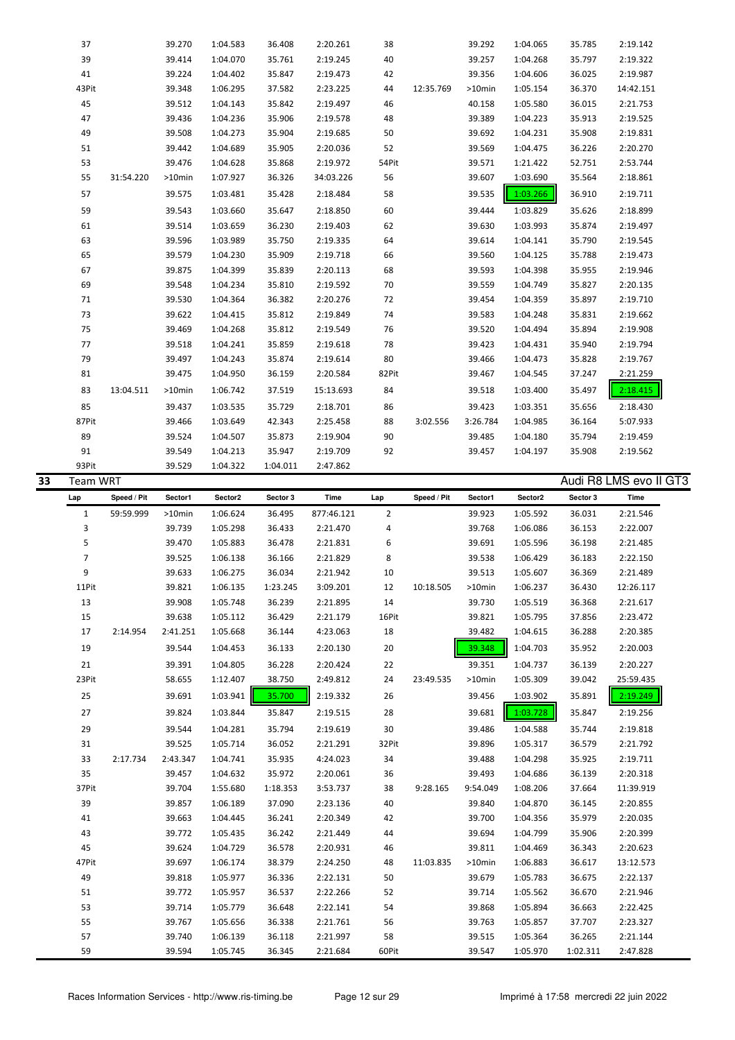| Lap | Speed / Pit | Sector1 | Sector2 | Sector 3 | Time | Lap | Speed / Pit | Sector1 | Sector2 | Sector 3 | Time |
|---|---|---|---|---|---|---|---|---|---|---|---|
| 37 | | 39.270 | 1:04.583 | 36.408 | 2:20.261 | 38 | | 39.292 | 1:04.065 | 35.785 | 2:19.142 |
| 39 | | 39.414 | 1:04.070 | 35.761 | 2:19.245 | 40 | | 39.257 | 1:04.268 | 35.797 | 2:19.322 |
| 41 | | 39.224 | 1:04.402 | 35.847 | 2:19.473 | 42 | | 39.356 | 1:04.606 | 36.025 | 2:19.987 |
| 43Pit | | 39.348 | 1:06.295 | 37.582 | 2:23.225 | 44 | 12:35.769 | >10min | 1:05.154 | 36.370 | 14:42.151 |
| 45 | | 39.512 | 1:04.143 | 35.842 | 2:19.497 | 46 | | 40.158 | 1:05.580 | 36.015 | 2:21.753 |
| 47 | | 39.436 | 1:04.236 | 35.906 | 2:19.578 | 48 | | 39.389 | 1:04.223 | 35.913 | 2:19.525 |
| 49 | | 39.508 | 1:04.273 | 35.904 | 2:19.685 | 50 | | 39.692 | 1:04.231 | 35.908 | 2:19.831 |
| 51 | | 39.442 | 1:04.689 | 35.905 | 2:20.036 | 52 | | 39.569 | 1:04.475 | 36.226 | 2:20.270 |
| 53 | | 39.476 | 1:04.628 | 35.868 | 2:19.972 | 54Pit | | 39.571 | 1:21.422 | 52.751 | 2:53.744 |
| 55 | 31:54.220 | >10min | 1:07.927 | 36.326 | 34:03.226 | 56 | | 39.607 | 1:03.690 | 35.564 | 2:18.861 |
| 57 | | 39.575 | 1:03.481 | 35.428 | 2:18.484 | 58 | | 39.535 | 1:03.266 | 36.910 | 2:19.711 |
| 59 | | 39.543 | 1:03.660 | 35.647 | 2:18.850 | 60 | | 39.444 | 1:03.829 | 35.626 | 2:18.899 |
| 61 | | 39.514 | 1:03.659 | 36.230 | 2:19.403 | 62 | | 39.630 | 1:03.993 | 35.874 | 2:19.497 |
| 63 | | 39.596 | 1:03.989 | 35.750 | 2:19.335 | 64 | | 39.614 | 1:04.141 | 35.790 | 2:19.545 |
| 65 | | 39.579 | 1:04.230 | 35.909 | 2:19.718 | 66 | | 39.560 | 1:04.125 | 35.788 | 2:19.473 |
| 67 | | 39.875 | 1:04.399 | 35.839 | 2:20.113 | 68 | | 39.593 | 1:04.398 | 35.955 | 2:19.946 |
| 69 | | 39.548 | 1:04.234 | 35.810 | 2:19.592 | 70 | | 39.559 | 1:04.749 | 35.827 | 2:20.135 |
| 71 | | 39.530 | 1:04.364 | 36.382 | 2:20.276 | 72 | | 39.454 | 1:04.359 | 35.897 | 2:19.710 |
| 73 | | 39.622 | 1:04.415 | 35.812 | 2:19.849 | 74 | | 39.583 | 1:04.248 | 35.831 | 2:19.662 |
| 75 | | 39.469 | 1:04.268 | 35.812 | 2:19.549 | 76 | | 39.520 | 1:04.494 | 35.894 | 2:19.908 |
| 77 | | 39.518 | 1:04.241 | 35.859 | 2:19.618 | 78 | | 39.423 | 1:04.431 | 35.940 | 2:19.794 |
| 79 | | 39.497 | 1:04.243 | 35.874 | 2:19.614 | 80 | | 39.466 | 1:04.473 | 35.828 | 2:19.767 |
| 81 | | 39.475 | 1:04.950 | 36.159 | 2:20.584 | 82Pit | | 39.467 | 1:04.545 | 37.247 | 2:21.259 |
| 83 | 13:04.511 | >10min | 1:06.742 | 37.519 | 15:13.693 | 84 | | 39.518 | 1:03.400 | 35.497 | 2:18.415 |
| 85 | | 39.437 | 1:03.535 | 35.729 | 2:18.701 | 86 | | 39.423 | 1:03.351 | 35.656 | 2:18.430 |
| 87Pit | | 39.466 | 1:03.649 | 42.343 | 2:25.458 | 88 | 3:02.556 | 3:26.784 | 1:04.985 | 36.164 | 5:07.933 |
| 89 | | 39.524 | 1:04.507 | 35.873 | 2:19.904 | 90 | | 39.485 | 1:04.180 | 35.794 | 2:19.459 |
| 91 | | 39.549 | 1:04.213 | 35.947 | 2:19.709 | 92 | | 39.457 | 1:04.197 | 35.908 | 2:19.562 |
| 93Pit | | 39.529 | 1:04.322 | 1:04.011 | 2:47.862 | | | | | | |

## 33 Team WRT — Audi R8 LMS evo II GT3

| Lap | Speed / Pit | Sector1 | Sector2 | Sector 3 | Time | Lap | Speed / Pit | Sector1 | Sector2 | Sector 3 | Time |
|---|---|---|---|---|---|---|---|---|---|---|---|
| 1 | 59:59.999 | >10min | 1:06.624 | 36.495 | 877:46.121 | 2 | | 39.923 | 1:05.592 | 36.031 | 2:21.546 |
| 3 | | 39.739 | 1:05.298 | 36.433 | 2:21.470 | 4 | | 39.768 | 1:06.086 | 36.153 | 2:22.007 |
| 5 | | 39.470 | 1:05.883 | 36.478 | 2:21.831 | 6 | | 39.691 | 1:05.596 | 36.198 | 2:21.485 |
| 7 | | 39.525 | 1:06.138 | 36.166 | 2:21.829 | 8 | | 39.538 | 1:06.429 | 36.183 | 2:22.150 |
| 9 | | 39.633 | 1:06.275 | 36.034 | 2:21.942 | 10 | | 39.513 | 1:05.607 | 36.369 | 2:21.489 |
| 11Pit | | 39.821 | 1:06.135 | 1:23.245 | 3:09.201 | 12 | 10:18.505 | >10min | 1:06.237 | 36.430 | 12:26.117 |
| 13 | | 39.908 | 1:05.748 | 36.239 | 2:21.895 | 14 | | 39.730 | 1:05.519 | 36.368 | 2:21.617 |
| 15 | | 39.638 | 1:05.112 | 36.429 | 2:21.179 | 16Pit | | 39.821 | 1:05.795 | 37.856 | 2:23.472 |
| 17 | 2:14.954 | 2:41.251 | 1:05.668 | 36.144 | 4:23.063 | 18 | | 39.482 | 1:04.615 | 36.288 | 2:20.385 |
| 19 | | 39.544 | 1:04.453 | 36.133 | 2:20.130 | 20 | | 39.348 | 1:04.703 | 35.952 | 2:20.003 |
| 21 | | 39.391 | 1:04.805 | 36.228 | 2:20.424 | 22 | | 39.351 | 1:04.737 | 36.139 | 2:20.227 |
| 23Pit | | 58.655 | 1:12.407 | 38.750 | 2:49.812 | 24 | 23:49.535 | >10min | 1:05.309 | 39.042 | 25:59.435 |
| 25 | | 39.691 | 1:03.941 | 35.700 | 2:19.332 | 26 | | 39.456 | 1:03.902 | 35.891 | 2:19.249 |
| 27 | | 39.824 | 1:03.844 | 35.847 | 2:19.515 | 28 | | 39.681 | 1:03.728 | 35.847 | 2:19.256 |
| 29 | | 39.544 | 1:04.281 | 35.794 | 2:19.619 | 30 | | 39.486 | 1:04.588 | 35.744 | 2:19.818 |
| 31 | | 39.525 | 1:05.714 | 36.052 | 2:21.291 | 32Pit | | 39.896 | 1:05.317 | 36.579 | 2:21.792 |
| 33 | 2:17.734 | 2:43.347 | 1:04.741 | 35.935 | 4:24.023 | 34 | | 39.488 | 1:04.298 | 35.925 | 2:19.711 |
| 35 | | 39.457 | 1:04.632 | 35.972 | 2:20.061 | 36 | | 39.493 | 1:04.686 | 36.139 | 2:20.318 |
| 37Pit | | 39.704 | 1:55.680 | 1:18.353 | 3:53.737 | 38 | 9:28.165 | 9:54.049 | 1:08.206 | 37.664 | 11:39.919 |
| 39 | | 39.857 | 1:06.189 | 37.090 | 2:23.136 | 40 | | 39.840 | 1:04.870 | 36.145 | 2:20.855 |
| 41 | | 39.663 | 1:04.445 | 36.241 | 2:20.349 | 42 | | 39.700 | 1:04.356 | 35.979 | 2:20.035 |
| 43 | | 39.772 | 1:05.435 | 36.242 | 2:21.449 | 44 | | 39.694 | 1:04.799 | 35.906 | 2:20.399 |
| 45 | | 39.624 | 1:04.729 | 36.578 | 2:20.931 | 46 | | 39.811 | 1:04.469 | 36.343 | 2:20.623 |
| 47Pit | | 39.697 | 1:06.174 | 38.379 | 2:24.250 | 48 | 11:03.835 | >10min | 1:06.883 | 36.617 | 13:12.573 |
| 49 | | 39.818 | 1:05.977 | 36.336 | 2:22.131 | 50 | | 39.679 | 1:05.783 | 36.675 | 2:22.137 |
| 51 | | 39.772 | 1:05.957 | 36.537 | 2:22.266 | 52 | | 39.714 | 1:05.562 | 36.670 | 2:21.946 |
| 53 | | 39.714 | 1:05.779 | 36.648 | 2:22.141 | 54 | | 39.868 | 1:05.894 | 36.663 | 2:22.425 |
| 55 | | 39.767 | 1:05.656 | 36.338 | 2:21.761 | 56 | | 39.763 | 1:05.857 | 37.707 | 2:23.327 |
| 57 | | 39.740 | 1:06.139 | 36.118 | 2:21.997 | 58 | | 39.515 | 1:05.364 | 36.265 | 2:21.144 |
| 59 | | 39.594 | 1:05.745 | 36.345 | 2:21.684 | 60Pit | | 39.547 | 1:05.970 | 1:02.311 | 2:47.828 |

Races Information Services - http://www.ris-timing.be — Imprimé à 17:58 mercredi 22 juin 2022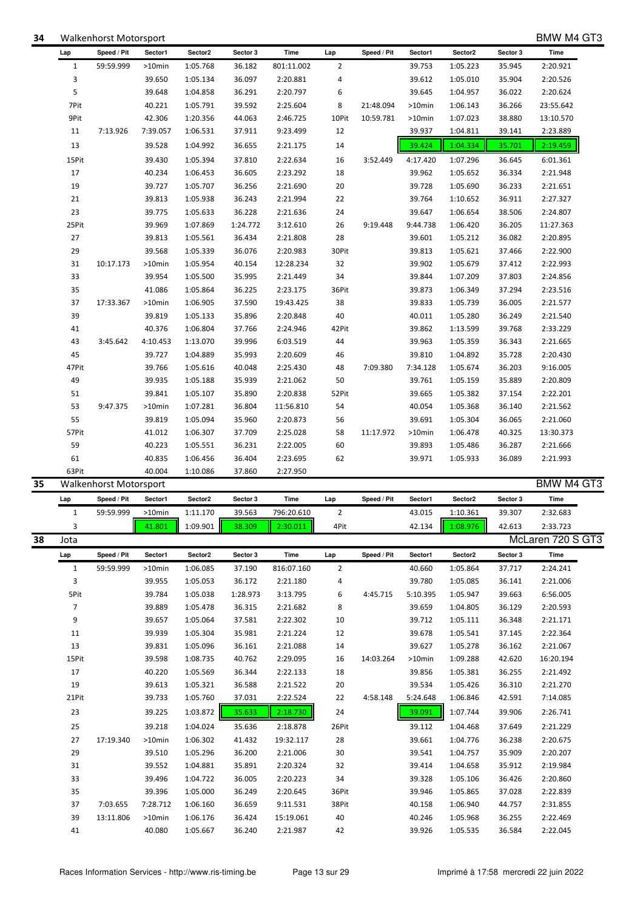## 34 Walkenhorst Motorsport — BMW M4 GT3

| Lap | Speed / Pit | Sector1 | Sector2 | Sector 3 | Time | Lap | Speed / Pit | Sector1 | Sector2 | Sector 3 | Time |
|---|---|---|---|---|---|---|---|---|---|---|---|
| 1 | 59:59.999 | >10min | 1:05.768 | 36.182 | 801:11.002 | 2 | | 39.753 | 1:05.223 | 35.945 | 2:20.921 |
| 3 | | 39.650 | 1:05.134 | 36.097 | 2:20.881 | 4 | | 39.612 | 1:05.010 | 35.904 | 2:20.526 |
| 5 | | 39.648 | 1:04.858 | 36.291 | 2:20.797 | 6 | | 39.645 | 1:04.957 | 36.022 | 2:20.624 |
| 7Pit | | 40.221 | 1:05.791 | 39.592 | 2:25.604 | 8 | 21:48.094 | >10min | 1:06.143 | 36.266 | 23:55.642 |
| 9Pit | | 42.306 | 1:20.356 | 44.063 | 2:46.725 | 10Pit | 10:59.781 | >10min | 1:07.023 | 38.880 | 13:10.570 |
| 11 | 7:13.926 | 7:39.057 | 1:06.531 | 37.911 | 9:23.499 | 12 | | 39.937 | 1:04.811 | 39.141 | 2:23.889 |
| 13 | | 39.528 | 1:04.992 | 36.655 | 2:21.175 | 14 | | 39.424 | 1:04.334 | 35.701 | 2:19.459 |
| 15Pit | | 39.430 | 1:05.394 | 37.810 | 2:22.634 | 16 | 3:52.449 | 4:17.420 | 1:07.296 | 36.645 | 6:01.361 |
| 17 | | 40.234 | 1:06.453 | 36.605 | 2:23.292 | 18 | | 39.962 | 1:05.652 | 36.334 | 2:21.948 |
| 19 | | 39.727 | 1:05.707 | 36.256 | 2:21.690 | 20 | | 39.728 | 1:05.690 | 36.233 | 2:21.651 |
| 21 | | 39.813 | 1:05.938 | 36.243 | 2:21.994 | 22 | | 39.764 | 1:10.652 | 36.911 | 2:27.327 |
| 23 | | 39.775 | 1:05.633 | 36.228 | 2:21.636 | 24 | | 39.647 | 1:06.654 | 38.506 | 2:24.807 |
| 25Pit | | 39.969 | 1:07.869 | 1:24.772 | 3:12.610 | 26 | 9:19.448 | 9:44.738 | 1:06.420 | 36.205 | 11:27.363 |
| 27 | | 39.813 | 1:05.561 | 36.434 | 2:21.808 | 28 | | 39.601 | 1:05.212 | 36.082 | 2:20.895 |
| 29 | | 39.568 | 1:05.339 | 36.076 | 2:20.983 | 30Pit | | 39.813 | 1:05.621 | 37.466 | 2:22.900 |
| 31 | 10:17.173 | >10min | 1:05.954 | 40.154 | 12:28.234 | 32 | | 39.902 | 1:05.679 | 37.412 | 2:22.993 |
| 33 | | 39.954 | 1:05.500 | 35.995 | 2:21.449 | 34 | | 39.844 | 1:07.209 | 37.803 | 2:24.856 |
| 35 | | 41.086 | 1:05.864 | 36.225 | 2:23.175 | 36Pit | | 39.873 | 1:06.349 | 37.294 | 2:23.516 |
| 37 | 17:33.367 | >10min | 1:06.905 | 37.590 | 19:43.425 | 38 | | 39.833 | 1:05.739 | 36.005 | 2:21.577 |
| 39 | | 39.819 | 1:05.133 | 35.896 | 2:20.848 | 40 | | 40.011 | 1:05.280 | 36.249 | 2:21.540 |
| 41 | | 40.376 | 1:06.804 | 37.766 | 2:24.946 | 42Pit | | 39.862 | 1:13.599 | 39.768 | 2:33.229 |
| 43 | 3:45.642 | 4:10.453 | 1:13.070 | 39.996 | 6:03.519 | 44 | | 39.963 | 1:05.359 | 36.343 | 2:21.665 |
| 45 | | 39.727 | 1:04.889 | 35.993 | 2:20.609 | 46 | | 39.810 | 1:04.892 | 35.728 | 2:20.430 |
| 47Pit | | 39.766 | 1:05.616 | 40.048 | 2:25.430 | 48 | 7:09.380 | 7:34.128 | 1:05.674 | 36.203 | 9:16.005 |
| 49 | | 39.935 | 1:05.188 | 35.939 | 2:21.062 | 50 | | 39.761 | 1:05.159 | 35.889 | 2:20.809 |
| 51 | | 39.841 | 1:05.107 | 35.890 | 2:20.838 | 52Pit | | 39.665 | 1:05.382 | 37.154 | 2:22.201 |
| 53 | 9:47.375 | >10min | 1:07.281 | 36.804 | 11:56.810 | 54 | | 40.054 | 1:05.368 | 36.140 | 2:21.562 |
| 55 | | 39.819 | 1:05.094 | 35.960 | 2:20.873 | 56 | | 39.691 | 1:05.304 | 36.065 | 2:21.060 |
| 57Pit | | 41.012 | 1:06.307 | 37.709 | 2:25.028 | 58 | 11:17.972 | >10min | 1:06.478 | 40.325 | 13:30.373 |
| 59 | | 40.223 | 1:05.551 | 36.231 | 2:22.005 | 60 | | 39.893 | 1:05.486 | 36.287 | 2:21.666 |
| 61 | | 40.835 | 1:06.456 | 36.404 | 2:23.695 | 62 | | 39.971 | 1:05.933 | 36.089 | 2:21.993 |
| 63Pit | | 40.004 | 1:10.086 | 37.860 | 2:27.950 | | | | | | |

## 35 Walkenhorst Motorsport — BMW M4 GT3

| Lap | Speed / Pit | Sector1 | Sector2 | Sector 3 | Time | Lap | Speed / Pit | Sector1 | Sector2 | Sector 3 | Time |
|---|---|---|---|---|---|---|---|---|---|---|---|
| 1 | 59:59.999 | >10min | 1:11.170 | 39.563 | 796:20.610 | 2 | | 43.015 | 1:10.361 | 39.307 | 2:32.683 |
| 3 | | 41.801 | 1:09.901 | 38.309 | 2:30.011 | 4Pit | | 42.134 | 1:08.976 | 42.613 | 2:33.723 |

## 38 Jota — McLaren 720 S GT3

| Lap | Speed / Pit | Sector1 | Sector2 | Sector 3 | Time | Lap | Speed / Pit | Sector1 | Sector2 | Sector 3 | Time |
|---|---|---|---|---|---|---|---|---|---|---|---|
| 1 | 59:59.999 | >10min | 1:06.085 | 37.190 | 816:07.160 | 2 | | 40.660 | 1:05.864 | 37.717 | 2:24.241 |
| 3 | | 39.955 | 1:05.053 | 36.172 | 2:21.180 | 4 | | 39.780 | 1:05.085 | 36.141 | 2:21.006 |
| 5Pit | | 39.784 | 1:05.038 | 1:28.973 | 3:13.795 | 6 | 4:45.715 | 5:10.395 | 1:05.947 | 39.663 | 6:56.005 |
| 7 | | 39.889 | 1:05.478 | 36.315 | 2:21.682 | 8 | | 39.659 | 1:04.805 | 36.129 | 2:20.593 |
| 9 | | 39.657 | 1:05.064 | 37.581 | 2:22.302 | 10 | | 39.712 | 1:05.111 | 36.348 | 2:21.171 |
| 11 | | 39.939 | 1:05.304 | 35.981 | 2:21.224 | 12 | | 39.678 | 1:05.541 | 37.145 | 2:22.364 |
| 13 | | 39.831 | 1:05.096 | 36.161 | 2:21.088 | 14 | | 39.627 | 1:05.278 | 36.162 | 2:21.067 |
| 15Pit | | 39.598 | 1:08.735 | 40.762 | 2:29.095 | 16 | 14:03.264 | >10min | 1:09.288 | 42.620 | 16:20.194 |
| 17 | | 40.220 | 1:05.569 | 36.344 | 2:22.133 | 18 | | 39.856 | 1:05.381 | 36.255 | 2:21.492 |
| 19 | | 39.613 | 1:05.321 | 36.588 | 2:21.522 | 20 | | 39.534 | 1:05.426 | 36.310 | 2:21.270 |
| 21Pit | | 39.733 | 1:05.760 | 37.031 | 2:22.524 | 22 | 4:58.148 | 5:24.648 | 1:06.846 | 42.591 | 7:14.085 |
| 23 | | 39.225 | 1:03.872 | 35.633 | 2:18.730 | 24 | | 39.091 | 1:07.744 | 39.906 | 2:26.741 |
| 25 | | 39.218 | 1:04.024 | 35.636 | 2:18.878 | 26Pit | | 39.112 | 1:04.468 | 37.649 | 2:21.229 |
| 27 | 17:19.340 | >10min | 1:06.302 | 41.432 | 19:32.117 | 28 | | 39.661 | 1:04.776 | 36.238 | 2:20.675 |
| 29 | | 39.510 | 1:05.296 | 36.200 | 2:21.006 | 30 | | 39.541 | 1:04.757 | 35.909 | 2:20.207 |
| 31 | | 39.552 | 1:04.881 | 35.891 | 2:20.324 | 32 | | 39.414 | 1:04.658 | 35.912 | 2:19.984 |
| 33 | | 39.496 | 1:04.722 | 36.005 | 2:20.223 | 34 | | 39.328 | 1:05.106 | 36.426 | 2:20.860 |
| 35 | | 39.396 | 1:05.000 | 36.249 | 2:20.645 | 36Pit | | 39.946 | 1:05.865 | 37.028 | 2:22.839 |
| 37 | 7:03.655 | 7:28.712 | 1:06.160 | 36.659 | 9:11.531 | 38Pit | | 40.158 | 1:06.940 | 44.757 | 2:31.855 |
| 39 | 13:11.806 | >10min | 1:06.176 | 36.424 | 15:19.061 | 40 | | 40.246 | 1:05.968 | 36.255 | 2:22.469 |
| 41 | | 40.080 | 1:05.667 | 36.240 | 2:21.987 | 42 | | 39.926 | 1:05.535 | 36.584 | 2:22.045 |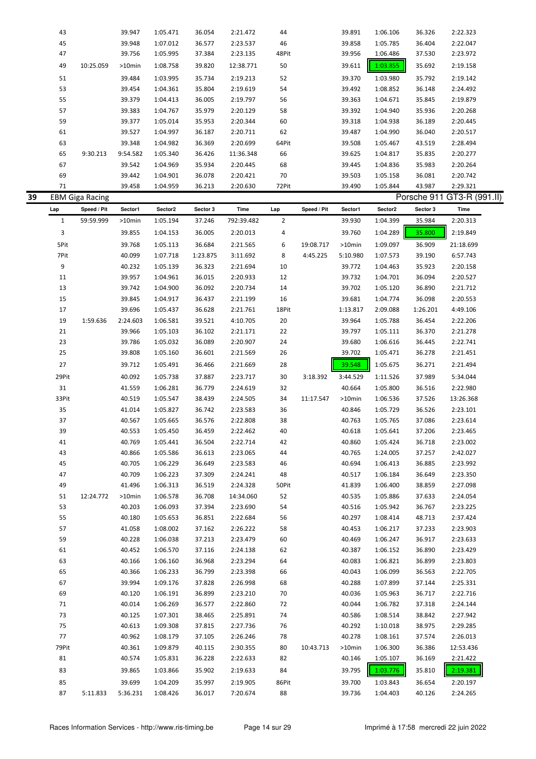| Lap | Speed / Pit | Sector1 | Sector2 | Sector 3 | Time | Lap | Speed / Pit | Sector1 | Sector2 | Sector 3 | Time |
|---|---|---|---|---|---|---|---|---|---|---|---|
| 43 | | 39.947 | 1:05.471 | 36.054 | 2:21.472 | 44 | | 39.891 | 1:06.106 | 36.326 | 2:22.323 |
| 45 | | 39.948 | 1:07.012 | 36.577 | 2:23.537 | 46 | | 39.858 | 1:05.785 | 36.404 | 2:22.047 |
| 47 | | 39.756 | 1:05.995 | 37.384 | 2:23.135 | 48Pit | | 39.956 | 1:06.486 | 37.530 | 2:23.972 |
| 49 | 10:25.059 | >10min | 1:08.758 | 39.820 | 12:38.771 | 50 | | 39.611 | 1:03.855 | 35.692 | 2:19.158 |
| 51 | | 39.484 | 1:03.995 | 35.734 | 2:19.213 | 52 | | 39.370 | 1:03.980 | 35.792 | 2:19.142 |
| 53 | | 39.454 | 1:04.361 | 35.804 | 2:19.619 | 54 | | 39.492 | 1:08.852 | 36.148 | 2:24.492 |
| 55 | | 39.379 | 1:04.413 | 36.005 | 2:19.797 | 56 | | 39.363 | 1:04.671 | 35.845 | 2:19.879 |
| 57 | | 39.383 | 1:04.767 | 35.979 | 2:20.129 | 58 | | 39.392 | 1:04.940 | 35.936 | 2:20.268 |
| 59 | | 39.377 | 1:05.014 | 35.953 | 2:20.344 | 60 | | 39.318 | 1:04.938 | 36.189 | 2:20.445 |
| 61 | | 39.527 | 1:04.997 | 36.187 | 2:20.711 | 62 | | 39.487 | 1:04.990 | 36.040 | 2:20.517 |
| 63 | | 39.348 | 1:04.982 | 36.369 | 2:20.699 | 64Pit | | 39.508 | 1:05.467 | 43.519 | 2:28.494 |
| 65 | 9:30.213 | 9:54.582 | 1:05.340 | 36.426 | 11:36.348 | 66 | | 39.625 | 1:04.817 | 35.835 | 2:20.277 |
| 67 | | 39.542 | 1:04.969 | 35.934 | 2:20.445 | 68 | | 39.445 | 1:04.836 | 35.983 | 2:20.264 |
| 69 | | 39.442 | 1:04.901 | 36.078 | 2:20.421 | 70 | | 39.503 | 1:05.158 | 36.081 | 2:20.742 |
| 71 | | 39.458 | 1:04.959 | 36.213 | 2:20.630 | 72Pit | | 39.490 | 1:05.844 | 43.987 | 2:29.321 |

## 39 EBM Giga Racing — Porsche 911 GT3-R (991.II)

| Lap | Speed / Pit | Sector1 | Sector2 | Sector 3 | Time | Lap | Speed / Pit | Sector1 | Sector2 | Sector 3 | Time |
|---|---|---|---|---|---|---|---|---|---|---|---|
| 1 | 59:59.999 | >10min | 1:05.194 | 37.246 | 792:39.482 | 2 | | 39.930 | 1:04.399 | 35.984 | 2:20.313 |
| 3 | | 39.855 | 1:04.153 | 36.005 | 2:20.013 | 4 | | 39.760 | 1:04.289 | 35.800 | 2:19.849 |
| 5Pit | | 39.768 | 1:05.113 | 36.684 | 2:21.565 | 6 | 19:08.717 | >10min | 1:09.097 | 36.909 | 21:18.699 |
| 7Pit | | 40.099 | 1:07.718 | 1:23.875 | 3:11.692 | 8 | 4:45.225 | 5:10.980 | 1:07.573 | 39.190 | 6:57.743 |
| 9 | | 40.232 | 1:05.139 | 36.323 | 2:21.694 | 10 | | 39.772 | 1:04.463 | 35.923 | 2:20.158 |
| 11 | | 39.957 | 1:04.961 | 36.015 | 2:20.933 | 12 | | 39.732 | 1:04.701 | 36.094 | 2:20.527 |
| 13 | | 39.742 | 1:04.900 | 36.092 | 2:20.734 | 14 | | 39.702 | 1:05.120 | 36.890 | 2:21.712 |
| 15 | | 39.845 | 1:04.917 | 36.437 | 2:21.199 | 16 | | 39.681 | 1:04.774 | 36.098 | 2:20.553 |
| 17 | | 39.696 | 1:05.437 | 36.628 | 2:21.761 | 18Pit | | 1:13.817 | 2:09.088 | 1:26.201 | 4:49.106 |
| 19 | 1:59.636 | 2:24.603 | 1:06.581 | 39.521 | 4:10.705 | 20 | | 39.964 | 1:05.788 | 36.454 | 2:22.206 |
| 21 | | 39.966 | 1:05.103 | 36.102 | 2:21.171 | 22 | | 39.797 | 1:05.111 | 36.370 | 2:21.278 |
| 23 | | 39.786 | 1:05.032 | 36.089 | 2:20.907 | 24 | | 39.680 | 1:06.616 | 36.445 | 2:22.741 |
| 25 | | 39.808 | 1:05.160 | 36.601 | 2:21.569 | 26 | | 39.702 | 1:05.471 | 36.278 | 2:21.451 |
| 27 | | 39.712 | 1:05.491 | 36.466 | 2:21.669 | 28 | | 39.548 | 1:05.675 | 36.271 | 2:21.494 |
| 29Pit | | 40.092 | 1:05.738 | 37.887 | 2:23.717 | 30 | 3:18.392 | 3:44.529 | 1:11.526 | 37.989 | 5:34.044 |
| 31 | | 41.559 | 1:06.281 | 36.779 | 2:24.619 | 32 | | 40.664 | 1:05.800 | 36.516 | 2:22.980 |
| 33Pit | | 40.519 | 1:05.547 | 38.439 | 2:24.505 | 34 | 11:17.547 | >10min | 1:06.536 | 37.526 | 13:26.368 |
| 35 | | 41.014 | 1:05.827 | 36.742 | 2:23.583 | 36 | | 40.846 | 1:05.729 | 36.526 | 2:23.101 |
| 37 | | 40.567 | 1:05.665 | 36.576 | 2:22.808 | 38 | | 40.763 | 1:05.765 | 37.086 | 2:23.614 |
| 39 | | 40.553 | 1:05.450 | 36.459 | 2:22.462 | 40 | | 40.618 | 1:05.641 | 37.206 | 2:23.465 |
| 41 | | 40.769 | 1:05.441 | 36.504 | 2:22.714 | 42 | | 40.860 | 1:05.424 | 36.718 | 2:23.002 |
| 43 | | 40.866 | 1:05.586 | 36.613 | 2:23.065 | 44 | | 40.765 | 1:24.005 | 37.257 | 2:42.027 |
| 45 | | 40.705 | 1:06.229 | 36.649 | 2:23.583 | 46 | | 40.694 | 1:06.413 | 36.885 | 2:23.992 |
| 47 | | 40.709 | 1:06.223 | 37.309 | 2:24.241 | 48 | | 40.517 | 1:06.184 | 36.649 | 2:23.350 |
| 49 | | 41.496 | 1:06.313 | 36.519 | 2:24.328 | 50Pit | | 41.839 | 1:06.400 | 38.859 | 2:27.098 |
| 51 | 12:24.772 | >10min | 1:06.578 | 36.708 | 14:34.060 | 52 | | 40.535 | 1:05.886 | 37.633 | 2:24.054 |
| 53 | | 40.203 | 1:06.093 | 37.394 | 2:23.690 | 54 | | 40.516 | 1:05.942 | 36.767 | 2:23.225 |
| 55 | | 40.180 | 1:05.653 | 36.851 | 2:22.684 | 56 | | 40.297 | 1:08.414 | 48.713 | 2:37.424 |
| 57 | | 41.058 | 1:08.002 | 37.162 | 2:26.222 | 58 | | 40.453 | 1:06.217 | 37.233 | 2:23.903 |
| 59 | | 40.228 | 1:06.038 | 37.213 | 2:23.479 | 60 | | 40.469 | 1:06.247 | 36.917 | 2:23.633 |
| 61 | | 40.452 | 1:06.570 | 37.116 | 2:24.138 | 62 | | 40.387 | 1:06.152 | 36.890 | 2:23.429 |
| 63 | | 40.166 | 1:06.160 | 36.968 | 2:23.294 | 64 | | 40.083 | 1:06.821 | 36.899 | 2:23.803 |
| 65 | | 40.366 | 1:06.233 | 36.799 | 2:23.398 | 66 | | 40.043 | 1:06.099 | 36.563 | 2:22.705 |
| 67 | | 39.994 | 1:09.176 | 37.828 | 2:26.998 | 68 | | 40.288 | 1:07.899 | 37.144 | 2:25.331 |
| 69 | | 40.120 | 1:06.191 | 36.899 | 2:23.210 | 70 | | 40.036 | 1:05.963 | 36.717 | 2:22.716 |
| 71 | | 40.014 | 1:06.269 | 36.577 | 2:22.860 | 72 | | 40.044 | 1:06.782 | 37.318 | 2:24.144 |
| 73 | | 40.125 | 1:07.301 | 38.465 | 2:25.891 | 74 | | 40.586 | 1:08.514 | 38.842 | 2:27.942 |
| 75 | | 40.613 | 1:09.308 | 37.815 | 2:27.736 | 76 | | 40.292 | 1:10.018 | 38.975 | 2:29.285 |
| 77 | | 40.962 | 1:08.179 | 37.105 | 2:26.246 | 78 | | 40.278 | 1:08.161 | 37.574 | 2:26.013 |
| 79Pit | | 40.361 | 1:09.879 | 40.115 | 2:30.355 | 80 | 10:43.713 | >10min | 1:06.300 | 36.386 | 12:53.436 |
| 81 | | 40.574 | 1:05.831 | 36.228 | 2:22.633 | 82 | | 40.146 | 1:05.107 | 36.169 | 2:21.422 |
| 83 | | 39.865 | 1:03.866 | 35.902 | 2:19.633 | 84 | | 39.795 | 1:03.776 | 35.810 | 2:19.381 |
| 85 | | 39.699 | 1:04.209 | 35.997 | 2:19.905 | 86Pit | | 39.700 | 1:03.843 | 36.654 | 2:20.197 |
| 87 | 5:11.833 | 5:36.231 | 1:08.426 | 36.017 | 7:20.674 | 88 | | 39.736 | 1:04.403 | 40.126 | 2:24.265 |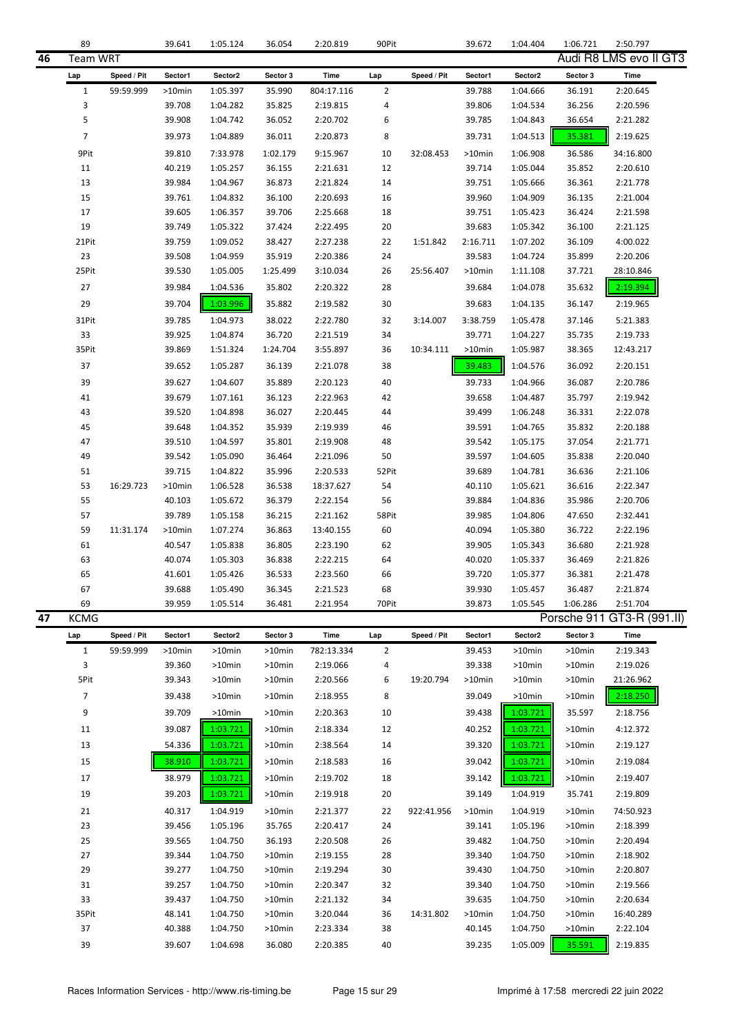| 89 | | 39.641 | 1:05.124 | 36.054 | 2:20.819 | 90Pit | | 39.672 | 1:04.404 | 1:06.721 | 2:50.797 |
|---|---|---|---|---|---|---|---|---|---|---|---|

## 46 Team WRT — Audi R8 LMS evo II GT3

| Lap | Speed / Pit | Sector1 | Sector2 | Sector 3 | Time | Lap | Speed / Pit | Sector1 | Sector2 | Sector 3 | Time |
|---|---|---|---|---|---|---|---|---|---|---|---|
| 1 | 59:59.999 | >10min | 1:05.397 | 35.990 | 804:17.116 | 2 | | 39.788 | 1:04.666 | 36.191 | 2:20.645 |
| 3 | | 39.708 | 1:04.282 | 35.825 | 2:19.815 | 4 | | 39.806 | 1:04.534 | 36.256 | 2:20.596 |
| 5 | | 39.908 | 1:04.742 | 36.052 | 2:20.702 | 6 | | 39.785 | 1:04.843 | 36.654 | 2:21.282 |
| 7 | | 39.973 | 1:04.889 | 36.011 | 2:20.873 | 8 | | 39.731 | 1:04.513 | 35.381 | 2:19.625 |
| 9Pit | | 39.810 | 7:33.978 | 1:02.179 | 9:15.967 | 10 | 32:08.453 | >10min | 1:06.908 | 36.586 | 34:16.800 |
| 11 | | 40.219 | 1:05.257 | 36.155 | 2:21.631 | 12 | | 39.714 | 1:05.044 | 35.852 | 2:20.610 |
| 13 | | 39.984 | 1:04.967 | 36.873 | 2:21.824 | 14 | | 39.751 | 1:05.666 | 36.361 | 2:21.778 |
| 15 | | 39.761 | 1:04.832 | 36.100 | 2:20.693 | 16 | | 39.960 | 1:04.909 | 36.135 | 2:21.004 |
| 17 | | 39.605 | 1:06.357 | 39.706 | 2:25.668 | 18 | | 39.751 | 1:05.423 | 36.424 | 2:21.598 |
| 19 | | 39.749 | 1:05.322 | 37.424 | 2:22.495 | 20 | | 39.683 | 1:05.342 | 36.100 | 2:21.125 |
| 21Pit | | 39.759 | 1:09.052 | 38.427 | 2:27.238 | 22 | 1:51.842 | 2:16.711 | 1:07.202 | 36.109 | 4:00.022 |
| 23 | | 39.508 | 1:04.959 | 35.919 | 2:20.386 | 24 | | 39.583 | 1:04.724 | 35.899 | 2:20.206 |
| 25Pit | | 39.530 | 1:05.005 | 1:25.499 | 3:10.034 | 26 | 25:56.407 | >10min | 1:11.108 | 37.721 | 28:10.846 |
| 27 | | 39.984 | 1:04.536 | 35.802 | 2:20.322 | 28 | | 39.684 | 1:04.078 | 35.632 | 2:19.394 |
| 29 | | 39.704 | 1:03.996 | 35.882 | 2:19.582 | 30 | | 39.683 | 1:04.135 | 36.147 | 2:19.965 |
| 31Pit | | 39.785 | 1:04.973 | 38.022 | 2:22.780 | 32 | 3:14.007 | 3:38.759 | 1:05.478 | 37.146 | 5:21.383 |
| 33 | | 39.925 | 1:04.874 | 36.720 | 2:21.519 | 34 | | 39.771 | 1:04.227 | 35.735 | 2:19.733 |
| 35Pit | | 39.869 | 1:51.324 | 1:24.704 | 3:55.897 | 36 | 10:34.111 | >10min | 1:05.987 | 38.365 | 12:43.217 |
| 37 | | 39.652 | 1:05.287 | 36.139 | 2:21.078 | 38 | | 39.483 | 1:04.576 | 36.092 | 2:20.151 |
| 39 | | 39.627 | 1:04.607 | 35.889 | 2:20.123 | 40 | | 39.733 | 1:04.966 | 36.087 | 2:20.786 |
| 41 | | 39.679 | 1:07.161 | 36.123 | 2:22.963 | 42 | | 39.658 | 1:04.487 | 35.797 | 2:19.942 |
| 43 | | 39.520 | 1:04.898 | 36.027 | 2:20.445 | 44 | | 39.499 | 1:06.248 | 36.331 | 2:22.078 |
| 45 | | 39.648 | 1:04.352 | 35.939 | 2:19.939 | 46 | | 39.591 | 1:04.765 | 35.832 | 2:20.188 |
| 47 | | 39.510 | 1:04.597 | 35.801 | 2:19.908 | 48 | | 39.542 | 1:05.175 | 37.054 | 2:21.771 |
| 49 | | 39.542 | 1:05.090 | 36.464 | 2:21.096 | 50 | | 39.597 | 1:04.605 | 35.838 | 2:20.040 |
| 51 | | 39.715 | 1:04.822 | 35.996 | 2:20.533 | 52Pit | | 39.689 | 1:04.781 | 36.636 | 2:21.106 |
| 53 | 16:29.723 | >10min | 1:06.528 | 36.538 | 18:37.627 | 54 | | 40.110 | 1:05.621 | 36.616 | 2:22.347 |
| 55 | | 40.103 | 1:05.672 | 36.379 | 2:22.154 | 56 | | 39.884 | 1:04.836 | 35.986 | 2:20.706 |
| 57 | | 39.789 | 1:05.158 | 36.215 | 2:21.162 | 58Pit | | 39.985 | 1:04.806 | 47.650 | 2:32.441 |
| 59 | 11:31.174 | >10min | 1:07.274 | 36.863 | 13:40.155 | 60 | | 40.094 | 1:05.380 | 36.722 | 2:22.196 |
| 61 | | 40.547 | 1:05.838 | 36.805 | 2:23.190 | 62 | | 39.905 | 1:05.343 | 36.680 | 2:21.928 |
| 63 | | 40.074 | 1:05.303 | 36.838 | 2:22.215 | 64 | | 40.020 | 1:05.337 | 36.469 | 2:21.826 |
| 65 | | 41.601 | 1:05.426 | 36.533 | 2:23.560 | 66 | | 39.720 | 1:05.377 | 36.381 | 2:21.478 |
| 67 | | 39.688 | 1:05.490 | 36.345 | 2:21.523 | 68 | | 39.930 | 1:05.457 | 36.487 | 2:21.874 |
| 69 | | 39.959 | 1:05.514 | 36.481 | 2:21.954 | 70Pit | | 39.873 | 1:05.545 | 1:06.286 | 2:51.704 |

## 47 KCMG — Porsche 911 GT3-R (991.II)

| Lap | Speed / Pit | Sector1 | Sector2 | Sector 3 | Time | Lap | Speed / Pit | Sector1 | Sector2 | Sector 3 | Time |
|---|---|---|---|---|---|---|---|---|---|---|---|
| 1 | 59:59.999 | >10min | >10min | >10min | 782:13.334 | 2 | | 39.453 | >10min | >10min | 2:19.343 |
| 3 | | 39.360 | >10min | >10min | 2:19.066 | 4 | | 39.338 | >10min | >10min | 2:19.026 |
| 5Pit | | 39.343 | >10min | >10min | 2:20.566 | 6 | 19:20.794 | >10min | >10min | >10min | 21:26.962 |
| 7 | | 39.438 | >10min | >10min | 2:18.955 | 8 | | 39.049 | >10min | >10min | 2:18.250 |
| 9 | | 39.709 | >10min | >10min | 2:20.363 | 10 | | 39.438 | 1:03.721 | 35.597 | 2:18.756 |
| 11 | | 39.087 | 1:03.721 | >10min | 2:18.334 | 12 | | 40.252 | 1:03.721 | >10min | 4:12.372 |
| 13 | | 54.336 | 1:03.721 | >10min | 2:38.564 | 14 | | 39.320 | 1:03.721 | >10min | 2:19.127 |
| 15 | | 38.910 | 1:03.721 | >10min | 2:18.583 | 16 | | 39.042 | 1:03.721 | >10min | 2:19.084 |
| 17 | | 38.979 | 1:03.721 | >10min | 2:19.702 | 18 | | 39.142 | 1:03.721 | >10min | 2:19.407 |
| 19 | | 39.203 | 1:03.721 | >10min | 2:19.918 | 20 | | 39.149 | 1:04.919 | 35.741 | 2:19.809 |
| 21 | | 40.317 | 1:04.919 | >10min | 2:21.377 | 22 | 922:41.956 | >10min | 1:04.919 | >10min | 74:50.923 |
| 23 | | 39.456 | 1:05.196 | 35.765 | 2:20.417 | 24 | | 39.141 | 1:05.196 | >10min | 2:18.399 |
| 25 | | 39.565 | 1:04.750 | 36.193 | 2:20.508 | 26 | | 39.482 | 1:04.750 | >10min | 2:20.494 |
| 27 | | 39.344 | 1:04.750 | >10min | 2:19.155 | 28 | | 39.340 | 1:04.750 | >10min | 2:18.902 |
| 29 | | 39.277 | 1:04.750 | >10min | 2:19.294 | 30 | | 39.430 | 1:04.750 | >10min | 2:20.807 |
| 31 | | 39.257 | 1:04.750 | >10min | 2:20.347 | 32 | | 39.340 | 1:04.750 | >10min | 2:19.566 |
| 33 | | 39.437 | 1:04.750 | >10min | 2:21.132 | 34 | | 39.635 | 1:04.750 | >10min | 2:20.634 |
| 35Pit | | 48.141 | 1:04.750 | >10min | 3:20.044 | 36 | 14:31.802 | >10min | 1:04.750 | >10min | 16:40.289 |
| 37 | | 40.388 | 1:04.750 | >10min | 2:23.334 | 38 | | 40.145 | 1:04.750 | >10min | 2:22.104 |
| 39 | | 39.607 | 1:04.698 | 36.080 | 2:20.385 | 40 | | 39.235 | 1:05.009 | 35.591 | 2:19.835 |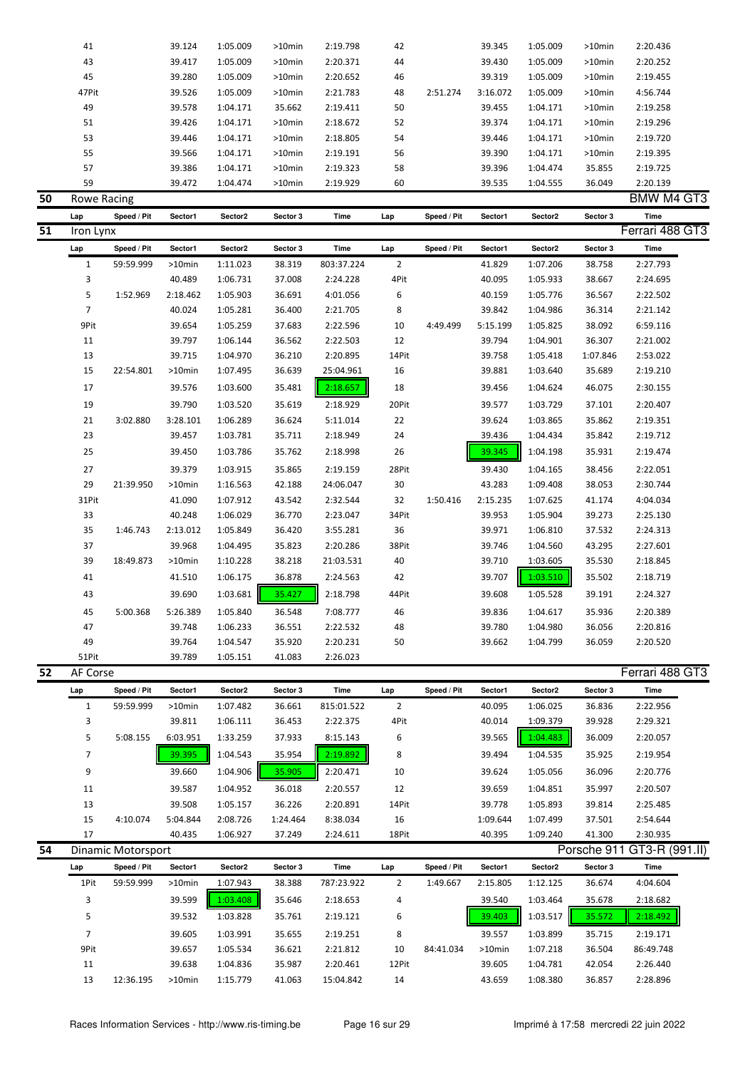| Lap | Speed / Pit | Sector1 | Sector2 | Sector 3 | Time | Lap | Speed / Pit | Sector1 | Sector2 | Sector 3 | Time |
|---|---|---|---|---|---|---|---|---|---|---|---|
| 41 | | 39.124 | 1:05.009 | >10min | 2:19.798 | 42 | | 39.345 | 1:05.009 | >10min | 2:20.436 |
| 43 | | 39.417 | 1:05.009 | >10min | 2:20.371 | 44 | | 39.430 | 1:05.009 | >10min | 2:20.252 |
| 45 | | 39.280 | 1:05.009 | >10min | 2:20.652 | 46 | | 39.319 | 1:05.009 | >10min | 2:19.455 |
| 47Pit | | 39.526 | 1:05.009 | >10min | 2:21.783 | 48 | 2:51.274 | 3:16.072 | 1:05.009 | >10min | 4:56.744 |
| 49 | | 39.578 | 1:04.171 | 35.662 | 2:19.411 | 50 | | 39.455 | 1:04.171 | >10min | 2:19.258 |
| 51 | | 39.426 | 1:04.171 | >10min | 2:18.672 | 52 | | 39.374 | 1:04.171 | >10min | 2:19.296 |
| 53 | | 39.446 | 1:04.171 | >10min | 2:18.805 | 54 | | 39.446 | 1:04.171 | >10min | 2:19.720 |
| 55 | | 39.566 | 1:04.171 | >10min | 2:19.191 | 56 | | 39.390 | 1:04.171 | >10min | 2:19.395 |
| 57 | | 39.386 | 1:04.171 | >10min | 2:19.323 | 58 | | 39.396 | 1:04.474 | 35.855 | 2:19.725 |
| 59 | | 39.472 | 1:04.474 | >10min | 2:19.929 | 60 | | 39.535 | 1:04.555 | 36.049 | 2:20.139 |

## 50 Rowe Racing — BMW M4 GT3

| Lap | Speed / Pit | Sector1 | Sector2 | Sector 3 | Time | Lap | Speed / Pit | Sector1 | Sector2 | Sector 3 | Time |
|---|---|---|---|---|---|---|---|---|---|---|---|

## 51 Iron Lynx — Ferrari 488 GT3

| Lap | Speed / Pit | Sector1 | Sector2 | Sector 3 | Time | Lap | Speed / Pit | Sector1 | Sector2 | Sector 3 | Time |
|---|---|---|---|---|---|---|---|---|---|---|---|
| 1 | 59:59.999 | >10min | 1:11.023 | 38.319 | 803:37.224 | 2 | | 41.829 | 1:07.206 | 38.758 | 2:27.793 |
| 3 | | 40.489 | 1:06.731 | 37.008 | 2:24.228 | 4Pit | | 40.095 | 1:05.933 | 38.667 | 2:24.695 |
| 5 | 1:52.969 | 2:18.462 | 1:05.903 | 36.691 | 4:01.056 | 6 | | 40.159 | 1:05.776 | 36.567 | 2:22.502 |
| 7 | | 40.024 | 1:05.281 | 36.400 | 2:21.705 | 8 | | 39.842 | 1:04.986 | 36.314 | 2:21.142 |
| 9Pit | | 39.654 | 1:05.259 | 37.683 | 2:22.596 | 10 | 4:49.499 | 5:15.199 | 1:05.825 | 38.092 | 6:59.116 |
| 11 | | 39.797 | 1:06.144 | 36.562 | 2:22.503 | 12 | | 39.794 | 1:04.901 | 36.307 | 2:21.002 |
| 13 | | 39.715 | 1:04.970 | 36.210 | 2:20.895 | 14Pit | | 39.758 | 1:05.418 | 1:07.846 | 2:53.022 |
| 15 | 22:54.801 | >10min | 1:07.495 | 36.639 | 25:04.961 | 16 | | 39.881 | 1:03.640 | 35.689 | 2:19.210 |
| 17 | | 39.576 | 1:03.600 | 35.481 | 2:18.657 | 18 | | 39.456 | 1:04.624 | 46.075 | 2:30.155 |
| 19 | | 39.790 | 1:03.520 | 35.619 | 2:18.929 | 20Pit | | 39.577 | 1:03.729 | 37.101 | 2:20.407 |
| 21 | 3:02.880 | 3:28.101 | 1:06.289 | 36.624 | 5:11.014 | 22 | | 39.624 | 1:03.865 | 35.862 | 2:19.351 |
| 23 | | 39.457 | 1:03.781 | 35.711 | 2:18.949 | 24 | | 39.436 | 1:04.434 | 35.842 | 2:19.712 |
| 25 | | 39.450 | 1:03.786 | 35.762 | 2:18.998 | 26 | | 39.345 | 1:04.198 | 35.931 | 2:19.474 |
| 27 | | 39.379 | 1:03.915 | 35.865 | 2:19.159 | 28Pit | | 39.430 | 1:04.165 | 38.456 | 2:22.051 |
| 29 | 21:39.950 | >10min | 1:16.563 | 42.188 | 24:06.047 | 30 | | 43.283 | 1:09.408 | 38.053 | 2:30.744 |
| 31Pit | | 41.090 | 1:07.912 | 43.542 | 2:32.544 | 32 | 1:50.416 | 2:15.235 | 1:07.625 | 41.174 | 4:04.034 |
| 33 | | 40.248 | 1:06.029 | 36.770 | 2:23.047 | 34Pit | | 39.953 | 1:05.904 | 39.273 | 2:25.130 |
| 35 | 1:46.743 | 2:13.012 | 1:05.849 | 36.420 | 3:55.281 | 36 | | 39.971 | 1:06.810 | 37.532 | 2:24.313 |
| 37 | | 39.968 | 1:04.495 | 35.823 | 2:20.286 | 38Pit | | 39.746 | 1:04.560 | 43.295 | 2:27.601 |
| 39 | 18:49.873 | >10min | 1:10.228 | 38.218 | 21:03.531 | 40 | | 39.710 | 1:03.605 | 35.530 | 2:18.845 |
| 41 | | 41.510 | 1:06.175 | 36.878 | 2:24.563 | 42 | | 39.707 | 1:03.510 | 35.502 | 2:18.719 |
| 43 | | 39.690 | 1:03.681 | 35.427 | 2:18.798 | 44Pit | | 39.608 | 1:05.528 | 39.191 | 2:24.327 |
| 45 | 5:00.368 | 5:26.389 | 1:05.840 | 36.548 | 7:08.777 | 46 | | 39.836 | 1:04.617 | 35.936 | 2:20.389 |
| 47 | | 39.748 | 1:06.233 | 36.551 | 2:22.532 | 48 | | 39.780 | 1:04.980 | 36.056 | 2:20.816 |
| 49 | | 39.764 | 1:04.547 | 35.920 | 2:20.231 | 50 | | 39.662 | 1:04.799 | 36.059 | 2:20.520 |
| 51Pit | | 39.789 | 1:05.151 | 41.083 | 2:26.023 | | | | | | |

## 52 AF Corse — Ferrari 488 GT3

| Lap | Speed / Pit | Sector1 | Sector2 | Sector 3 | Time | Lap | Speed / Pit | Sector1 | Sector2 | Sector 3 | Time |
|---|---|---|---|---|---|---|---|---|---|---|---|
| 1 | 59:59.999 | >10min | 1:07.482 | 36.661 | 815:01.522 | 2 | | 40.095 | 1:06.025 | 36.836 | 2:22.956 |
| 3 | | 39.811 | 1:06.111 | 36.453 | 2:22.375 | 4Pit | | 40.014 | 1:09.379 | 39.928 | 2:29.321 |
| 5 | 5:08.155 | 6:03.951 | 1:33.259 | 37.933 | 8:15.143 | 6 | | 39.565 | 1:04.483 | 36.009 | 2:20.057 |
| 7 | | 39.395 | 1:04.543 | 35.954 | 2:19.892 | 8 | | 39.494 | 1:04.535 | 35.925 | 2:19.954 |
| 9 | | 39.660 | 1:04.906 | 35.905 | 2:20.471 | 10 | | 39.624 | 1:05.056 | 36.096 | 2:20.776 |
| 11 | | 39.587 | 1:04.952 | 36.018 | 2:20.557 | 12 | | 39.659 | 1:04.851 | 35.997 | 2:20.507 |
| 13 | | 39.508 | 1:05.157 | 36.226 | 2:20.891 | 14Pit | | 39.778 | 1:05.893 | 39.814 | 2:25.485 |
| 15 | 4:10.074 | 5:04.844 | 2:08.726 | 1:24.464 | 8:38.034 | 16 | | 1:09.644 | 1:07.499 | 37.501 | 2:54.644 |
| 17 | | 40.435 | 1:06.927 | 37.249 | 2:24.611 | 18Pit | | 40.395 | 1:09.240 | 41.300 | 2:30.935 |

## 54 Dinamic Motorsport — Porsche 911 GT3-R (991.II)

| Lap | Speed / Pit | Sector1 | Sector2 | Sector 3 | Time | Lap | Speed / Pit | Sector1 | Sector2 | Sector 3 | Time |
|---|---|---|---|---|---|---|---|---|---|---|---|
| 1Pit | 59:59.999 | >10min | 1:07.943 | 38.388 | 787:23.922 | 2 | 1:49.667 | 2:15.805 | 1:12.125 | 36.674 | 4:04.604 |
| 3 | | 39.599 | 1:03.408 | 35.646 | 2:18.653 | 4 | | 39.540 | 1:03.464 | 35.678 | 2:18.682 |
| 5 | | 39.532 | 1:03.828 | 35.761 | 2:19.121 | 6 | | 39.403 | 1:03.517 | 35.572 | 2:18.492 |
| 7 | | 39.605 | 1:03.991 | 35.655 | 2:19.251 | 8 | | 39.557 | 1:03.899 | 35.715 | 2:19.171 |
| 9Pit | | 39.657 | 1:05.534 | 36.621 | 2:21.812 | 10 | 84:41.034 | >10min | 1:07.218 | 36.504 | 86:49.748 |
| 11 | | 39.638 | 1:04.836 | 35.987 | 2:20.461 | 12Pit | | 39.605 | 1:04.781 | 42.054 | 2:26.440 |
| 13 | 12:36.195 | >10min | 1:15.779 | 41.063 | 15:04.842 | 14 | | 43.659 | 1:08.380 | 36.857 | 2:28.896 |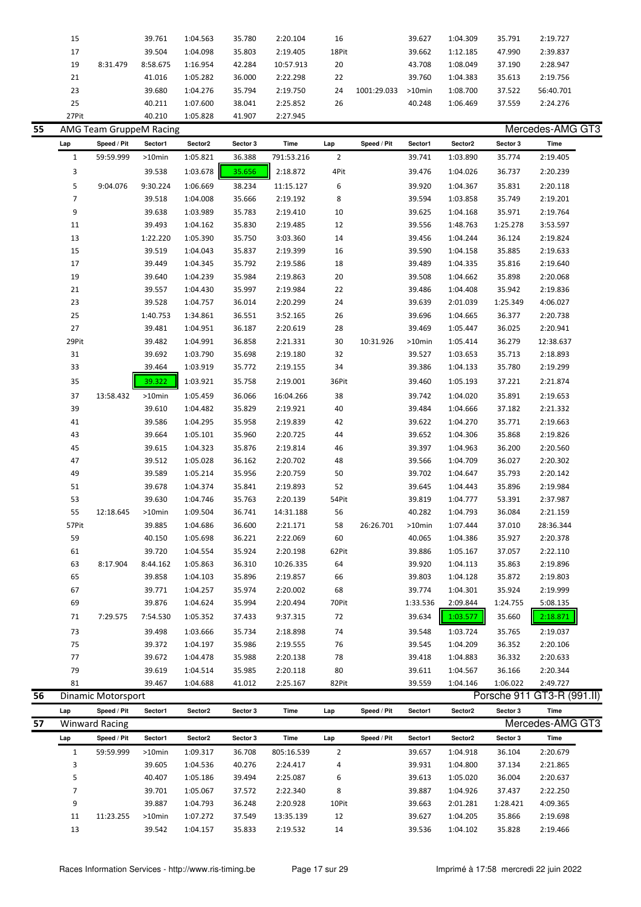| Lap | Speed / Pit | Sector1 | Sector2 | Sector 3 | Time | Lap | Speed / Pit | Sector1 | Sector2 | Sector 3 | Time |
|---|---|---|---|---|---|---|---|---|---|---|---|
| 15 | | 39.761 | 1:04.563 | 35.780 | 2:20.104 | 16 | | 39.627 | 1:04.309 | 35.791 | 2:19.727 |
| 17 | | 39.504 | 1:04.098 | 35.803 | 2:19.405 | 18Pit | | 39.662 | 1:12.185 | 47.990 | 2:39.837 |
| 19 | 8:31.479 | 8:58.675 | 1:16.954 | 42.284 | 10:57.913 | 20 | | 43.708 | 1:08.049 | 37.190 | 2:28.947 |
| 21 | | 41.016 | 1:05.282 | 36.000 | 2:22.298 | 22 | | 39.760 | 1:04.383 | 35.613 | 2:19.756 |
| 23 | | 39.680 | 1:04.276 | 35.794 | 2:19.750 | 24 | 1001:29.033 | >10min | 1:08.700 | 37.522 | 56:40.701 |
| 25 | | 40.211 | 1:07.600 | 38.041 | 2:25.852 | 26 | | 40.248 | 1:06.469 | 37.559 | 2:24.276 |
| 27Pit | | 40.210 | 1:05.828 | 41.907 | 2:27.945 | | | | | | |

## 55 AMG Team GruppeM Racing — Mercedes-AMG GT3

| Lap | Speed / Pit | Sector1 | Sector2 | Sector 3 | Time | Lap | Speed / Pit | Sector1 | Sector2 | Sector 3 | Time |
|---|---|---|---|---|---|---|---|---|---|---|---|
| 1 | 59:59.999 | >10min | 1:05.821 | 36.388 | 791:53.216 | 2 | | 39.741 | 1:03.890 | 35.774 | 2:19.405 |
| 3 | | 39.538 | 1:03.678 | 35.656 | 2:18.872 | 4Pit | | 39.476 | 1:04.026 | 36.737 | 2:20.239 |
| 5 | 9:04.076 | 9:30.224 | 1:06.669 | 38.234 | 11:15.127 | 6 | | 39.920 | 1:04.367 | 35.831 | 2:20.118 |
| 7 | | 39.518 | 1:04.008 | 35.666 | 2:19.192 | 8 | | 39.594 | 1:03.858 | 35.749 | 2:19.201 |
| 9 | | 39.638 | 1:03.989 | 35.783 | 2:19.410 | 10 | | 39.625 | 1:04.168 | 35.971 | 2:19.764 |
| 11 | | 39.493 | 1:04.162 | 35.830 | 2:19.485 | 12 | | 39.556 | 1:48.763 | 1:25.278 | 3:53.597 |
| 13 | | 1:22.220 | 1:05.390 | 35.750 | 3:03.360 | 14 | | 39.456 | 1:04.244 | 36.124 | 2:19.824 |
| 15 | | 39.519 | 1:04.043 | 35.837 | 2:19.399 | 16 | | 39.590 | 1:04.158 | 35.885 | 2:19.633 |
| 17 | | 39.449 | 1:04.345 | 35.792 | 2:19.586 | 18 | | 39.489 | 1:04.335 | 35.816 | 2:19.640 |
| 19 | | 39.640 | 1:04.239 | 35.984 | 2:19.863 | 20 | | 39.508 | 1:04.662 | 35.898 | 2:20.068 |
| 21 | | 39.557 | 1:04.430 | 35.997 | 2:19.984 | 22 | | 39.486 | 1:04.408 | 35.942 | 2:19.836 |
| 23 | | 39.528 | 1:04.757 | 36.014 | 2:20.299 | 24 | | 39.639 | 2:01.039 | 1:25.349 | 4:06.027 |
| 25 | | 1:40.753 | 1:34.861 | 36.551 | 3:52.165 | 26 | | 39.696 | 1:04.665 | 36.377 | 2:20.738 |
| 27 | | 39.481 | 1:04.951 | 36.187 | 2:20.619 | 28 | | 39.469 | 1:05.447 | 36.025 | 2:20.941 |
| 29Pit | | 39.482 | 1:04.991 | 36.858 | 2:21.331 | 30 | 10:31.926 | >10min | 1:05.414 | 36.279 | 12:38.637 |
| 31 | | 39.692 | 1:03.790 | 35.698 | 2:19.180 | 32 | | 39.527 | 1:03.653 | 35.713 | 2:18.893 |
| 33 | | 39.464 | 1:03.919 | 35.772 | 2:19.155 | 34 | | 39.386 | 1:04.133 | 35.780 | 2:19.299 |
| 35 | | 39.322 | 1:03.921 | 35.758 | 2:19.001 | 36Pit | | 39.460 | 1:05.193 | 37.221 | 2:21.874 |
| 37 | 13:58.432 | >10min | 1:05.459 | 36.066 | 16:04.266 | 38 | | 39.742 | 1:04.020 | 35.891 | 2:19.653 |
| 39 | | 39.610 | 1:04.482 | 35.829 | 2:19.921 | 40 | | 39.484 | 1:04.666 | 37.182 | 2:21.332 |
| 41 | | 39.586 | 1:04.295 | 35.958 | 2:19.839 | 42 | | 39.622 | 1:04.270 | 35.771 | 2:19.663 |
| 43 | | 39.664 | 1:05.101 | 35.960 | 2:20.725 | 44 | | 39.652 | 1:04.306 | 35.868 | 2:19.826 |
| 45 | | 39.615 | 1:04.323 | 35.876 | 2:19.814 | 46 | | 39.397 | 1:04.963 | 36.200 | 2:20.560 |
| 47 | | 39.512 | 1:05.028 | 36.162 | 2:20.702 | 48 | | 39.566 | 1:04.709 | 36.027 | 2:20.302 |
| 49 | | 39.589 | 1:05.214 | 35.956 | 2:20.759 | 50 | | 39.702 | 1:04.647 | 35.793 | 2:20.142 |
| 51 | | 39.678 | 1:04.374 | 35.841 | 2:19.893 | 52 | | 39.645 | 1:04.443 | 35.896 | 2:19.984 |
| 53 | | 39.630 | 1:04.746 | 35.763 | 2:20.139 | 54Pit | | 39.819 | 1:04.777 | 53.391 | 2:37.987 |
| 55 | 12:18.645 | >10min | 1:09.504 | 36.741 | 14:31.188 | 56 | | 40.282 | 1:04.793 | 36.084 | 2:21.159 |
| 57Pit | | 39.885 | 1:04.686 | 36.600 | 2:21.171 | 58 | 26:26.701 | >10min | 1:07.444 | 37.010 | 28:36.344 |
| 59 | | 40.150 | 1:05.698 | 36.221 | 2:22.069 | 60 | | 40.065 | 1:04.386 | 35.927 | 2:20.378 |
| 61 | | 39.720 | 1:04.554 | 35.924 | 2:20.198 | 62Pit | | 39.886 | 1:05.167 | 37.057 | 2:22.110 |
| 63 | 8:17.904 | 8:44.162 | 1:05.863 | 36.310 | 10:26.335 | 64 | | 39.920 | 1:04.113 | 35.863 | 2:19.896 |
| 65 | | 39.858 | 1:04.103 | 35.896 | 2:19.857 | 66 | | 39.803 | 1:04.128 | 35.872 | 2:19.803 |
| 67 | | 39.771 | 1:04.257 | 35.974 | 2:20.002 | 68 | | 39.774 | 1:04.301 | 35.924 | 2:19.999 |
| 69 | | 39.876 | 1:04.624 | 35.994 | 2:20.494 | 70Pit | | 1:33.536 | 2:09.844 | 1:24.755 | 5:08.135 |
| 71 | 7:29.575 | 7:54.530 | 1:05.352 | 37.433 | 9:37.315 | 72 | | 39.634 | 1:03.577 | 35.660 | 2:18.871 |
| 73 | | 39.498 | 1:03.666 | 35.734 | 2:18.898 | 74 | | 39.548 | 1:03.724 | 35.765 | 2:19.037 |
| 75 | | 39.372 | 1:04.197 | 35.986 | 2:19.555 | 76 | | 39.545 | 1:04.209 | 36.352 | 2:20.106 |
| 77 | | 39.672 | 1:04.478 | 35.988 | 2:20.138 | 78 | | 39.418 | 1:04.883 | 36.332 | 2:20.633 |
| 79 | | 39.619 | 1:04.514 | 35.985 | 2:20.118 | 80 | | 39.611 | 1:04.567 | 36.166 | 2:20.344 |
| 81 | | 39.467 | 1:04.688 | 41.012 | 2:25.167 | 82Pit | | 39.559 | 1:04.146 | 1:06.022 | 2:49.727 |

## 56 Dinamic Motorsport — Porsche 911 GT3-R (991.II)

| Lap | Speed / Pit | Sector1 | Sector2 | Sector 3 | Time | Lap | Speed / Pit | Sector1 | Sector2 | Sector 3 | Time |
|---|---|---|---|---|---|---|---|---|---|---|---|

## 57 Winward Racing — Mercedes-AMG GT3

| Lap | Speed / Pit | Sector1 | Sector2 | Sector 3 | Time | Lap | Speed / Pit | Sector1 | Sector2 | Sector 3 | Time |
|---|---|---|---|---|---|---|---|---|---|---|---|
| 1 | 59:59.999 | >10min | 1:09.317 | 36.708 | 805:16.539 | 2 | | 39.657 | 1:04.918 | 36.104 | 2:20.679 |
| 3 | | 39.605 | 1:04.536 | 40.276 | 2:24.417 | 4 | | 39.931 | 1:04.800 | 37.134 | 2:21.865 |
| 5 | | 40.407 | 1:05.186 | 39.494 | 2:25.087 | 6 | | 39.613 | 1:05.020 | 36.004 | 2:20.637 |
| 7 | | 39.701 | 1:05.067 | 37.572 | 2:22.340 | 8 | | 39.887 | 1:04.926 | 37.437 | 2:22.250 |
| 9 | | 39.887 | 1:04.793 | 36.248 | 2:20.928 | 10Pit | | 39.663 | 2:01.281 | 1:28.421 | 4:09.365 |
| 11 | 11:23.255 | >10min | 1:07.272 | 37.549 | 13:35.139 | 12 | | 39.627 | 1:04.205 | 35.866 | 2:19.698 |
| 13 | | 39.542 | 1:04.157 | 35.833 | 2:19.532 | 14 | | 39.536 | 1:04.102 | 35.828 | 2:19.466 |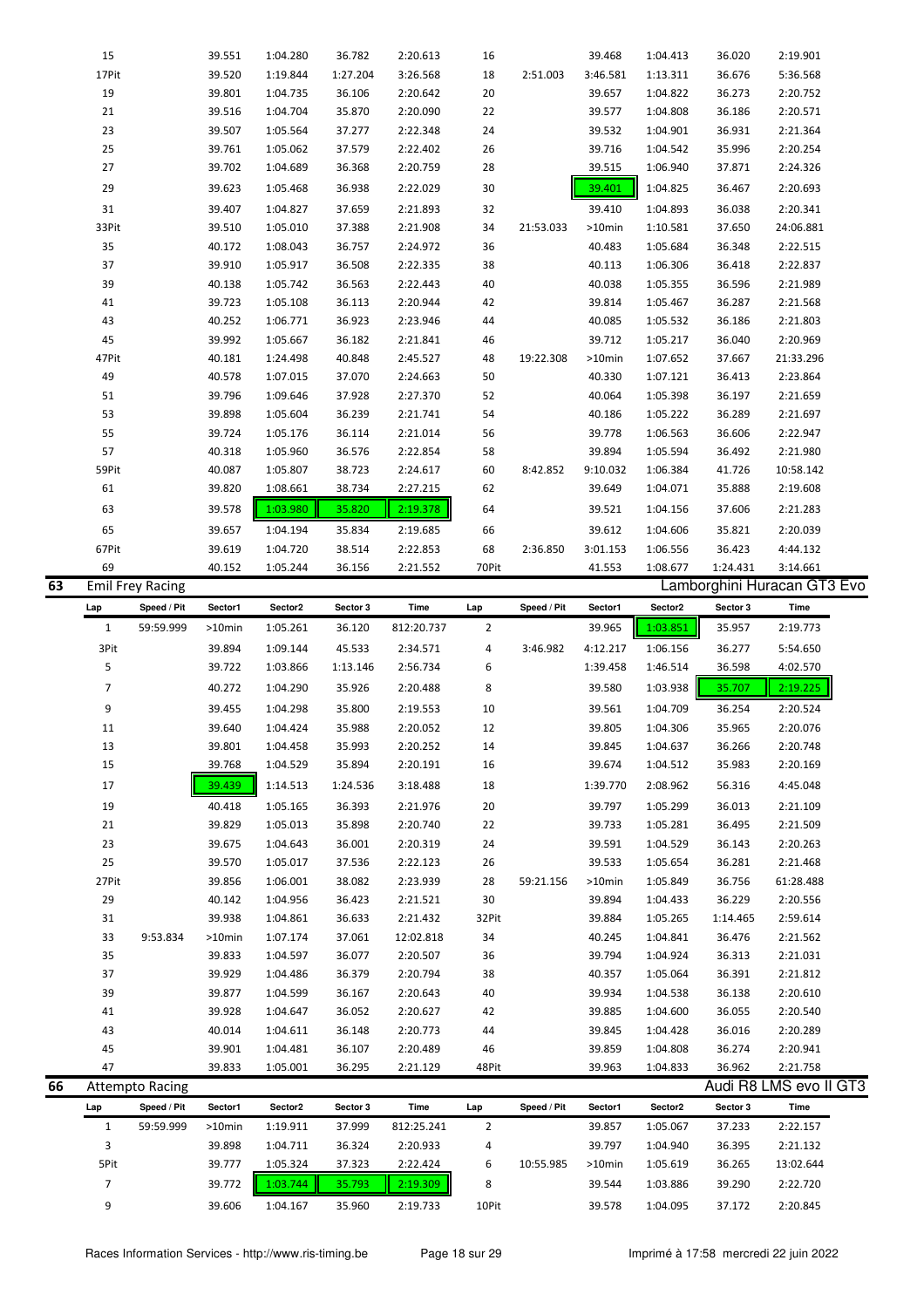| Lap | Speed / Pit | Sector1 | Sector2 | Sector 3 | Time | Lap | Speed / Pit | Sector1 | Sector2 | Sector 3 | Time |
|---|---|---|---|---|---|---|---|---|---|---|---|
| 15 | | 39.551 | 1:04.280 | 36.782 | 2:20.613 | 16 | | 39.468 | 1:04.413 | 36.020 | 2:19.901 |
| 17Pit | | 39.520 | 1:19.844 | 1:27.204 | 3:26.568 | 18 | 2:51.003 | 3:46.581 | 1:13.311 | 36.676 | 5:36.568 |
| 19 | | 39.801 | 1:04.735 | 36.106 | 2:20.642 | 20 | | 39.657 | 1:04.822 | 36.273 | 2:20.752 |
| 21 | | 39.516 | 1:04.704 | 35.870 | 2:20.090 | 22 | | 39.577 | 1:04.808 | 36.186 | 2:20.571 |
| 23 | | 39.507 | 1:05.564 | 37.277 | 2:22.348 | 24 | | 39.532 | 1:04.901 | 36.931 | 2:21.364 |
| 25 | | 39.761 | 1:05.062 | 37.579 | 2:22.402 | 26 | | 39.716 | 1:04.542 | 35.996 | 2:20.254 |
| 27 | | 39.702 | 1:04.689 | 36.368 | 2:20.759 | 28 | | 39.515 | 1:06.940 | 37.871 | 2:24.326 |
| 29 | | 39.623 | 1:05.468 | 36.938 | 2:22.029 | 30 | | 39.401 | 1:04.825 | 36.467 | 2:20.693 |
| 31 | | 39.407 | 1:04.827 | 37.659 | 2:21.893 | 32 | | 39.410 | 1:04.893 | 36.038 | 2:20.341 |
| 33Pit | | 39.510 | 1:05.010 | 37.388 | 2:21.908 | 34 | 21:53.033 | >10min | 1:10.581 | 37.650 | 24:06.881 |
| 35 | | 40.172 | 1:08.043 | 36.757 | 2:24.972 | 36 | | 40.483 | 1:05.684 | 36.348 | 2:22.515 |
| 37 | | 39.910 | 1:05.917 | 36.508 | 2:22.335 | 38 | | 40.113 | 1:06.306 | 36.418 | 2:22.837 |
| 39 | | 40.138 | 1:05.742 | 36.563 | 2:22.443 | 40 | | 40.038 | 1:05.355 | 36.596 | 2:21.989 |
| 41 | | 39.723 | 1:05.108 | 36.113 | 2:20.944 | 42 | | 39.814 | 1:05.467 | 36.287 | 2:21.568 |
| 43 | | 40.252 | 1:06.771 | 36.923 | 2:23.946 | 44 | | 40.085 | 1:05.532 | 36.186 | 2:21.803 |
| 45 | | 39.992 | 1:05.667 | 36.182 | 2:21.841 | 46 | | 39.712 | 1:05.217 | 36.040 | 2:20.969 |
| 47Pit | | 40.181 | 1:24.498 | 40.848 | 2:45.527 | 48 | 19:22.308 | >10min | 1:07.652 | 37.667 | 21:33.296 |
| 49 | | 40.578 | 1:07.015 | 37.070 | 2:24.663 | 50 | | 40.330 | 1:07.121 | 36.413 | 2:23.864 |
| 51 | | 39.796 | 1:09.646 | 37.928 | 2:27.370 | 52 | | 40.064 | 1:05.398 | 36.197 | 2:21.659 |
| 53 | | 39.898 | 1:05.604 | 36.239 | 2:21.741 | 54 | | 40.186 | 1:05.222 | 36.289 | 2:21.697 |
| 55 | | 39.724 | 1:05.176 | 36.114 | 2:21.014 | 56 | | 39.778 | 1:06.563 | 36.606 | 2:22.947 |
| 57 | | 40.318 | 1:05.960 | 36.576 | 2:22.854 | 58 | | 39.894 | 1:05.594 | 36.492 | 2:21.980 |
| 59Pit | | 40.087 | 1:05.807 | 38.723 | 2:24.617 | 60 | 8:42.852 | 9:10.032 | 1:06.384 | 41.726 | 10:58.142 |
| 61 | | 39.820 | 1:08.661 | 38.734 | 2:27.215 | 62 | | 39.649 | 1:04.071 | 35.888 | 2:19.608 |
| 63 | | 39.578 | 1:03.980 | 35.820 | 2:19.378 | 64 | | 39.521 | 1:04.156 | 37.606 | 2:21.283 |
| 65 | | 39.657 | 1:04.194 | 35.834 | 2:19.685 | 66 | | 39.612 | 1:04.606 | 35.821 | 2:20.039 |
| 67Pit | | 39.619 | 1:04.720 | 38.514 | 2:22.853 | 68 | 2:36.850 | 3:01.153 | 1:06.556 | 36.423 | 4:44.132 |
| 69 | | 40.152 | 1:05.244 | 36.156 | 2:21.552 | 70Pit | | 41.553 | 1:08.677 | 1:24.431 | 3:14.661 |

## 63 Emil Frey Racing — Lamborghini Huracan GT3 Evo

| Lap | Speed / Pit | Sector1 | Sector2 | Sector 3 | Time | Lap | Speed / Pit | Sector1 | Sector2 | Sector 3 | Time |
|---|---|---|---|---|---|---|---|---|---|---|---|
| 1 | 59:59.999 | >10min | 1:05.261 | 36.120 | 812:20.737 | 2 | | 39.965 | 1:03.851 | 35.957 | 2:19.773 |
| 3Pit | | 39.894 | 1:09.144 | 45.533 | 2:34.571 | 4 | 3:46.982 | 4:12.217 | 1:06.156 | 36.277 | 5:54.650 |
| 5 | | 39.722 | 1:03.866 | 1:13.146 | 2:56.734 | 6 | | 1:39.458 | 1:46.514 | 36.598 | 4:02.570 |
| 7 | | 40.272 | 1:04.290 | 35.926 | 2:20.488 | 8 | | 39.580 | 1:03.938 | 35.707 | 2:19.225 |
| 9 | | 39.455 | 1:04.298 | 35.800 | 2:19.553 | 10 | | 39.561 | 1:04.709 | 36.254 | 2:20.524 |
| 11 | | 39.640 | 1:04.424 | 35.988 | 2:20.052 | 12 | | 39.805 | 1:04.306 | 35.965 | 2:20.076 |
| 13 | | 39.801 | 1:04.458 | 35.993 | 2:20.252 | 14 | | 39.845 | 1:04.637 | 36.266 | 2:20.748 |
| 15 | | 39.768 | 1:04.529 | 35.894 | 2:20.191 | 16 | | 39.674 | 1:04.512 | 35.983 | 2:20.169 |
| 17 | | 39.439 | 1:14.513 | 1:24.536 | 3:18.488 | 18 | | 1:39.770 | 2:08.962 | 56.316 | 4:45.048 |
| 19 | | 40.418 | 1:05.165 | 36.393 | 2:21.976 | 20 | | 39.797 | 1:05.299 | 36.013 | 2:21.109 |
| 21 | | 39.829 | 1:05.013 | 35.898 | 2:20.740 | 22 | | 39.733 | 1:05.281 | 36.495 | 2:21.509 |
| 23 | | 39.675 | 1:04.643 | 36.001 | 2:20.319 | 24 | | 39.591 | 1:04.529 | 36.143 | 2:20.263 |
| 25 | | 39.570 | 1:05.017 | 37.536 | 2:22.123 | 26 | | 39.533 | 1:05.654 | 36.281 | 2:21.468 |
| 27Pit | | 39.856 | 1:06.001 | 38.082 | 2:23.939 | 28 | 59:21.156 | >10min | 1:05.849 | 36.756 | 61:28.488 |
| 29 | | 40.142 | 1:04.956 | 36.423 | 2:21.521 | 30 | | 39.894 | 1:04.433 | 36.229 | 2:20.556 |
| 31 | | 39.938 | 1:04.861 | 36.633 | 2:21.432 | 32Pit | | 39.884 | 1:05.265 | 1:14.465 | 2:59.614 |
| 33 | 9:53.834 | >10min | 1:07.174 | 37.061 | 12:02.818 | 34 | | 40.245 | 1:04.841 | 36.476 | 2:21.562 |
| 35 | | 39.833 | 1:04.597 | 36.077 | 2:20.507 | 36 | | 39.794 | 1:04.924 | 36.313 | 2:21.031 |
| 37 | | 39.929 | 1:04.486 | 36.379 | 2:20.794 | 38 | | 40.357 | 1:05.064 | 36.391 | 2:21.812 |
| 39 | | 39.877 | 1:04.599 | 36.167 | 2:20.643 | 40 | | 39.934 | 1:04.538 | 36.138 | 2:20.610 |
| 41 | | 39.928 | 1:04.647 | 36.052 | 2:20.627 | 42 | | 39.885 | 1:04.600 | 36.055 | 2:20.540 |
| 43 | | 40.014 | 1:04.611 | 36.148 | 2:20.773 | 44 | | 39.845 | 1:04.428 | 36.016 | 2:20.289 |
| 45 | | 39.901 | 1:04.481 | 36.107 | 2:20.489 | 46 | | 39.859 | 1:04.808 | 36.274 | 2:20.941 |
| 47 | | 39.833 | 1:05.001 | 36.295 | 2:21.129 | 48Pit | | 39.963 | 1:04.833 | 36.962 | 2:21.758 |

## 66 Attempto Racing — Audi R8 LMS evo II GT3

| Lap | Speed / Pit | Sector1 | Sector2 | Sector 3 | Time | Lap | Speed / Pit | Sector1 | Sector2 | Sector 3 | Time |
|---|---|---|---|---|---|---|---|---|---|---|---|
| 1 | 59:59.999 | >10min | 1:19.911 | 37.999 | 812:25.241 | 2 | | 39.857 | 1:05.067 | 37.233 | 2:22.157 |
| 3 | | 39.898 | 1:04.711 | 36.324 | 2:20.933 | 4 | | 39.797 | 1:04.940 | 36.395 | 2:21.132 |
| 5Pit | | 39.777 | 1:05.324 | 37.323 | 2:22.424 | 6 | 10:55.985 | >10min | 1:05.619 | 36.265 | 13:02.644 |
| 7 | | 39.772 | 1:03.744 | 35.793 | 2:19.309 | 8 | | 39.544 | 1:03.886 | 39.290 | 2:22.720 |
| 9 | | 39.606 | 1:04.167 | 35.960 | 2:19.733 | 10Pit | | 39.578 | 1:04.095 | 37.172 | 2:20.845 |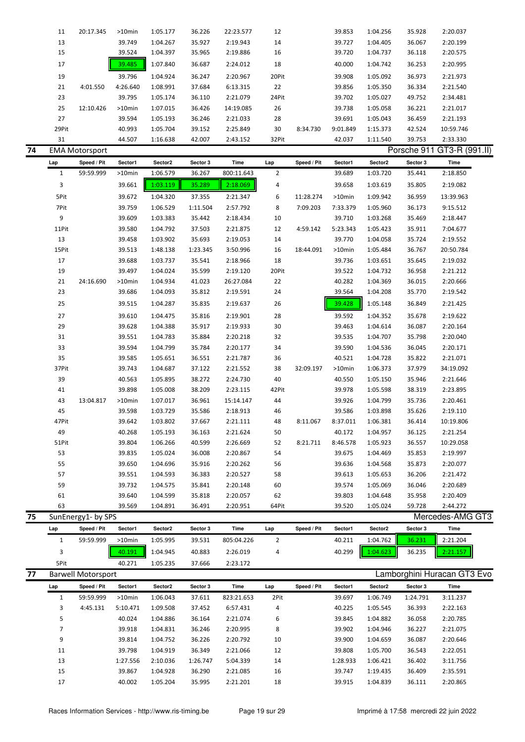| Lap | Speed / Pit | Sector1 | Sector2 | Sector 3 | Time | Lap | Speed / Pit | Sector1 | Sector2 | Sector 3 | Time |
|---|---|---|---|---|---|---|---|---|---|---|---|
| 11 | 20:17.345 | >10min | 1:05.177 | 36.226 | 22:23.577 | 12 | | 39.853 | 1:04.256 | 35.928 | 2:20.037 |
| 13 | | 39.749 | 1:04.267 | 35.927 | 2:19.943 | 14 | | 39.727 | 1:04.405 | 36.067 | 2:20.199 |
| 15 | | 39.524 | 1:04.397 | 35.965 | 2:19.886 | 16 | | 39.720 | 1:04.737 | 36.118 | 2:20.575 |
| 17 | | 39.485 | 1:07.840 | 36.687 | 2:24.012 | 18 | | 40.000 | 1:04.742 | 36.253 | 2:20.995 |
| 19 | | 39.796 | 1:04.924 | 36.247 | 2:20.967 | 20Pit | | 39.908 | 1:05.092 | 36.973 | 2:21.973 |
| 21 | 4:01.550 | 4:26.640 | 1:08.991 | 37.684 | 6:13.315 | 22 | | 39.856 | 1:05.350 | 36.334 | 2:21.540 |
| 23 | | 39.795 | 1:05.174 | 36.110 | 2:21.079 | 24Pit | | 39.702 | 1:05.027 | 49.752 | 2:34.481 |
| 25 | 12:10.426 | >10min | 1:07.015 | 36.426 | 14:19.085 | 26 | | 39.738 | 1:05.058 | 36.221 | 2:21.017 |
| 27 | | 39.594 | 1:05.193 | 36.246 | 2:21.033 | 28 | | 39.691 | 1:05.043 | 36.459 | 2:21.193 |
| 29Pit | | 40.993 | 1:05.704 | 39.152 | 2:25.849 | 30 | 8:34.730 | 9:01.849 | 1:15.373 | 42.524 | 10:59.746 |
| 31 | | 44.507 | 1:16.638 | 42.007 | 2:43.152 | 32Pit | | 42.037 | 1:11.540 | 39.753 | 2:33.330 |

## 74 EMA Motorsport — Porsche 911 GT3-R (991.II)

| Lap | Speed / Pit | Sector1 | Sector2 | Sector 3 | Time | Lap | Speed / Pit | Sector1 | Sector2 | Sector 3 | Time |
|---|---|---|---|---|---|---|---|---|---|---|---|
| 1 | 59:59.999 | >10min | 1:06.579 | 36.267 | 800:11.643 | 2 | | 39.689 | 1:03.720 | 35.441 | 2:18.850 |
| 3 | | 39.661 | 1:03.119 | 35.289 | 2:18.069 | 4 | | 39.658 | 1:03.619 | 35.805 | 2:19.082 |
| 5Pit | | 39.672 | 1:04.320 | 37.355 | 2:21.347 | 6 | 11:28.274 | >10min | 1:09.942 | 36.959 | 13:39.963 |
| 7Pit | | 39.759 | 1:06.529 | 1:11.504 | 2:57.792 | 8 | 7:09.203 | 7:33.379 | 1:05.960 | 36.173 | 9:15.512 |
| 9 | | 39.609 | 1:03.383 | 35.442 | 2:18.434 | 10 | | 39.710 | 1:03.268 | 35.469 | 2:18.447 |
| 11Pit | | 39.580 | 1:04.792 | 37.503 | 2:21.875 | 12 | 4:59.142 | 5:23.343 | 1:05.423 | 35.911 | 7:04.677 |
| 13 | | 39.458 | 1:03.902 | 35.693 | 2:19.053 | 14 | | 39.770 | 1:04.058 | 35.724 | 2:19.552 |
| 15Pit | | 39.513 | 1:48.138 | 1:23.345 | 3:50.996 | 16 | 18:44.091 | >10min | 1:05.484 | 36.767 | 20:50.784 |
| 17 | | 39.688 | 1:03.737 | 35.541 | 2:18.966 | 18 | | 39.736 | 1:03.651 | 35.645 | 2:19.032 |
| 19 | | 39.497 | 1:04.024 | 35.599 | 2:19.120 | 20Pit | | 39.522 | 1:04.732 | 36.958 | 2:21.212 |
| 21 | 24:16.690 | >10min | 1:04.934 | 41.023 | 26:27.084 | 22 | | 40.282 | 1:04.369 | 36.015 | 2:20.666 |
| 23 | | 39.686 | 1:04.093 | 35.812 | 2:19.591 | 24 | | 39.564 | 1:04.208 | 35.770 | 2:19.542 |
| 25 | | 39.515 | 1:04.287 | 35.835 | 2:19.637 | 26 | | 39.428 | 1:05.148 | 36.849 | 2:21.425 |
| 27 | | 39.610 | 1:04.475 | 35.816 | 2:19.901 | 28 | | 39.592 | 1:04.352 | 35.678 | 2:19.622 |
| 29 | | 39.628 | 1:04.388 | 35.917 | 2:19.933 | 30 | | 39.463 | 1:04.614 | 36.087 | 2:20.164 |
| 31 | | 39.551 | 1:04.783 | 35.884 | 2:20.218 | 32 | | 39.535 | 1:04.707 | 35.798 | 2:20.040 |
| 33 | | 39.594 | 1:04.799 | 35.784 | 2:20.177 | 34 | | 39.590 | 1:04.536 | 36.045 | 2:20.171 |
| 35 | | 39.585 | 1:05.651 | 36.551 | 2:21.787 | 36 | | 40.521 | 1:04.728 | 35.822 | 2:21.071 |
| 37Pit | | 39.743 | 1:04.687 | 37.122 | 2:21.552 | 38 | 32:09.197 | >10min | 1:06.373 | 37.979 | 34:19.092 |
| 39 | | 40.563 | 1:05.895 | 38.272 | 2:24.730 | 40 | | 40.550 | 1:05.150 | 35.946 | 2:21.646 |
| 41 | | 39.898 | 1:05.008 | 38.209 | 2:23.115 | 42Pit | | 39.978 | 1:05.598 | 38.319 | 2:23.895 |
| 43 | 13:04.817 | >10min | 1:07.017 | 36.961 | 15:14.147 | 44 | | 39.926 | 1:04.799 | 35.736 | 2:20.461 |
| 45 | | 39.598 | 1:03.729 | 35.586 | 2:18.913 | 46 | | 39.586 | 1:03.898 | 35.626 | 2:19.110 |
| 47Pit | | 39.642 | 1:03.802 | 37.667 | 2:21.111 | 48 | 8:11.067 | 8:37.011 | 1:06.381 | 36.414 | 10:19.806 |
| 49 | | 40.268 | 1:05.193 | 36.163 | 2:21.624 | 50 | | 40.172 | 1:04.957 | 36.125 | 2:21.254 |
| 51Pit | | 39.804 | 1:06.266 | 40.599 | 2:26.669 | 52 | 8:21.711 | 8:46.578 | 1:05.923 | 36.557 | 10:29.058 |
| 53 | | 39.835 | 1:05.024 | 36.008 | 2:20.867 | 54 | | 39.675 | 1:04.469 | 35.853 | 2:19.997 |
| 55 | | 39.650 | 1:04.696 | 35.916 | 2:20.262 | 56 | | 39.636 | 1:04.568 | 35.873 | 2:20.077 |
| 57 | | 39.551 | 1:04.593 | 36.383 | 2:20.527 | 58 | | 39.613 | 1:05.653 | 36.206 | 2:21.472 |
| 59 | | 39.732 | 1:04.575 | 35.841 | 2:20.148 | 60 | | 39.574 | 1:05.069 | 36.046 | 2:20.689 |
| 61 | | 39.640 | 1:04.599 | 35.818 | 2:20.057 | 62 | | 39.803 | 1:04.648 | 35.958 | 2:20.409 |
| 63 | | 39.569 | 1:04.891 | 36.491 | 2:20.951 | 64Pit | | 39.520 | 1:05.024 | 59.728 | 2:44.272 |

## 75 SunEnergy1- by SPS — Mercedes-AMG GT3

| Lap | Speed / Pit | Sector1 | Sector2 | Sector 3 | Time | Lap | Speed / Pit | Sector1 | Sector2 | Sector 3 | Time |
|---|---|---|---|---|---|---|---|---|---|---|---|
| 1 | 59:59.999 | >10min | 1:05.995 | 39.531 | 805:04.226 | 2 | | 40.211 | 1:04.762 | 36.231 | 2:21.204 |
| 3 | | 40.191 | 1:04.945 | 40.883 | 2:26.019 | 4 | | 40.299 | 1:04.623 | 36.235 | 2:21.157 |
| 5Pit | | 40.271 | 1:05.235 | 37.666 | 2:23.172 | | | | | | |

## 77 Barwell Motorsport — Lamborghini Huracan GT3 Evo

| Lap | Speed / Pit | Sector1 | Sector2 | Sector 3 | Time | Lap | Speed / Pit | Sector1 | Sector2 | Sector 3 | Time |
|---|---|---|---|---|---|---|---|---|---|---|---|
| 1 | 59:59.999 | >10min | 1:06.043 | 37.611 | 823:21.653 | 2Pit | | 39.697 | 1:06.749 | 1:24.791 | 3:11.237 |
| 3 | 4:45.131 | 5:10.471 | 1:09.508 | 37.452 | 6:57.431 | 4 | | 40.225 | 1:05.545 | 36.393 | 2:22.163 |
| 5 | | 40.024 | 1:04.886 | 36.164 | 2:21.074 | 6 | | 39.845 | 1:04.882 | 36.058 | 2:20.785 |
| 7 | | 39.918 | 1:04.831 | 36.246 | 2:20.995 | 8 | | 39.902 | 1:04.946 | 36.227 | 2:21.075 |
| 9 | | 39.814 | 1:04.752 | 36.226 | 2:20.792 | 10 | | 39.900 | 1:04.659 | 36.087 | 2:20.646 |
| 11 | | 39.798 | 1:04.919 | 36.349 | 2:21.066 | 12 | | 39.808 | 1:05.700 | 36.543 | 2:22.051 |
| 13 | | 1:27.556 | 2:10.036 | 1:26.747 | 5:04.339 | 14 | | 1:28.933 | 1:06.421 | 36.402 | 3:11.756 |
| 15 | | 39.867 | 1:04.928 | 36.290 | 2:21.085 | 16 | | 39.747 | 1:19.435 | 36.409 | 2:35.591 |
| 17 | | 40.002 | 1:05.204 | 35.995 | 2:21.201 | 18 | | 39.915 | 1:04.839 | 36.111 | 2:20.865 |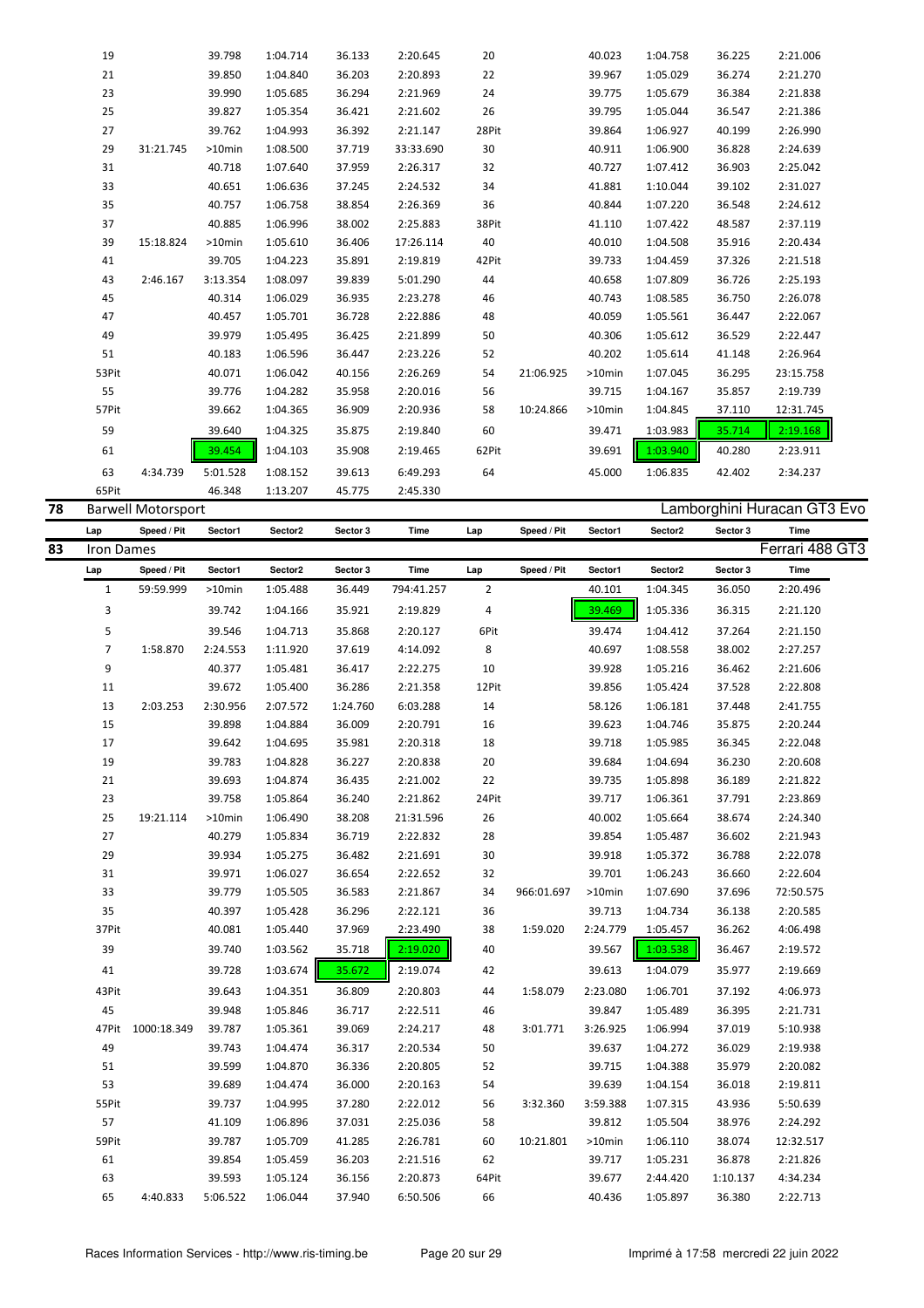| Lap | Speed / Pit | Sector1 | Sector2 | Sector 3 | Time | Lap | Speed / Pit | Sector1 | Sector2 | Sector 3 | Time |
|---|---|---|---|---|---|---|---|---|---|---|---|
| 19 | | 39.798 | 1:04.714 | 36.133 | 2:20.645 | 20 | | 40.023 | 1:04.758 | 36.225 | 2:21.006 |
| 21 | | 39.850 | 1:04.840 | 36.203 | 2:20.893 | 22 | | 39.967 | 1:05.029 | 36.274 | 2:21.270 |
| 23 | | 39.990 | 1:05.685 | 36.294 | 2:21.969 | 24 | | 39.775 | 1:05.679 | 36.384 | 2:21.838 |
| 25 | | 39.827 | 1:05.354 | 36.421 | 2:21.602 | 26 | | 39.795 | 1:05.044 | 36.547 | 2:21.386 |
| 27 | | 39.762 | 1:04.993 | 36.392 | 2:21.147 | 28Pit | | 39.864 | 1:06.927 | 40.199 | 2:26.990 |
| 29 | 31:21.745 | >10min | 1:08.500 | 37.719 | 33:33.690 | 30 | | 40.911 | 1:06.900 | 36.828 | 2:24.639 |
| 31 | | 40.718 | 1:07.640 | 37.959 | 2:26.317 | 32 | | 40.727 | 1:07.412 | 36.903 | 2:25.042 |
| 33 | | 40.651 | 1:06.636 | 37.245 | 2:24.532 | 34 | | 41.881 | 1:10.044 | 39.102 | 2:31.027 |
| 35 | | 40.757 | 1:06.758 | 38.854 | 2:26.369 | 36 | | 40.844 | 1:07.220 | 36.548 | 2:24.612 |
| 37 | | 40.885 | 1:06.996 | 38.002 | 2:25.883 | 38Pit | | 41.110 | 1:07.422 | 48.587 | 2:37.119 |
| 39 | 15:18.824 | >10min | 1:05.610 | 36.406 | 17:26.114 | 40 | | 40.010 | 1:04.508 | 35.916 | 2:20.434 |
| 41 | | 39.705 | 1:04.223 | 35.891 | 2:19.819 | 42Pit | | 39.733 | 1:04.459 | 37.326 | 2:21.518 |
| 43 | 2:46.167 | 3:13.354 | 1:08.097 | 39.839 | 5:01.290 | 44 | | 40.658 | 1:07.809 | 36.726 | 2:25.193 |
| 45 | | 40.314 | 1:06.029 | 36.935 | 2:23.278 | 46 | | 40.743 | 1:08.585 | 36.750 | 2:26.078 |
| 47 | | 40.457 | 1:05.701 | 36.728 | 2:22.886 | 48 | | 40.059 | 1:05.561 | 36.447 | 2:22.067 |
| 49 | | 39.979 | 1:05.495 | 36.425 | 2:21.899 | 50 | | 40.306 | 1:05.612 | 36.529 | 2:22.447 |
| 51 | | 40.183 | 1:06.596 | 36.447 | 2:23.226 | 52 | | 40.202 | 1:05.614 | 41.148 | 2:26.964 |
| 53Pit | | 40.071 | 1:06.042 | 40.156 | 2:26.269 | 54 | 21:06.925 | >10min | 1:07.045 | 36.295 | 23:15.758 |
| 55 | | 39.776 | 1:04.282 | 35.958 | 2:20.016 | 56 | | 39.715 | 1:04.167 | 35.857 | 2:19.739 |
| 57Pit | | 39.662 | 1:04.365 | 36.909 | 2:20.936 | 58 | 10:24.866 | >10min | 1:04.845 | 37.110 | 12:31.745 |
| 59 | | 39.640 | 1:04.325 | 35.875 | 2:19.840 | 60 | | 39.471 | 1:03.983 | 35.714 | 2:19.168 |
| 61 | | 39.454 | 1:04.103 | 35.908 | 2:19.465 | 62Pit | | 39.691 | 1:03.940 | 40.280 | 2:23.911 |
| 63 | 4:34.739 | 5:01.528 | 1:08.152 | 39.613 | 6:49.293 | 64 | | 45.000 | 1:06.835 | 42.402 | 2:34.237 |
| 65Pit | | 46.348 | 1:13.207 | 45.775 | 2:45.330 | | | | | | |

## 78 Barwell Motorsport — Lamborghini Huracan GT3 Evo

| Lap | Speed / Pit | Sector1 | Sector2 | Sector 3 | Time | Lap | Speed / Pit | Sector1 | Sector2 | Sector 3 | Time |
|---|---|---|---|---|---|---|---|---|---|---|---|

## 83 Iron Dames — Ferrari 488 GT3

| Lap | Speed / Pit | Sector1 | Sector2 | Sector 3 | Time | Lap | Speed / Pit | Sector1 | Sector2 | Sector 3 | Time |
|---|---|---|---|---|---|---|---|---|---|---|---|
| 1 | 59:59.999 | >10min | 1:05.488 | 36.449 | 794:41.257 | 2 | | 40.101 | 1:04.345 | 36.050 | 2:20.496 |
| 3 | | 39.742 | 1:04.166 | 35.921 | 2:19.829 | 4 | | 39.469 | 1:05.336 | 36.315 | 2:21.120 |
| 5 | | 39.546 | 1:04.713 | 35.868 | 2:20.127 | 6Pit | | 39.474 | 1:04.412 | 37.264 | 2:21.150 |
| 7 | 1:58.870 | 2:24.553 | 1:11.920 | 37.619 | 4:14.092 | 8 | | 40.697 | 1:08.558 | 38.002 | 2:27.257 |
| 9 | | 40.377 | 1:05.481 | 36.417 | 2:22.275 | 10 | | 39.928 | 1:05.216 | 36.462 | 2:21.606 |
| 11 | | 39.672 | 1:05.400 | 36.286 | 2:21.358 | 12Pit | | 39.856 | 1:05.424 | 37.528 | 2:22.808 |
| 13 | 2:03.253 | 2:30.956 | 2:07.572 | 1:24.760 | 6:03.288 | 14 | | 58.126 | 1:06.181 | 37.448 | 2:41.755 |
| 15 | | 39.898 | 1:04.884 | 36.009 | 2:20.791 | 16 | | 39.623 | 1:04.746 | 35.875 | 2:20.244 |
| 17 | | 39.642 | 1:04.695 | 35.981 | 2:20.318 | 18 | | 39.718 | 1:05.985 | 36.345 | 2:22.048 |
| 19 | | 39.783 | 1:04.828 | 36.227 | 2:20.838 | 20 | | 39.684 | 1:04.694 | 36.230 | 2:20.608 |
| 21 | | 39.693 | 1:04.874 | 36.435 | 2:21.002 | 22 | | 39.735 | 1:05.898 | 36.189 | 2:21.822 |
| 23 | | 39.758 | 1:05.864 | 36.240 | 2:21.862 | 24Pit | | 39.717 | 1:06.361 | 37.791 | 2:23.869 |
| 25 | 19:21.114 | >10min | 1:06.490 | 38.208 | 21:31.596 | 26 | | 40.002 | 1:05.664 | 38.674 | 2:24.340 |
| 27 | | 40.279 | 1:05.834 | 36.719 | 2:22.832 | 28 | | 39.854 | 1:05.487 | 36.602 | 2:21.943 |
| 29 | | 39.934 | 1:05.275 | 36.482 | 2:21.691 | 30 | | 39.918 | 1:05.372 | 36.788 | 2:22.078 |
| 31 | | 39.971 | 1:06.027 | 36.654 | 2:22.652 | 32 | | 39.701 | 1:06.243 | 36.660 | 2:22.604 |
| 33 | | 39.779 | 1:05.505 | 36.583 | 2:21.867 | 34 | 966:01.697 | >10min | 1:07.690 | 37.696 | 72:50.575 |
| 35 | | 40.397 | 1:05.428 | 36.296 | 2:22.121 | 36 | | 39.713 | 1:04.734 | 36.138 | 2:20.585 |
| 37Pit | | 40.081 | 1:05.440 | 37.969 | 2:23.490 | 38 | 1:59.020 | 2:24.779 | 1:05.457 | 36.262 | 4:06.498 |
| 39 | | 39.740 | 1:03.562 | 35.718 | 2:19.020 | 40 | | 39.567 | 1:03.538 | 36.467 | 2:19.572 |
| 41 | | 39.728 | 1:03.674 | 35.672 | 2:19.074 | 42 | | 39.613 | 1:04.079 | 35.977 | 2:19.669 |
| 43Pit | | 39.643 | 1:04.351 | 36.809 | 2:20.803 | 44 | 1:58.079 | 2:23.080 | 1:06.701 | 37.192 | 4:06.973 |
| 45 | | 39.948 | 1:05.846 | 36.717 | 2:22.511 | 46 | | 39.847 | 1:05.489 | 36.395 | 2:21.731 |
| 47Pit | 1000:18.349 | 39.787 | 1:05.361 | 39.069 | 2:24.217 | 48 | 3:01.771 | 3:26.925 | 1:06.994 | 37.019 | 5:10.938 |
| 49 | | 39.743 | 1:04.474 | 36.317 | 2:20.534 | 50 | | 39.637 | 1:04.272 | 36.029 | 2:19.938 |
| 51 | | 39.599 | 1:04.870 | 36.336 | 2:20.805 | 52 | | 39.715 | 1:04.388 | 35.979 | 2:20.082 |
| 53 | | 39.689 | 1:04.474 | 36.000 | 2:20.163 | 54 | | 39.639 | 1:04.154 | 36.018 | 2:19.811 |
| 55Pit | | 39.737 | 1:04.995 | 37.280 | 2:22.012 | 56 | 3:32.360 | 3:59.388 | 1:07.315 | 43.936 | 5:50.639 |
| 57 | | 41.109 | 1:06.896 | 37.031 | 2:25.036 | 58 | | 39.812 | 1:05.504 | 38.976 | 2:24.292 |
| 59Pit | | 39.787 | 1:05.709 | 41.285 | 2:26.781 | 60 | 10:21.801 | >10min | 1:06.110 | 38.074 | 12:32.517 |
| 61 | | 39.854 | 1:05.459 | 36.203 | 2:21.516 | 62 | | 39.717 | 1:05.231 | 36.878 | 2:21.826 |
| 63 | | 39.593 | 1:05.124 | 36.156 | 2:20.873 | 64Pit | | 39.677 | 2:44.420 | 1:10.137 | 4:34.234 |
| 65 | 4:40.833 | 5:06.522 | 1:06.044 | 37.940 | 6:50.506 | 66 | | 40.436 | 1:05.897 | 36.380 | 2:22.713 |

Races Information Services - http://www.ris-timing.be — Imprimé à 17:58 mercredi 22 juin 2022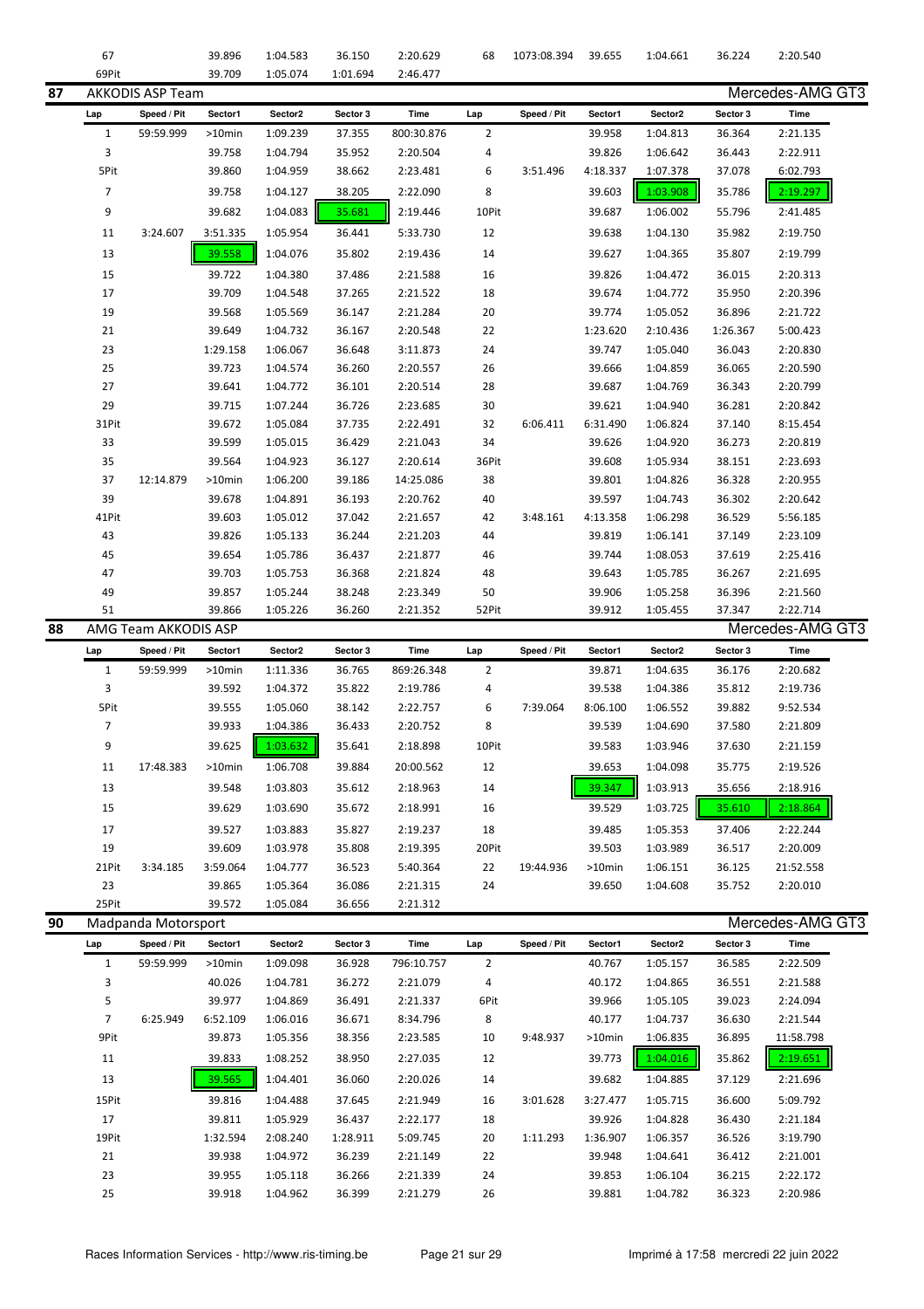| Lap | Speed / Pit | Sector1 | Sector2 | Sector 3 | Time | Lap | Speed / Pit | Sector1 | Sector2 | Sector 3 | Time |
|---|---|---|---|---|---|---|---|---|---|---|---|
| 67 | | 39.896 | 1:04.583 | 36.150 | 2:20.629 | 68 | 1073:08.394 | 39.655 | 1:04.661 | 36.224 | 2:20.540 |
| 69Pit | | 39.709 | 1:05.074 | 1:01.694 | 2:46.477 | | | | | | |

## 87 AKKODIS ASP Team — Mercedes-AMG GT3

| Lap | Speed / Pit | Sector1 | Sector2 | Sector 3 | Time | Lap | Speed / Pit | Sector1 | Sector2 | Sector 3 | Time |
|---|---|---|---|---|---|---|---|---|---|---|---|
| 1 | 59:59.999 | >10min | 1:09.239 | 37.355 | 800:30.876 | 2 | | 39.958 | 1:04.813 | 36.364 | 2:21.135 |
| 3 | | 39.758 | 1:04.794 | 35.952 | 2:20.504 | 4 | | 39.826 | 1:06.642 | 36.443 | 2:22.911 |
| 5Pit | | 39.860 | 1:04.959 | 38.662 | 2:23.481 | 6 | 3:51.496 | 4:18.337 | 1:07.378 | 37.078 | 6:02.793 |
| 7 | | 39.758 | 1:04.127 | 38.205 | 2:22.090 | 8 | | 39.603 | 1:03.908 | 35.786 | 2:19.297 |
| 9 | | 39.682 | 1:04.083 | 35.681 | 2:19.446 | 10Pit | | 39.687 | 1:06.002 | 55.796 | 2:41.485 |
| 11 | 3:24.607 | 3:51.335 | 1:05.954 | 36.441 | 5:33.730 | 12 | | 39.638 | 1:04.130 | 35.982 | 2:19.750 |
| 13 | | 39.558 | 1:04.076 | 35.802 | 2:19.436 | 14 | | 39.627 | 1:04.365 | 35.807 | 2:19.799 |
| 15 | | 39.722 | 1:04.380 | 37.486 | 2:21.588 | 16 | | 39.826 | 1:04.472 | 36.015 | 2:20.313 |
| 17 | | 39.709 | 1:04.548 | 37.265 | 2:21.522 | 18 | | 39.674 | 1:04.772 | 35.950 | 2:20.396 |
| 19 | | 39.568 | 1:05.569 | 36.147 | 2:21.284 | 20 | | 39.774 | 1:05.052 | 36.896 | 2:21.722 |
| 21 | | 39.649 | 1:04.732 | 36.167 | 2:20.548 | 22 | | 1:23.620 | 2:10.436 | 1:26.367 | 5:00.423 |
| 23 | | 1:29.158 | 1:06.067 | 36.648 | 3:11.873 | 24 | | 39.747 | 1:05.040 | 36.043 | 2:20.830 |
| 25 | | 39.723 | 1:04.574 | 36.260 | 2:20.557 | 26 | | 39.666 | 1:04.859 | 36.065 | 2:20.590 |
| 27 | | 39.641 | 1:04.772 | 36.101 | 2:20.514 | 28 | | 39.687 | 1:04.769 | 36.343 | 2:20.799 |
| 29 | | 39.715 | 1:07.244 | 36.726 | 2:23.685 | 30 | | 39.621 | 1:04.940 | 36.281 | 2:20.842 |
| 31Pit | | 39.672 | 1:05.084 | 37.735 | 2:22.491 | 32 | 6:06.411 | 6:31.490 | 1:06.824 | 37.140 | 8:15.454 |
| 33 | | 39.599 | 1:05.015 | 36.429 | 2:21.043 | 34 | | 39.626 | 1:04.920 | 36.273 | 2:20.819 |
| 35 | | 39.564 | 1:04.923 | 36.127 | 2:20.614 | 36Pit | | 39.608 | 1:05.934 | 38.151 | 2:23.693 |
| 37 | 12:14.879 | >10min | 1:06.200 | 39.186 | 14:25.086 | 38 | | 39.801 | 1:04.826 | 36.328 | 2:20.955 |
| 39 | | 39.678 | 1:04.891 | 36.193 | 2:20.762 | 40 | | 39.597 | 1:04.743 | 36.302 | 2:20.642 |
| 41Pit | | 39.603 | 1:05.012 | 37.042 | 2:21.657 | 42 | 3:48.161 | 4:13.358 | 1:06.298 | 36.529 | 5:56.185 |
| 43 | | 39.826 | 1:05.133 | 36.244 | 2:21.203 | 44 | | 39.819 | 1:06.141 | 37.149 | 2:23.109 |
| 45 | | 39.654 | 1:05.786 | 36.437 | 2:21.877 | 46 | | 39.744 | 1:08.053 | 37.619 | 2:25.416 |
| 47 | | 39.703 | 1:05.753 | 36.368 | 2:21.824 | 48 | | 39.643 | 1:05.785 | 36.267 | 2:21.695 |
| 49 | | 39.857 | 1:05.244 | 38.248 | 2:23.349 | 50 | | 39.906 | 1:05.258 | 36.396 | 2:21.560 |
| 51 | | 39.866 | 1:05.226 | 36.260 | 2:21.352 | 52Pit | | 39.912 | 1:05.455 | 37.347 | 2:22.714 |

## 88 AMG Team AKKODIS ASP — Mercedes-AMG GT3

| Lap | Speed / Pit | Sector1 | Sector2 | Sector 3 | Time | Lap | Speed / Pit | Sector1 | Sector2 | Sector 3 | Time |
|---|---|---|---|---|---|---|---|---|---|---|---|
| 1 | 59:59.999 | >10min | 1:11.336 | 36.765 | 869:26.348 | 2 | | 39.871 | 1:04.635 | 36.176 | 2:20.682 |
| 3 | | 39.592 | 1:04.372 | 35.822 | 2:19.786 | 4 | | 39.538 | 1:04.386 | 35.812 | 2:19.736 |
| 5Pit | | 39.555 | 1:05.060 | 38.142 | 2:22.757 | 6 | 7:39.064 | 8:06.100 | 1:06.552 | 39.882 | 9:52.534 |
| 7 | | 39.933 | 1:04.386 | 36.433 | 2:20.752 | 8 | | 39.539 | 1:04.690 | 37.580 | 2:21.809 |
| 9 | | 39.625 | 1:03.632 | 35.641 | 2:18.898 | 10Pit | | 39.583 | 1:03.946 | 37.630 | 2:21.159 |
| 11 | 17:48.383 | >10min | 1:06.708 | 39.884 | 20:00.562 | 12 | | 39.653 | 1:04.098 | 35.775 | 2:19.526 |
| 13 | | 39.548 | 1:03.803 | 35.612 | 2:18.963 | 14 | | 39.347 | 1:03.913 | 35.656 | 2:18.916 |
| 15 | | 39.629 | 1:03.690 | 35.672 | 2:18.991 | 16 | | 39.529 | 1:03.725 | 35.610 | 2:18.864 |
| 17 | | 39.527 | 1:03.883 | 35.827 | 2:19.237 | 18 | | 39.485 | 1:05.353 | 37.406 | 2:22.244 |
| 19 | | 39.609 | 1:03.978 | 35.808 | 2:19.395 | 20Pit | | 39.503 | 1:03.989 | 36.517 | 2:20.009 |
| 21Pit | 3:34.185 | 3:59.064 | 1:04.777 | 36.523 | 5:40.364 | 22 | 19:44.936 | >10min | 1:06.151 | 36.125 | 21:52.558 |
| 23 | | 39.865 | 1:05.364 | 36.086 | 2:21.315 | 24 | | 39.650 | 1:04.608 | 35.752 | 2:20.010 |
| 25Pit | | 39.572 | 1:05.084 | 36.656 | 2:21.312 | | | | | | |

## 90 Madpanda Motorsport — Mercedes-AMG GT3

| Lap | Speed / Pit | Sector1 | Sector2 | Sector 3 | Time | Lap | Speed / Pit | Sector1 | Sector2 | Sector 3 | Time |
|---|---|---|---|---|---|---|---|---|---|---|---|
| 1 | 59:59.999 | >10min | 1:09.098 | 36.928 | 796:10.757 | 2 | | 40.767 | 1:05.157 | 36.585 | 2:22.509 |
| 3 | | 40.026 | 1:04.781 | 36.272 | 2:21.079 | 4 | | 40.172 | 1:04.865 | 36.551 | 2:21.588 |
| 5 | | 39.977 | 1:04.869 | 36.491 | 2:21.337 | 6Pit | | 39.966 | 1:05.105 | 39.023 | 2:24.094 |
| 7 | 6:25.949 | 6:52.109 | 1:06.016 | 36.671 | 8:34.796 | 8 | | 40.177 | 1:04.737 | 36.630 | 2:21.544 |
| 9Pit | | 39.873 | 1:05.356 | 38.356 | 2:23.585 | 10 | 9:48.937 | >10min | 1:06.835 | 36.895 | 11:58.798 |
| 11 | | 39.833 | 1:08.252 | 38.950 | 2:27.035 | 12 | | 39.773 | 1:04.016 | 35.862 | 2:19.651 |
| 13 | | 39.565 | 1:04.401 | 36.060 | 2:20.026 | 14 | | 39.682 | 1:04.885 | 37.129 | 2:21.696 |
| 15Pit | | 39.816 | 1:04.488 | 37.645 | 2:21.949 | 16 | 3:01.628 | 3:27.477 | 1:05.715 | 36.600 | 5:09.792 |
| 17 | | 39.811 | 1:05.929 | 36.437 | 2:22.177 | 18 | | 39.926 | 1:04.828 | 36.430 | 2:21.184 |
| 19Pit | | 1:32.594 | 2:08.240 | 1:28.911 | 5:09.745 | 20 | 1:11.293 | 1:36.907 | 1:06.357 | 36.526 | 3:19.790 |
| 21 | | 39.938 | 1:04.972 | 36.239 | 2:21.149 | 22 | | 39.948 | 1:04.641 | 36.412 | 2:21.001 |
| 23 | | 39.955 | 1:05.118 | 36.266 | 2:21.339 | 24 | | 39.853 | 1:06.104 | 36.215 | 2:22.172 |
| 25 | | 39.918 | 1:04.962 | 36.399 | 2:21.279 | 26 | | 39.881 | 1:04.782 | 36.323 | 2:20.986 |

Races Information Services - http://www.ris-timing.be — Imprimé à 17:58 mercredi 22 juin 2022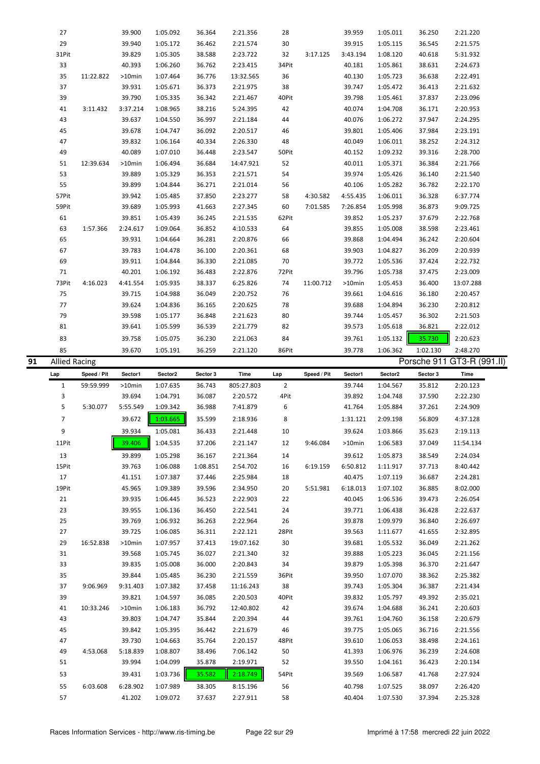| Lap | Speed / Pit | Sector1 | Sector2 | Sector 3 | Time | Lap | Speed / Pit | Sector1 | Sector2 | Sector 3 | Time |
|---|---|---|---|---|---|---|---|---|---|---|---|
| 27 | | 39.900 | 1:05.092 | 36.364 | 2:21.356 | 28 | | 39.959 | 1:05.011 | 36.250 | 2:21.220 |
| 29 | | 39.940 | 1:05.172 | 36.462 | 2:21.574 | 30 | | 39.915 | 1:05.115 | 36.545 | 2:21.575 |
| 31Pit | | 39.829 | 1:05.305 | 38.588 | 2:23.722 | 32 | 3:17.125 | 3:43.194 | 1:08.120 | 40.618 | 5:31.932 |
| 33 | | 40.393 | 1:06.260 | 36.762 | 2:23.415 | 34Pit | | 40.181 | 1:05.861 | 38.631 | 2:24.673 |
| 35 | 11:22.822 | >10min | 1:07.464 | 36.776 | 13:32.565 | 36 | | 40.130 | 1:05.723 | 36.638 | 2:22.491 |
| 37 | | 39.931 | 1:05.671 | 36.373 | 2:21.975 | 38 | | 39.747 | 1:05.472 | 36.413 | 2:21.632 |
| 39 | | 39.790 | 1:05.335 | 36.342 | 2:21.467 | 40Pit | | 39.798 | 1:05.461 | 37.837 | 2:23.096 |
| 41 | 3:11.432 | 3:37.214 | 1:08.965 | 38.216 | 5:24.395 | 42 | | 40.074 | 1:04.708 | 36.171 | 2:20.953 |
| 43 | | 39.637 | 1:04.550 | 36.997 | 2:21.184 | 44 | | 40.076 | 1:06.272 | 37.947 | 2:24.295 |
| 45 | | 39.678 | 1:04.747 | 36.092 | 2:20.517 | 46 | | 39.801 | 1:05.406 | 37.984 | 2:23.191 |
| 47 | | 39.832 | 1:06.164 | 40.334 | 2:26.330 | 48 | | 40.049 | 1:06.011 | 38.252 | 2:24.312 |
| 49 | | 40.089 | 1:07.010 | 36.448 | 2:23.547 | 50Pit | | 40.152 | 1:09.232 | 39.316 | 2:28.700 |
| 51 | 12:39.634 | >10min | 1:06.494 | 36.684 | 14:47.921 | 52 | | 40.011 | 1:05.371 | 36.384 | 2:21.766 |
| 53 | | 39.889 | 1:05.329 | 36.353 | 2:21.571 | 54 | | 39.974 | 1:05.426 | 36.140 | 2:21.540 |
| 55 | | 39.899 | 1:04.844 | 36.271 | 2:21.014 | 56 | | 40.106 | 1:05.282 | 36.782 | 2:22.170 |
| 57Pit | | 39.942 | 1:05.485 | 37.850 | 2:23.277 | 58 | 4:30.582 | 4:55.435 | 1:06.011 | 36.328 | 6:37.774 |
| 59Pit | | 39.689 | 1:05.993 | 41.663 | 2:27.345 | 60 | 7:01.585 | 7:26.854 | 1:05.998 | 36.873 | 9:09.725 |
| 61 | | 39.851 | 1:05.439 | 36.245 | 2:21.535 | 62Pit | | 39.852 | 1:05.237 | 37.679 | 2:22.768 |
| 63 | 1:57.366 | 2:24.617 | 1:09.064 | 36.852 | 4:10.533 | 64 | | 39.855 | 1:05.008 | 38.598 | 2:23.461 |
| 65 | | 39.931 | 1:04.664 | 36.281 | 2:20.876 | 66 | | 39.868 | 1:04.494 | 36.242 | 2:20.604 |
| 67 | | 39.783 | 1:04.478 | 36.100 | 2:20.361 | 68 | | 39.903 | 1:04.827 | 36.209 | 2:20.939 |
| 69 | | 39.911 | 1:04.844 | 36.330 | 2:21.085 | 70 | | 39.772 | 1:05.536 | 37.424 | 2:22.732 |
| 71 | | 40.201 | 1:06.192 | 36.483 | 2:22.876 | 72Pit | | 39.796 | 1:05.738 | 37.475 | 2:23.009 |
| 73Pit | 4:16.023 | 4:41.554 | 1:05.935 | 38.337 | 6:25.826 | 74 | 11:00.712 | >10min | 1:05.453 | 36.400 | 13:07.288 |
| 75 | | 39.715 | 1:04.988 | 36.049 | 2:20.752 | 76 | | 39.661 | 1:04.616 | 36.180 | 2:20.457 |
| 77 | | 39.624 | 1:04.836 | 36.165 | 2:20.625 | 78 | | 39.688 | 1:04.894 | 36.230 | 2:20.812 |
| 79 | | 39.598 | 1:05.177 | 36.848 | 2:21.623 | 80 | | 39.744 | 1:05.457 | 36.302 | 2:21.503 |
| 81 | | 39.641 | 1:05.599 | 36.539 | 2:21.779 | 82 | | 39.573 | 1:05.618 | 36.821 | 2:22.012 |
| 83 | | 39.758 | 1:05.075 | 36.230 | 2:21.063 | 84 | | 39.761 | 1:05.132 | 35.730 | 2:20.623 |
| 85 | | 39.670 | 1:05.191 | 36.259 | 2:21.120 | 86Pit | | 39.778 | 1:06.362 | 1:02.130 | 2:48.270 |

## 91 Allied Racing — Porsche 911 GT3-R (991.II)

| Lap | Speed / Pit | Sector1 | Sector2 | Sector 3 | Time | Lap | Speed / Pit | Sector1 | Sector2 | Sector 3 | Time |
|---|---|---|---|---|---|---|---|---|---|---|---|
| 1 | 59:59.999 | >10min | 1:07.635 | 36.743 | 805:27.803 | 2 | | 39.744 | 1:04.567 | 35.812 | 2:20.123 |
| 3 | | 39.694 | 1:04.791 | 36.087 | 2:20.572 | 4Pit | | 39.892 | 1:04.748 | 37.590 | 2:22.230 |
| 5 | 5:30.077 | 5:55.549 | 1:09.342 | 36.988 | 7:41.879 | 6 | | 41.764 | 1:05.884 | 37.261 | 2:24.909 |
| 7 | | 39.672 | 1:03.665 | 35.599 | 2:18.936 | 8 | | 1:31.121 | 2:09.198 | 56.809 | 4:37.128 |
| 9 | | 39.934 | 1:05.081 | 36.433 | 2:21.448 | 10 | | 39.624 | 1:03.866 | 35.623 | 2:19.113 |
| 11Pit | | 39.406 | 1:04.535 | 37.206 | 2:21.147 | 12 | 9:46.084 | >10min | 1:06.583 | 37.049 | 11:54.134 |
| 13 | | 39.899 | 1:05.298 | 36.167 | 2:21.364 | 14 | | 39.612 | 1:05.873 | 38.549 | 2:24.034 |
| 15Pit | | 39.763 | 1:06.088 | 1:08.851 | 2:54.702 | 16 | 6:19.159 | 6:50.812 | 1:11.917 | 37.713 | 8:40.442 |
| 17 | | 41.151 | 1:07.387 | 37.446 | 2:25.984 | 18 | | 40.475 | 1:07.119 | 36.687 | 2:24.281 |
| 19Pit | | 45.965 | 1:09.389 | 39.596 | 2:34.950 | 20 | 5:51.981 | 6:18.013 | 1:07.102 | 36.885 | 8:02.000 |
| 21 | | 39.935 | 1:06.445 | 36.523 | 2:22.903 | 22 | | 40.045 | 1:06.536 | 39.473 | 2:26.054 |
| 23 | | 39.955 | 1:06.136 | 36.450 | 2:22.541 | 24 | | 39.771 | 1:06.438 | 36.428 | 2:22.637 |
| 25 | | 39.769 | 1:06.932 | 36.263 | 2:22.964 | 26 | | 39.878 | 1:09.979 | 36.840 | 2:26.697 |
| 27 | | 39.725 | 1:06.085 | 36.311 | 2:22.121 | 28Pit | | 39.563 | 1:11.677 | 41.655 | 2:32.895 |
| 29 | 16:52.838 | >10min | 1:07.957 | 37.413 | 19:07.162 | 30 | | 39.681 | 1:05.532 | 36.049 | 2:21.262 |
| 31 | | 39.568 | 1:05.745 | 36.027 | 2:21.340 | 32 | | 39.888 | 1:05.223 | 36.045 | 2:21.156 |
| 33 | | 39.835 | 1:05.008 | 36.000 | 2:20.843 | 34 | | 39.879 | 1:05.398 | 36.370 | 2:21.647 |
| 35 | | 39.844 | 1:05.485 | 36.230 | 2:21.559 | 36Pit | | 39.950 | 1:07.070 | 38.362 | 2:25.382 |
| 37 | 9:06.969 | 9:31.403 | 1:07.382 | 37.458 | 11:16.243 | 38 | | 39.743 | 1:05.304 | 36.387 | 2:21.434 |
| 39 | | 39.821 | 1:04.597 | 36.085 | 2:20.503 | 40Pit | | 39.832 | 1:05.797 | 49.392 | 2:35.021 |
| 41 | 10:33.246 | >10min | 1:06.183 | 36.792 | 12:40.802 | 42 | | 39.674 | 1:04.688 | 36.241 | 2:20.603 |
| 43 | | 39.803 | 1:04.747 | 35.844 | 2:20.394 | 44 | | 39.761 | 1:04.760 | 36.158 | 2:20.679 |
| 45 | | 39.842 | 1:05.395 | 36.442 | 2:21.679 | 46 | | 39.775 | 1:05.065 | 36.716 | 2:21.556 |
| 47 | | 39.730 | 1:04.663 | 35.764 | 2:20.157 | 48Pit | | 39.610 | 1:06.053 | 38.498 | 2:24.161 |
| 49 | 4:53.068 | 5:18.839 | 1:08.807 | 38.496 | 7:06.142 | 50 | | 41.393 | 1:06.976 | 36.239 | 2:24.608 |
| 51 | | 39.994 | 1:04.099 | 35.878 | 2:19.971 | 52 | | 39.550 | 1:04.161 | 36.423 | 2:20.134 |
| 53 | | 39.431 | 1:03.736 | 35.582 | 2:18.749 | 54Pit | | 39.569 | 1:06.587 | 41.768 | 2:27.924 |
| 55 | 6:03.608 | 6:28.902 | 1:07.989 | 38.305 | 8:15.196 | 56 | | 40.798 | 1:07.525 | 38.097 | 2:26.420 |
| 57 | | 41.202 | 1:09.072 | 37.637 | 2:27.911 | 58 | | 40.404 | 1:07.530 | 37.394 | 2:25.328 |

Races Information Services - http://www.ris-timing.be — Imprimé à 17:58 mercredi 22 juin 2022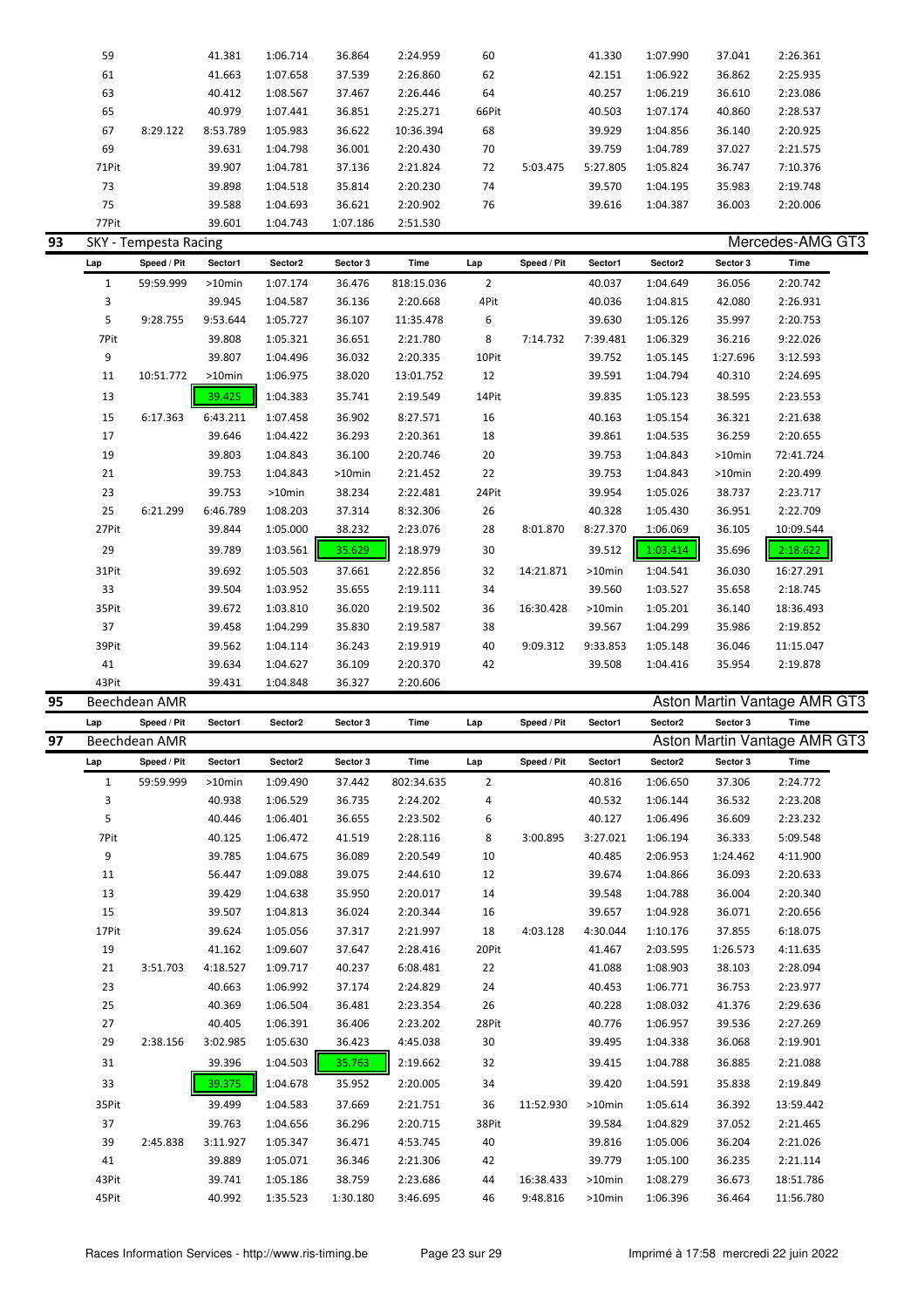| Lap | Speed / Pit | Sector1 | Sector2 | Sector 3 | Time | Lap | Speed / Pit | Sector1 | Sector2 | Sector 3 | Time |
|---|---|---|---|---|---|---|---|---|---|---|---|
| 59 | | 41.381 | 1:06.714 | 36.864 | 2:24.959 | 60 | | 41.330 | 1:07.990 | 37.041 | 2:26.361 |
| 61 | | 41.663 | 1:07.658 | 37.539 | 2:26.860 | 62 | | 42.151 | 1:06.922 | 36.862 | 2:25.935 |
| 63 | | 40.412 | 1:08.567 | 37.467 | 2:26.446 | 64 | | 40.257 | 1:06.219 | 36.610 | 2:23.086 |
| 65 | | 40.979 | 1:07.441 | 36.851 | 2:25.271 | 66Pit | | 40.503 | 1:07.174 | 40.860 | 2:28.537 |
| 67 | 8:29.122 | 8:53.789 | 1:05.983 | 36.622 | 10:36.394 | 68 | | 39.929 | 1:04.856 | 36.140 | 2:20.925 |
| 69 | | 39.631 | 1:04.798 | 36.001 | 2:20.430 | 70 | | 39.759 | 1:04.789 | 37.027 | 2:21.575 |
| 71Pit | | 39.907 | 1:04.781 | 37.136 | 2:21.824 | 72 | 5:03.475 | 5:27.805 | 1:05.824 | 36.747 | 7:10.376 |
| 73 | | 39.898 | 1:04.518 | 35.814 | 2:20.230 | 74 | | 39.570 | 1:04.195 | 35.983 | 2:19.748 |
| 75 | | 39.588 | 1:04.693 | 36.621 | 2:20.902 | 76 | | 39.616 | 1:04.387 | 36.003 | 2:20.006 |
| 77Pit | | 39.601 | 1:04.743 | 1:07.186 | 2:51.530 | | | | | | |

## 93 SKY - Tempesta Racing — Mercedes-AMG GT3

| Lap | Speed / Pit | Sector1 | Sector2 | Sector 3 | Time | Lap | Speed / Pit | Sector1 | Sector2 | Sector 3 | Time |
|---|---|---|---|---|---|---|---|---|---|---|---|
| 1 | 59:59.999 | >10min | 1:07.174 | 36.476 | 818:15.036 | 2 | | 40.037 | 1:04.649 | 36.056 | 2:20.742 |
| 3 | | 39.945 | 1:04.587 | 36.136 | 2:20.668 | 4Pit | | 40.036 | 1:04.815 | 42.080 | 2:26.931 |
| 5 | 9:28.755 | 9:53.644 | 1:05.727 | 36.107 | 11:35.478 | 6 | | 39.630 | 1:05.126 | 35.997 | 2:20.753 |
| 7Pit | | 39.808 | 1:05.321 | 36.651 | 2:21.780 | 8 | 7:14.732 | 7:39.481 | 1:06.329 | 36.216 | 9:22.026 |
| 9 | | 39.807 | 1:04.496 | 36.032 | 2:20.335 | 10Pit | | 39.752 | 1:05.145 | 1:27.696 | 3:12.593 |
| 11 | 10:51.772 | >10min | 1:06.975 | 38.020 | 13:01.752 | 12 | | 39.591 | 1:04.794 | 40.310 | 2:24.695 |
| 13 | | 39.425 | 1:04.383 | 35.741 | 2:19.549 | 14Pit | | 39.835 | 1:05.123 | 38.595 | 2:23.553 |
| 15 | 6:17.363 | 6:43.211 | 1:07.458 | 36.902 | 8:27.571 | 16 | | 40.163 | 1:05.154 | 36.321 | 2:21.638 |
| 17 | | 39.646 | 1:04.422 | 36.293 | 2:20.361 | 18 | | 39.861 | 1:04.535 | 36.259 | 2:20.655 |
| 19 | | 39.803 | 1:04.843 | 36.100 | 2:20.746 | 20 | | 39.753 | 1:04.843 | >10min | 72:41.724 |
| 21 | | 39.753 | 1:04.843 | >10min | 2:21.452 | 22 | | 39.753 | 1:04.843 | >10min | 2:20.499 |
| 23 | | 39.753 | >10min | 38.234 | 2:22.481 | 24Pit | | 39.954 | 1:05.026 | 38.737 | 2:23.717 |
| 25 | 6:21.299 | 6:46.789 | 1:08.203 | 37.314 | 8:32.306 | 26 | | 40.328 | 1:05.430 | 36.951 | 2:22.709 |
| 27Pit | | 39.844 | 1:05.000 | 38.232 | 2:23.076 | 28 | 8:01.870 | 8:27.370 | 1:06.069 | 36.105 | 10:09.544 |
| 29 | | 39.789 | 1:03.561 | 35.629 | 2:18.979 | 30 | | 39.512 | 1:03.414 | 35.696 | 2:18.622 |
| 31Pit | | 39.692 | 1:05.503 | 37.661 | 2:22.856 | 32 | 14:21.871 | >10min | 1:04.541 | 36.030 | 16:27.291 |
| 33 | | 39.504 | 1:03.952 | 35.655 | 2:19.111 | 34 | | 39.560 | 1:03.527 | 35.658 | 2:18.745 |
| 35Pit | | 39.672 | 1:03.810 | 36.020 | 2:19.502 | 36 | 16:30.428 | >10min | 1:05.201 | 36.140 | 18:36.493 |
| 37 | | 39.458 | 1:04.299 | 35.830 | 2:19.587 | 38 | | 39.567 | 1:04.299 | 35.986 | 2:19.852 |
| 39Pit | | 39.562 | 1:04.114 | 36.243 | 2:19.919 | 40 | 9:09.312 | 9:33.853 | 1:05.148 | 36.046 | 11:15.047 |
| 41 | | 39.634 | 1:04.627 | 36.109 | 2:20.370 | 42 | | 39.508 | 1:04.416 | 35.954 | 2:19.878 |
| 43Pit | | 39.431 | 1:04.848 | 36.327 | 2:20.606 | | | | | | |

## 95 Beechdean AMR — Aston Martin Vantage AMR GT3

| Lap | Speed / Pit | Sector1 | Sector2 | Sector 3 | Time | Lap | Speed / Pit | Sector1 | Sector2 | Sector 3 | Time |
|---|---|---|---|---|---|---|---|---|---|---|---|

## 97 Beechdean AMR — Aston Martin Vantage AMR GT3

| Lap | Speed / Pit | Sector1 | Sector2 | Sector 3 | Time | Lap | Speed / Pit | Sector1 | Sector2 | Sector 3 | Time |
|---|---|---|---|---|---|---|---|---|---|---|---|
| 1 | 59:59.999 | >10min | 1:09.490 | 37.442 | 802:34.635 | 2 | | 40.816 | 1:06.650 | 37.306 | 2:24.772 |
| 3 | | 40.938 | 1:06.529 | 36.735 | 2:24.202 | 4 | | 40.532 | 1:06.144 | 36.532 | 2:23.208 |
| 5 | | 40.446 | 1:06.401 | 36.655 | 2:23.502 | 6 | | 40.127 | 1:06.496 | 36.609 | 2:23.232 |
| 7Pit | | 40.125 | 1:06.472 | 41.519 | 2:28.116 | 8 | 3:00.895 | 3:27.021 | 1:06.194 | 36.333 | 5:09.548 |
| 9 | | 39.785 | 1:04.675 | 36.089 | 2:20.549 | 10 | | 40.485 | 2:06.953 | 1:24.462 | 4:11.900 |
| 11 | | 56.447 | 1:09.088 | 39.075 | 2:44.610 | 12 | | 39.674 | 1:04.866 | 36.093 | 2:20.633 |
| 13 | | 39.429 | 1:04.638 | 35.950 | 2:20.017 | 14 | | 39.548 | 1:04.788 | 36.004 | 2:20.340 |
| 15 | | 39.507 | 1:04.813 | 36.024 | 2:20.344 | 16 | | 39.657 | 1:04.928 | 36.071 | 2:20.656 |
| 17Pit | | 39.624 | 1:05.056 | 37.317 | 2:21.997 | 18 | 4:03.128 | 4:30.044 | 1:10.176 | 37.855 | 6:18.075 |
| 19 | | 41.162 | 1:09.607 | 37.647 | 2:28.416 | 20Pit | | 41.467 | 2:03.595 | 1:26.573 | 4:11.635 |
| 21 | 3:51.703 | 4:18.527 | 1:09.717 | 40.237 | 6:08.481 | 22 | | 41.088 | 1:08.903 | 38.103 | 2:28.094 |
| 23 | | 40.663 | 1:06.992 | 37.174 | 2:24.829 | 24 | | 40.453 | 1:06.771 | 36.753 | 2:23.977 |
| 25 | | 40.369 | 1:06.504 | 36.481 | 2:23.354 | 26 | | 40.228 | 1:08.032 | 41.376 | 2:29.636 |
| 27 | | 40.405 | 1:06.391 | 36.406 | 2:23.202 | 28Pit | | 40.776 | 1:06.957 | 39.536 | 2:27.269 |
| 29 | 2:38.156 | 3:02.985 | 1:05.630 | 36.423 | 4:45.038 | 30 | | 39.495 | 1:04.338 | 36.068 | 2:19.901 |
| 31 | | 39.396 | 1:04.503 | 35.763 | 2:19.662 | 32 | | 39.415 | 1:04.788 | 36.885 | 2:21.088 |
| 33 | | 39.375 | 1:04.678 | 35.952 | 2:20.005 | 34 | | 39.420 | 1:04.591 | 35.838 | 2:19.849 |
| 35Pit | | 39.499 | 1:04.583 | 37.669 | 2:21.751 | 36 | 11:52.930 | >10min | 1:05.614 | 36.392 | 13:59.442 |
| 37 | | 39.763 | 1:04.656 | 36.296 | 2:20.715 | 38Pit | | 39.584 | 1:04.829 | 37.052 | 2:21.465 |
| 39 | 2:45.838 | 3:11.927 | 1:05.347 | 36.471 | 4:53.745 | 40 | | 39.816 | 1:05.006 | 36.204 | 2:21.026 |
| 41 | | 39.889 | 1:05.071 | 36.346 | 2:21.306 | 42 | | 39.779 | 1:05.100 | 36.235 | 2:21.114 |
| 43Pit | | 39.741 | 1:05.186 | 38.759 | 2:23.686 | 44 | 16:38.433 | >10min | 1:08.279 | 36.673 | 18:51.786 |
| 45Pit | | 40.992 | 1:35.523 | 1:30.180 | 3:46.695 | 46 | 9:48.816 | >10min | 1:06.396 | 36.464 | 11:56.780 |

Races Information Services - http://www.ris-timing.be — Imprimé à 17:58 mercredi 22 juin 2022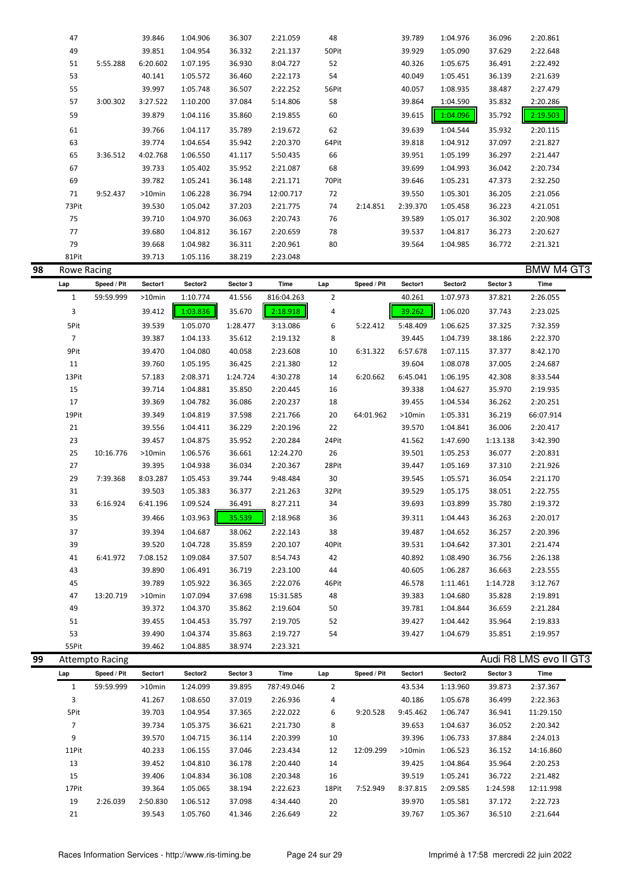| Lap | Speed / Pit | Sector1 | Sector2 | Sector 3 | Time | Lap | Speed / Pit | Sector1 | Sector2 | Sector 3 | Time |
|---|---|---|---|---|---|---|---|---|---|---|---|
| 47 | | 39.846 | 1:04.906 | 36.307 | 2:21.059 | 48 | | 39.789 | 1:04.976 | 36.096 | 2:20.861 |
| 49 | | 39.851 | 1:04.954 | 36.332 | 2:21.137 | 50Pit | | 39.929 | 1:05.090 | 37.629 | 2:22.648 |
| 51 | 5:55.288 | 6:20.602 | 1:07.195 | 36.930 | 8:04.727 | 52 | | 40.326 | 1:05.675 | 36.491 | 2:22.492 |
| 53 | | 40.141 | 1:05.572 | 36.460 | 2:22.173 | 54 | | 40.049 | 1:05.451 | 36.139 | 2:21.639 |
| 55 | | 39.997 | 1:05.748 | 36.507 | 2:22.252 | 56Pit | | 40.057 | 1:08.935 | 38.487 | 2:27.479 |
| 57 | 3:00.302 | 3:27.522 | 1:10.200 | 37.084 | 5:14.806 | 58 | | 39.864 | 1:04.590 | 35.832 | 2:20.286 |
| 59 | | 39.879 | 1:04.116 | 35.860 | 2:19.855 | 60 | | 39.615 | 1:04.096 | 35.792 | 2:19.503 |
| 61 | | 39.766 | 1:04.117 | 35.789 | 2:19.672 | 62 | | 39.639 | 1:04.544 | 35.932 | 2:20.115 |
| 63 | | 39.774 | 1:04.654 | 35.942 | 2:20.370 | 64Pit | | 39.818 | 1:04.912 | 37.097 | 2:21.827 |
| 65 | 3:36.512 | 4:02.768 | 1:06.550 | 41.117 | 5:50.435 | 66 | | 39.951 | 1:05.199 | 36.297 | 2:21.447 |
| 67 | | 39.733 | 1:05.402 | 35.952 | 2:21.087 | 68 | | 39.699 | 1:04.993 | 36.042 | 2:20.734 |
| 69 | | 39.782 | 1:05.241 | 36.148 | 2:21.171 | 70Pit | | 39.646 | 1:05.231 | 47.373 | 2:32.250 |
| 71 | 9:52.437 | >10min | 1:06.228 | 36.794 | 12:00.717 | 72 | | 39.550 | 1:05.301 | 36.205 | 2:21.056 |
| 73Pit | | 39.530 | 1:05.042 | 37.203 | 2:21.775 | 74 | 2:14.851 | 2:39.370 | 1:05.458 | 36.223 | 4:21.051 |
| 75 | | 39.710 | 1:04.970 | 36.063 | 2:20.743 | 76 | | 39.589 | 1:05.017 | 36.302 | 2:20.908 |
| 77 | | 39.680 | 1:04.812 | 36.167 | 2:20.659 | 78 | | 39.537 | 1:04.817 | 36.273 | 2:20.627 |
| 79 | | 39.668 | 1:04.982 | 36.311 | 2:20.961 | 80 | | 39.564 | 1:04.985 | 36.772 | 2:21.321 |
| 81Pit | | 39.713 | 1:05.116 | 38.219 | 2:23.048 | | | | | | |

## 98 Rowe Racing — BMW M4 GT3

| Lap | Speed / Pit | Sector1 | Sector2 | Sector 3 | Time | Lap | Speed / Pit | Sector1 | Sector2 | Sector 3 | Time |
|---|---|---|---|---|---|---|---|---|---|---|---|
| 1 | 59:59.999 | >10min | 1:10.774 | 41.556 | 816:04.263 | 2 | | 40.261 | 1:07.973 | 37.821 | 2:26.055 |
| 3 | | 39.412 | 1:03.836 | 35.670 | 2:18.918 | 4 | | 39.262 | 1:06.020 | 37.743 | 2:23.025 |
| 5Pit | | 39.539 | 1:05.070 | 1:28.477 | 3:13.086 | 6 | 5:22.412 | 5:48.409 | 1:06.625 | 37.325 | 7:32.359 |
| 7 | | 39.387 | 1:04.133 | 35.612 | 2:19.132 | 8 | | 39.445 | 1:04.739 | 38.186 | 2:22.370 |
| 9Pit | | 39.470 | 1:04.080 | 40.058 | 2:23.608 | 10 | 6:31.322 | 6:57.678 | 1:07.115 | 37.377 | 8:42.170 |
| 11 | | 39.760 | 1:05.195 | 36.425 | 2:21.380 | 12 | | 39.604 | 1:08.078 | 37.005 | 2:24.687 |
| 13Pit | | 57.183 | 2:08.371 | 1:24.724 | 4:30.278 | 14 | 6:20.662 | 6:45.041 | 1:06.195 | 42.308 | 8:33.544 |
| 15 | | 39.714 | 1:04.881 | 35.850 | 2:20.445 | 16 | | 39.338 | 1:04.627 | 35.970 | 2:19.935 |
| 17 | | 39.369 | 1:04.782 | 36.086 | 2:20.237 | 18 | | 39.455 | 1:04.534 | 36.262 | 2:20.251 |
| 19Pit | | 39.349 | 1:04.819 | 37.598 | 2:21.766 | 20 | 64:01.962 | >10min | 1:05.331 | 36.219 | 66:07.914 |
| 21 | | 39.556 | 1:04.411 | 36.229 | 2:20.196 | 22 | | 39.570 | 1:04.841 | 36.006 | 2:20.417 |
| 23 | | 39.457 | 1:04.875 | 35.952 | 2:20.284 | 24Pit | | 41.562 | 1:47.690 | 1:13.138 | 3:42.390 |
| 25 | 10:16.776 | >10min | 1:06.576 | 36.661 | 12:24.270 | 26 | | 39.501 | 1:05.253 | 36.077 | 2:20.831 |
| 27 | | 39.395 | 1:04.938 | 36.034 | 2:20.367 | 28Pit | | 39.447 | 1:05.169 | 37.310 | 2:21.926 |
| 29 | 7:39.368 | 8:03.287 | 1:05.453 | 39.744 | 9:48.484 | 30 | | 39.545 | 1:05.571 | 36.054 | 2:21.170 |
| 31 | | 39.503 | 1:05.383 | 36.377 | 2:21.263 | 32Pit | | 39.529 | 1:05.175 | 38.051 | 2:22.755 |
| 33 | 6:16.924 | 6:41.196 | 1:09.524 | 36.491 | 8:27.211 | 34 | | 39.693 | 1:03.899 | 35.780 | 2:19.372 |
| 35 | | 39.466 | 1:03.963 | 35.539 | 2:18.968 | 36 | | 39.311 | 1:04.443 | 36.263 | 2:20.017 |
| 37 | | 39.394 | 1:04.687 | 38.062 | 2:22.143 | 38 | | 39.487 | 1:04.652 | 36.257 | 2:20.396 |
| 39 | | 39.520 | 1:04.728 | 35.859 | 2:20.107 | 40Pit | | 39.531 | 1:04.642 | 37.301 | 2:21.474 |
| 41 | 6:41.972 | 7:08.152 | 1:09.084 | 37.507 | 8:54.743 | 42 | | 40.892 | 1:08.490 | 36.756 | 2:26.138 |
| 43 | | 39.890 | 1:06.491 | 36.719 | 2:23.100 | 44 | | 40.605 | 1:06.287 | 36.663 | 2:23.555 |
| 45 | | 39.789 | 1:05.922 | 36.365 | 2:22.076 | 46Pit | | 46.578 | 1:11.461 | 1:14.728 | 3:12.767 |
| 47 | 13:20.719 | >10min | 1:07.094 | 37.698 | 15:31.585 | 48 | | 39.383 | 1:04.680 | 35.828 | 2:19.891 |
| 49 | | 39.372 | 1:04.370 | 35.862 | 2:19.604 | 50 | | 39.781 | 1:04.844 | 36.659 | 2:21.284 |
| 51 | | 39.455 | 1:04.453 | 35.797 | 2:19.705 | 52 | | 39.427 | 1:04.442 | 35.964 | 2:19.833 |
| 53 | | 39.490 | 1:04.374 | 35.863 | 2:19.727 | 54 | | 39.427 | 1:04.679 | 35.851 | 2:19.957 |
| 55Pit | | 39.462 | 1:04.885 | 38.974 | 2:23.321 | | | | | | |

## 99 Attempto Racing — Audi R8 LMS evo II GT3

| Lap | Speed / Pit | Sector1 | Sector2 | Sector 3 | Time | Lap | Speed / Pit | Sector1 | Sector2 | Sector 3 | Time |
|---|---|---|---|---|---|---|---|---|---|---|---|
| 1 | 59:59.999 | >10min | 1:24.099 | 39.895 | 787:49.046 | 2 | | 43.534 | 1:13.960 | 39.873 | 2:37.367 |
| 3 | | 41.267 | 1:08.650 | 37.019 | 2:26.936 | 4 | | 40.186 | 1:05.678 | 36.499 | 2:22.363 |
| 5Pit | | 39.703 | 1:04.954 | 37.365 | 2:22.022 | 6 | 9:20.528 | 9:45.462 | 1:06.747 | 36.941 | 11:29.150 |
| 7 | | 39.734 | 1:05.375 | 36.621 | 2:21.730 | 8 | | 39.653 | 1:04.637 | 36.052 | 2:20.342 |
| 9 | | 39.570 | 1:04.715 | 36.114 | 2:20.399 | 10 | | 39.396 | 1:06.733 | 37.884 | 2:24.013 |
| 11Pit | | 40.233 | 1:06.155 | 37.046 | 2:23.434 | 12 | 12:09.299 | >10min | 1:06.523 | 36.152 | 14:16.860 |
| 13 | | 39.452 | 1:04.810 | 36.178 | 2:20.440 | 14 | | 39.425 | 1:04.864 | 35.964 | 2:20.253 |
| 15 | | 39.406 | 1:04.834 | 36.108 | 2:20.348 | 16 | | 39.519 | 1:05.241 | 36.722 | 2:21.482 |
| 17Pit | | 39.364 | 1:05.065 | 38.194 | 2:22.623 | 18Pit | 7:52.949 | 8:37.815 | 2:09.585 | 1:24.598 | 12:11.998 |
| 19 | 2:26.039 | 2:50.830 | 1:06.512 | 37.098 | 4:34.440 | 20 | | 39.970 | 1:05.581 | 37.172 | 2:22.723 |
| 21 | | 39.543 | 1:05.760 | 41.346 | 2:26.649 | 22 | | 39.767 | 1:05.367 | 36.510 | 2:21.644 |

Races Information Services - http://www.ris-timing.be — Imprimé à 17:58 mercredi 22 juin 2022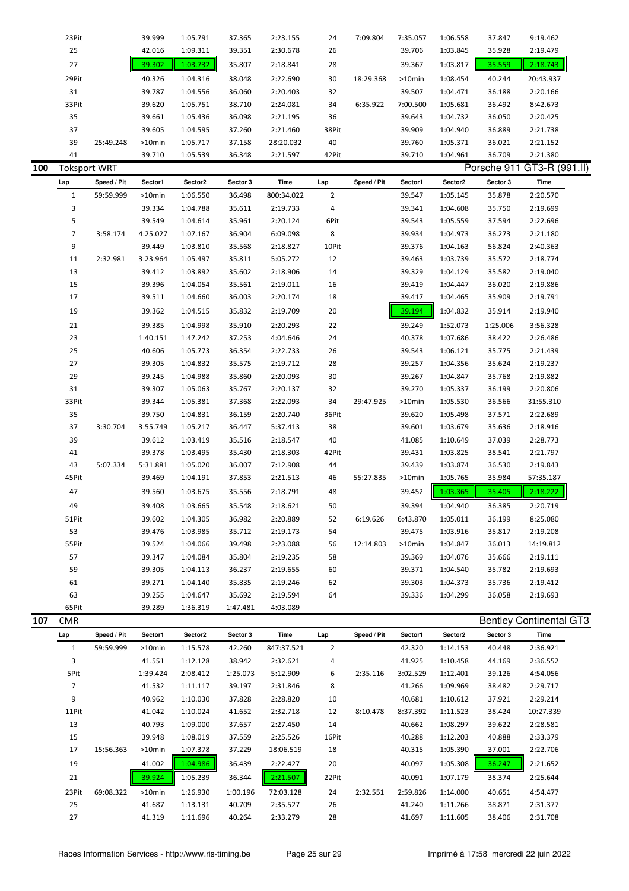| Lap | Speed / Pit | Sector1 | Sector2 | Sector 3 | Time | Lap | Speed / Pit | Sector1 | Sector2 | Sector 3 | Time |
|---|---|---|---|---|---|---|---|---|---|---|---|
| 23Pit | | 39.999 | 1:05.791 | 37.365 | 2:23.155 | 24 | 7:09.804 | 7:35.057 | 1:06.558 | 37.847 | 9:19.462 |
| 25 | | 42.016 | 1:09.311 | 39.351 | 2:30.678 | 26 | | 39.706 | 1:03.845 | 35.928 | 2:19.479 |
| 27 | | 39.302 | 1:03.732 | 35.807 | 2:18.841 | 28 | | 39.367 | 1:03.817 | 35.559 | 2:18.743 |
| 29Pit | | 40.326 | 1:04.316 | 38.048 | 2:22.690 | 30 | 18:29.368 | >10min | 1:08.454 | 40.244 | 20:43.937 |
| 31 | | 39.787 | 1:04.556 | 36.060 | 2:20.403 | 32 | | 39.507 | 1:04.471 | 36.188 | 2:20.166 |
| 33Pit | | 39.620 | 1:05.751 | 38.710 | 2:24.081 | 34 | 6:35.922 | 7:00.500 | 1:05.681 | 36.492 | 8:42.673 |
| 35 | | 39.661 | 1:05.436 | 36.098 | 2:21.195 | 36 | | 39.643 | 1:04.732 | 36.050 | 2:20.425 |
| 37 | | 39.605 | 1:04.595 | 37.260 | 2:21.460 | 38Pit | | 39.909 | 1:04.940 | 36.889 | 2:21.738 |
| 39 | 25:49.248 | >10min | 1:05.717 | 37.158 | 28:20.032 | 40 | | 39.760 | 1:05.371 | 36.021 | 2:21.152 |
| 41 | | 39.710 | 1:05.539 | 36.348 | 2:21.597 | 42Pit | | 39.710 | 1:04.961 | 36.709 | 2:21.380 |

## 100 Toksport WRT — Porsche 911 GT3-R (991.II)

| Lap | Speed / Pit | Sector1 | Sector2 | Sector 3 | Time | Lap | Speed / Pit | Sector1 | Sector2 | Sector 3 | Time |
|---|---|---|---|---|---|---|---|---|---|---|---|
| 1 | 59:59.999 | >10min | 1:06.550 | 36.498 | 800:34.022 | 2 | | 39.547 | 1:05.145 | 35.878 | 2:20.570 |
| 3 | | 39.334 | 1:04.788 | 35.611 | 2:19.733 | 4 | | 39.341 | 1:04.608 | 35.750 | 2:19.699 |
| 5 | | 39.549 | 1:04.614 | 35.961 | 2:20.124 | 6Pit | | 39.543 | 1:05.559 | 37.594 | 2:22.696 |
| 7 | 3:58.174 | 4:25.027 | 1:07.167 | 36.904 | 6:09.098 | 8 | | 39.934 | 1:04.973 | 36.273 | 2:21.180 |
| 9 | | 39.449 | 1:03.810 | 35.568 | 2:18.827 | 10Pit | | 39.376 | 1:04.163 | 56.824 | 2:40.363 |
| 11 | 2:32.981 | 3:23.964 | 1:05.497 | 35.811 | 5:05.272 | 12 | | 39.463 | 1:03.739 | 35.572 | 2:18.774 |
| 13 | | 39.412 | 1:03.892 | 35.602 | 2:18.906 | 14 | | 39.329 | 1:04.129 | 35.582 | 2:19.040 |
| 15 | | 39.396 | 1:04.054 | 35.561 | 2:19.011 | 16 | | 39.419 | 1:04.447 | 36.020 | 2:19.886 |
| 17 | | 39.511 | 1:04.660 | 36.003 | 2:20.174 | 18 | | 39.417 | 1:04.465 | 35.909 | 2:19.791 |
| 19 | | 39.362 | 1:04.515 | 35.832 | 2:19.709 | 20 | | 39.194 | 1:04.832 | 35.914 | 2:19.940 |
| 21 | | 39.385 | 1:04.998 | 35.910 | 2:20.293 | 22 | | 39.249 | 1:52.073 | 1:25.006 | 3:56.328 |
| 23 | | 1:40.151 | 1:47.242 | 37.253 | 4:04.646 | 24 | | 40.378 | 1:07.686 | 38.422 | 2:26.486 |
| 25 | | 40.606 | 1:05.773 | 36.354 | 2:22.733 | 26 | | 39.543 | 1:06.121 | 35.775 | 2:21.439 |
| 27 | | 39.305 | 1:04.832 | 35.575 | 2:19.712 | 28 | | 39.257 | 1:04.356 | 35.624 | 2:19.237 |
| 29 | | 39.245 | 1:04.988 | 35.860 | 2:20.093 | 30 | | 39.267 | 1:04.847 | 35.768 | 2:19.882 |
| 31 | | 39.307 | 1:05.063 | 35.767 | 2:20.137 | 32 | | 39.270 | 1:05.337 | 36.199 | 2:20.806 |
| 33Pit | | 39.344 | 1:05.381 | 37.368 | 2:22.093 | 34 | 29:47.925 | >10min | 1:05.530 | 36.566 | 31:55.310 |
| 35 | | 39.750 | 1:04.831 | 36.159 | 2:20.740 | 36Pit | | 39.620 | 1:05.498 | 37.571 | 2:22.689 |
| 37 | 3:30.704 | 3:55.749 | 1:05.217 | 36.447 | 5:37.413 | 38 | | 39.601 | 1:03.679 | 35.636 | 2:18.916 |
| 39 | | 39.612 | 1:03.419 | 35.516 | 2:18.547 | 40 | | 41.085 | 1:10.649 | 37.039 | 2:28.773 |
| 41 | | 39.378 | 1:03.495 | 35.430 | 2:18.303 | 42Pit | | 39.431 | 1:03.825 | 38.541 | 2:21.797 |
| 43 | 5:07.334 | 5:31.881 | 1:05.020 | 36.007 | 7:12.908 | 44 | | 39.439 | 1:03.874 | 36.530 | 2:19.843 |
| 45Pit | | 39.469 | 1:04.191 | 37.853 | 2:21.513 | 46 | 55:27.835 | >10min | 1:05.765 | 35.984 | 57:35.187 |
| 47 | | 39.560 | 1:03.675 | 35.556 | 2:18.791 | 48 | | 39.452 | 1:03.365 | 35.405 | 2:18.222 |
| 49 | | 39.408 | 1:03.665 | 35.548 | 2:18.621 | 50 | | 39.394 | 1:04.940 | 36.385 | 2:20.719 |
| 51Pit | | 39.602 | 1:04.305 | 36.982 | 2:20.889 | 52 | 6:19.626 | 6:43.870 | 1:05.011 | 36.199 | 8:25.080 |
| 53 | | 39.476 | 1:03.985 | 35.712 | 2:19.173 | 54 | | 39.475 | 1:03.916 | 35.817 | 2:19.208 |
| 55Pit | | 39.524 | 1:04.066 | 39.498 | 2:23.088 | 56 | 12:14.803 | >10min | 1:04.847 | 36.013 | 14:19.812 |
| 57 | | 39.347 | 1:04.084 | 35.804 | 2:19.235 | 58 | | 39.369 | 1:04.076 | 35.666 | 2:19.111 |
| 59 | | 39.305 | 1:04.113 | 36.237 | 2:19.655 | 60 | | 39.371 | 1:04.540 | 35.782 | 2:19.693 |
| 61 | | 39.271 | 1:04.140 | 35.835 | 2:19.246 | 62 | | 39.303 | 1:04.373 | 35.736 | 2:19.412 |
| 63 | | 39.255 | 1:04.647 | 35.692 | 2:19.594 | 64 | | 39.336 | 1:04.299 | 36.058 | 2:19.693 |
| 65Pit | | 39.289 | 1:36.319 | 1:47.481 | 4:03.089 | | | | | | |

## 107 CMR — Bentley Continental GT3

| Lap | Speed / Pit | Sector1 | Sector2 | Sector 3 | Time | Lap | Speed / Pit | Sector1 | Sector2 | Sector 3 | Time |
|---|---|---|---|---|---|---|---|---|---|---|---|
| 1 | 59:59.999 | >10min | 1:15.578 | 42.260 | 847:37.521 | 2 | | 42.320 | 1:14.153 | 40.448 | 2:36.921 |
| 3 | | 41.551 | 1:12.128 | 38.942 | 2:32.621 | 4 | | 41.925 | 1:10.458 | 44.169 | 2:36.552 |
| 5Pit | | 1:39.424 | 2:08.412 | 1:25.073 | 5:12.909 | 6 | 2:35.116 | 3:02.529 | 1:12.401 | 39.126 | 4:54.056 |
| 7 | | 41.532 | 1:11.117 | 39.197 | 2:31.846 | 8 | | 41.266 | 1:09.969 | 38.482 | 2:29.717 |
| 9 | | 40.962 | 1:10.030 | 37.828 | 2:28.820 | 10 | | 40.681 | 1:10.612 | 37.921 | 2:29.214 |
| 11Pit | | 41.042 | 1:10.024 | 41.652 | 2:32.718 | 12 | 8:10.478 | 8:37.392 | 1:11.523 | 38.424 | 10:27.339 |
| 13 | | 40.793 | 1:09.000 | 37.657 | 2:27.450 | 14 | | 40.662 | 1:08.297 | 39.622 | 2:28.581 |
| 15 | | 39.948 | 1:08.019 | 37.559 | 2:25.526 | 16Pit | | 40.288 | 1:12.203 | 40.888 | 2:33.379 |
| 17 | 15:56.363 | >10min | 1:07.378 | 37.229 | 18:06.519 | 18 | | 40.315 | 1:05.390 | 37.001 | 2:22.706 |
| 19 | | 41.002 | 1:04.986 | 36.439 | 2:22.427 | 20 | | 40.097 | 1:05.308 | 36.247 | 2:21.652 |
| 21 | | 39.924 | 1:05.239 | 36.344 | 2:21.507 | 22Pit | | 40.091 | 1:07.179 | 38.374 | 2:25.644 |
| 23Pit | 69:08.322 | >10min | 1:26.930 | 1:00.196 | 72:03.128 | 24 | 2:32.551 | 2:59.826 | 1:14.000 | 40.651 | 4:54.477 |
| 25 | | 41.687 | 1:13.131 | 40.709 | 2:35.527 | 26 | | 41.240 | 1:11.266 | 38.871 | 2:31.377 |
| 27 | | 41.319 | 1:11.696 | 40.264 | 2:33.279 | 28 | | 41.697 | 1:11.605 | 38.406 | 2:31.708 |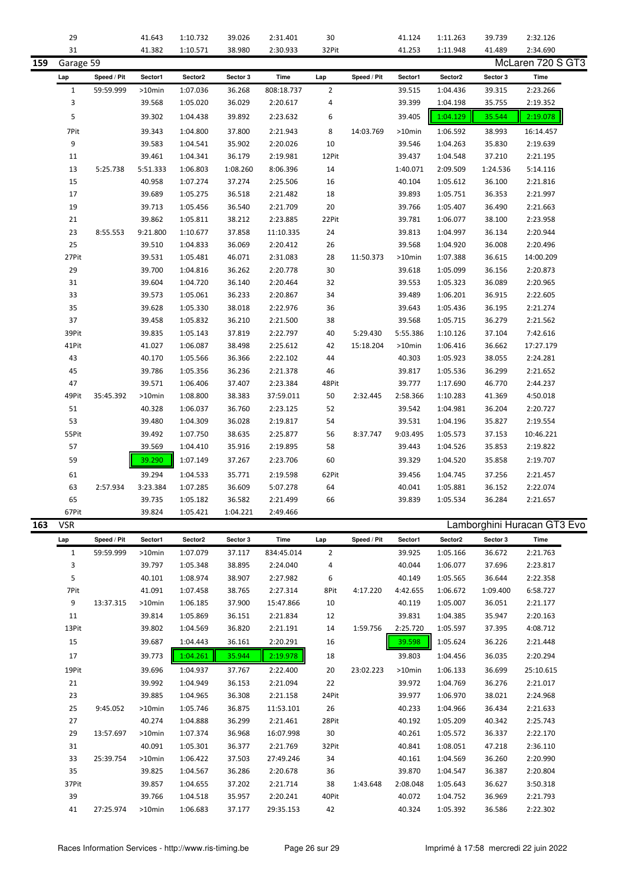| Lap | Speed / Pit | Sector1 | Sector2 | Sector 3 | Time | Lap | Speed / Pit | Sector1 | Sector2 | Sector 3 | Time |
|---|---|---|---|---|---|---|---|---|---|---|---|
| 29 | | 41.643 | 1:10.732 | 39.026 | 2:31.401 | 30 | | 41.124 | 1:11.263 | 39.739 | 2:32.126 |
| 31 | | 41.382 | 1:10.571 | 38.980 | 2:30.933 | 32Pit | | 41.253 | 1:11.948 | 41.489 | 2:34.690 |

## 159 Garage 59 — McLaren 720 S GT3

| Lap | Speed / Pit | Sector1 | Sector2 | Sector 3 | Time | Lap | Speed / Pit | Sector1 | Sector2 | Sector 3 | Time |
|---|---|---|---|---|---|---|---|---|---|---|---|
| 1 | 59:59.999 | >10min | 1:07.036 | 36.268 | 808:18.737 | 2 | | 39.515 | 1:04.436 | 39.315 | 2:23.266 |
| 3 | | 39.568 | 1:05.020 | 36.029 | 2:20.617 | 4 | | 39.399 | 1:04.198 | 35.755 | 2:19.352 |
| 5 | | 39.302 | 1:04.438 | 39.892 | 2:23.632 | 6 | | 39.405 | 1:04.129 | 35.544 | 2:19.078 |
| 7Pit | | 39.343 | 1:04.800 | 37.800 | 2:21.943 | 8 | 14:03.769 | >10min | 1:06.592 | 38.993 | 16:14.457 |
| 9 | | 39.583 | 1:04.541 | 35.902 | 2:20.026 | 10 | | 39.546 | 1:04.263 | 35.830 | 2:19.639 |
| 11 | | 39.461 | 1:04.341 | 36.179 | 2:19.981 | 12Pit | | 39.437 | 1:04.548 | 37.210 | 2:21.195 |
| 13 | 5:25.738 | 5:51.333 | 1:06.803 | 1:08.260 | 8:06.396 | 14 | | 1:40.071 | 2:09.509 | 1:24.536 | 5:14.116 |
| 15 | | 40.958 | 1:07.274 | 37.274 | 2:25.506 | 16 | | 40.104 | 1:05.612 | 36.100 | 2:21.816 |
| 17 | | 39.689 | 1:05.275 | 36.518 | 2:21.482 | 18 | | 39.893 | 1:05.751 | 36.353 | 2:21.997 |
| 19 | | 39.713 | 1:05.456 | 36.540 | 2:21.709 | 20 | | 39.766 | 1:05.407 | 36.490 | 2:21.663 |
| 21 | | 39.862 | 1:05.811 | 38.212 | 2:23.885 | 22Pit | | 39.781 | 1:06.077 | 38.100 | 2:23.958 |
| 23 | 8:55.553 | 9:21.800 | 1:10.677 | 37.858 | 11:10.335 | 24 | | 39.813 | 1:04.997 | 36.134 | 2:20.944 |
| 25 | | 39.510 | 1:04.833 | 36.069 | 2:20.412 | 26 | | 39.568 | 1:04.920 | 36.008 | 2:20.496 |
| 27Pit | | 39.531 | 1:05.481 | 46.071 | 2:31.083 | 28 | 11:50.373 | >10min | 1:07.388 | 36.615 | 14:00.209 |
| 29 | | 39.700 | 1:04.816 | 36.262 | 2:20.778 | 30 | | 39.618 | 1:05.099 | 36.156 | 2:20.873 |
| 31 | | 39.604 | 1:04.720 | 36.140 | 2:20.464 | 32 | | 39.553 | 1:05.323 | 36.089 | 2:20.965 |
| 33 | | 39.573 | 1:05.061 | 36.233 | 2:20.867 | 34 | | 39.489 | 1:06.201 | 36.915 | 2:22.605 |
| 35 | | 39.628 | 1:05.330 | 38.018 | 2:22.976 | 36 | | 39.643 | 1:05.436 | 36.195 | 2:21.274 |
| 37 | | 39.458 | 1:05.832 | 36.210 | 2:21.500 | 38 | | 39.568 | 1:05.715 | 36.279 | 2:21.562 |
| 39Pit | | 39.835 | 1:05.143 | 37.819 | 2:22.797 | 40 | 5:29.430 | 5:55.386 | 1:10.126 | 37.104 | 7:42.616 |
| 41Pit | | 41.027 | 1:06.087 | 38.498 | 2:25.612 | 42 | 15:18.204 | >10min | 1:06.416 | 36.662 | 17:27.179 |
| 43 | | 40.170 | 1:05.566 | 36.366 | 2:22.102 | 44 | | 40.303 | 1:05.923 | 38.055 | 2:24.281 |
| 45 | | 39.786 | 1:05.356 | 36.236 | 2:21.378 | 46 | | 39.817 | 1:05.536 | 36.299 | 2:21.652 |
| 47 | | 39.571 | 1:06.406 | 37.407 | 2:23.384 | 48Pit | | 39.777 | 1:17.690 | 46.770 | 2:44.237 |
| 49Pit | 35:45.392 | >10min | 1:08.800 | 38.383 | 37:59.011 | 50 | 2:32.445 | 2:58.366 | 1:10.283 | 41.369 | 4:50.018 |
| 51 | | 40.328 | 1:06.037 | 36.760 | 2:23.125 | 52 | | 39.542 | 1:04.981 | 36.204 | 2:20.727 |
| 53 | | 39.480 | 1:04.309 | 36.028 | 2:19.817 | 54 | | 39.531 | 1:04.196 | 35.827 | 2:19.554 |
| 55Pit | | 39.492 | 1:07.750 | 38.635 | 2:25.877 | 56 | 8:37.747 | 9:03.495 | 1:05.573 | 37.153 | 10:46.221 |
| 57 | | 39.569 | 1:04.410 | 35.916 | 2:19.895 | 58 | | 39.443 | 1:04.526 | 35.853 | 2:19.822 |
| 59 | | 39.290 | 1:07.149 | 37.267 | 2:23.706 | 60 | | 39.329 | 1:04.520 | 35.858 | 2:19.707 |
| 61 | | 39.294 | 1:04.533 | 35.771 | 2:19.598 | 62Pit | | 39.456 | 1:04.745 | 37.256 | 2:21.457 |
| 63 | 2:57.934 | 3:23.384 | 1:07.285 | 36.609 | 5:07.278 | 64 | | 40.041 | 1:05.881 | 36.152 | 2:22.074 |
| 65 | | 39.735 | 1:05.182 | 36.582 | 2:21.499 | 66 | | 39.839 | 1:05.534 | 36.284 | 2:21.657 |
| 67Pit | | 39.824 | 1:05.421 | 1:04.221 | 2:49.466 | | | | | | |

## 163 VSR — Lamborghini Huracan GT3 Evo

| Lap | Speed / Pit | Sector1 | Sector2 | Sector 3 | Time | Lap | Speed / Pit | Sector1 | Sector2 | Sector 3 | Time |
|---|---|---|---|---|---|---|---|---|---|---|---|
| 1 | 59:59.999 | >10min | 1:07.079 | 37.117 | 834:45.014 | 2 | | 39.925 | 1:05.166 | 36.672 | 2:21.763 |
| 3 | | 39.797 | 1:05.348 | 38.895 | 2:24.040 | 4 | | 40.044 | 1:06.077 | 37.696 | 2:23.817 |
| 5 | | 40.101 | 1:08.974 | 38.907 | 2:27.982 | 6 | | 40.149 | 1:05.565 | 36.644 | 2:22.358 |
| 7Pit | | 41.091 | 1:07.458 | 38.765 | 2:27.314 | 8Pit | 4:17.220 | 4:42.655 | 1:06.672 | 1:09.400 | 6:58.727 |
| 9 | 13:37.315 | >10min | 1:06.185 | 37.900 | 15:47.866 | 10 | | 40.119 | 1:05.007 | 36.051 | 2:21.177 |
| 11 | | 39.814 | 1:05.869 | 36.151 | 2:21.834 | 12 | | 39.831 | 1:04.385 | 35.947 | 2:20.163 |
| 13Pit | | 39.802 | 1:04.569 | 36.820 | 2:21.191 | 14 | 1:59.756 | 2:25.720 | 1:05.597 | 37.395 | 4:08.712 |
| 15 | | 39.687 | 1:04.443 | 36.161 | 2:20.291 | 16 | | 39.598 | 1:05.624 | 36.226 | 2:21.448 |
| 17 | | 39.773 | 1:04.261 | 35.944 | 2:19.978 | 18 | | 39.803 | 1:04.456 | 36.035 | 2:20.294 |
| 19Pit | | 39.696 | 1:04.937 | 37.767 | 2:22.400 | 20 | 23:02.223 | >10min | 1:06.133 | 36.699 | 25:10.615 |
| 21 | | 39.992 | 1:04.949 | 36.153 | 2:21.094 | 22 | | 39.972 | 1:04.769 | 36.276 | 2:21.017 |
| 23 | | 39.885 | 1:04.965 | 36.308 | 2:21.158 | 24Pit | | 39.977 | 1:06.970 | 38.021 | 2:24.968 |
| 25 | 9:45.052 | >10min | 1:05.746 | 36.875 | 11:53.101 | 26 | | 40.233 | 1:04.966 | 36.434 | 2:21.633 |
| 27 | | 40.274 | 1:04.888 | 36.299 | 2:21.461 | 28Pit | | 40.192 | 1:05.209 | 40.342 | 2:25.743 |
| 29 | 13:57.697 | >10min | 1:07.374 | 36.968 | 16:07.998 | 30 | | 40.261 | 1:05.572 | 36.337 | 2:22.170 |
| 31 | | 40.091 | 1:05.301 | 36.377 | 2:21.769 | 32Pit | | 40.841 | 1:08.051 | 47.218 | 2:36.110 |
| 33 | 25:39.754 | >10min | 1:06.422 | 37.503 | 27:49.246 | 34 | | 40.161 | 1:04.569 | 36.260 | 2:20.990 |
| 35 | | 39.825 | 1:04.567 | 36.286 | 2:20.678 | 36 | | 39.870 | 1:04.547 | 36.387 | 2:20.804 |
| 37Pit | | 39.857 | 1:04.655 | 37.202 | 2:21.714 | 38 | 1:43.648 | 2:08.048 | 1:05.643 | 36.627 | 3:50.318 |
| 39 | | 39.766 | 1:04.518 | 35.957 | 2:20.241 | 40Pit | | 40.072 | 1:04.752 | 36.969 | 2:21.793 |
| 41 | 27:25.974 | >10min | 1:06.683 | 37.177 | 29:35.153 | 42 | | 40.324 | 1:05.392 | 36.586 | 2:22.302 |

Races Information Services - http://www.ris-timing.be Imprimé à 17:58 mercredi 22 juin 2022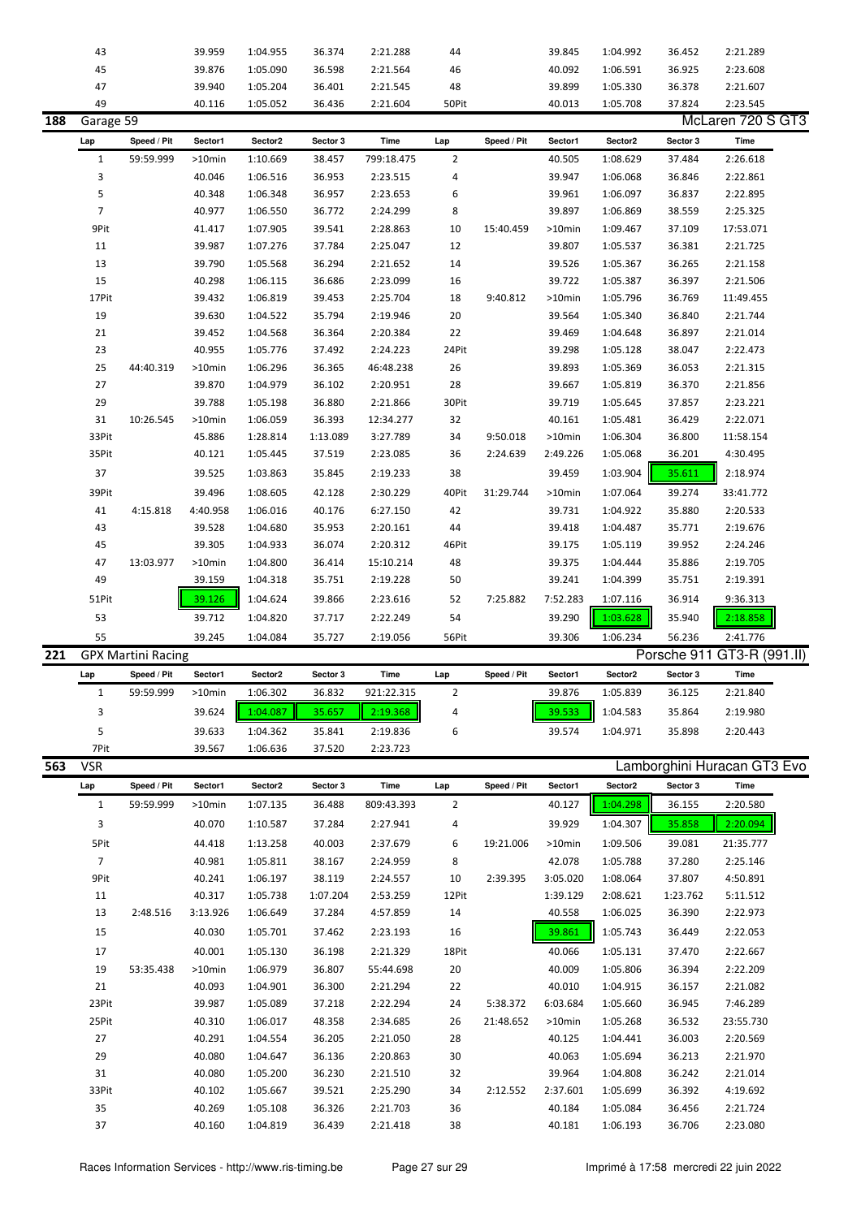| Lap | Speed / Pit | Sector1 | Sector2 | Sector 3 | Time | Lap | Speed / Pit | Sector1 | Sector2 | Sector 3 | Time |
|---|---|---|---|---|---|---|---|---|---|---|---|
| 43 | | 39.959 | 1:04.955 | 36.374 | 2:21.288 | 44 | | 39.845 | 1:04.992 | 36.452 | 2:21.289 |
| 45 | | 39.876 | 1:05.090 | 36.598 | 2:21.564 | 46 | | 40.092 | 1:06.591 | 36.925 | 2:23.608 |
| 47 | | 39.940 | 1:05.204 | 36.401 | 2:21.545 | 48 | | 39.899 | 1:05.330 | 36.378 | 2:21.607 |
| 49 | | 40.116 | 1:05.052 | 36.436 | 2:21.604 | 50Pit | | 40.013 | 1:05.708 | 37.824 | 2:23.545 |

## 188 Garage 59 — McLaren 720 S GT3

| Lap | Speed / Pit | Sector1 | Sector2 | Sector 3 | Time | Lap | Speed / Pit | Sector1 | Sector2 | Sector 3 | Time |
|---|---|---|---|---|---|---|---|---|---|---|---|
| 1 | 59:59.999 | >10min | 1:10.669 | 38.457 | 799:18.475 | 2 | | 40.505 | 1:08.629 | 37.484 | 2:26.618 |
| 3 | | 40.046 | 1:06.516 | 36.953 | 2:23.515 | 4 | | 39.947 | 1:06.068 | 36.846 | 2:22.861 |
| 5 | | 40.348 | 1:06.348 | 36.957 | 2:23.653 | 6 | | 39.961 | 1:06.097 | 36.837 | 2:22.895 |
| 7 | | 40.977 | 1:06.550 | 36.772 | 2:24.299 | 8 | | 39.897 | 1:06.869 | 38.559 | 2:25.325 |
| 9Pit | | 41.417 | 1:07.905 | 39.541 | 2:28.863 | 10 | 15:40.459 | >10min | 1:09.467 | 37.109 | 17:53.071 |
| 11 | | 39.987 | 1:07.276 | 37.784 | 2:25.047 | 12 | | 39.807 | 1:05.537 | 36.381 | 2:21.725 |
| 13 | | 39.790 | 1:05.568 | 36.294 | 2:21.652 | 14 | | 39.526 | 1:05.367 | 36.265 | 2:21.158 |
| 15 | | 40.298 | 1:06.115 | 36.686 | 2:23.099 | 16 | | 39.722 | 1:05.387 | 36.397 | 2:21.506 |
| 17Pit | | 39.432 | 1:06.819 | 39.453 | 2:25.704 | 18 | 9:40.812 | >10min | 1:05.796 | 36.769 | 11:49.455 |
| 19 | | 39.630 | 1:04.522 | 35.794 | 2:19.946 | 20 | | 39.564 | 1:05.340 | 36.840 | 2:21.744 |
| 21 | | 39.452 | 1:04.568 | 36.364 | 2:20.384 | 22 | | 39.469 | 1:04.648 | 36.897 | 2:21.014 |
| 23 | | 40.955 | 1:05.776 | 37.492 | 2:24.223 | 24Pit | | 39.298 | 1:05.128 | 38.047 | 2:22.473 |
| 25 | 44:40.319 | >10min | 1:06.296 | 36.365 | 46:48.238 | 26 | | 39.893 | 1:05.369 | 36.053 | 2:21.315 |
| 27 | | 39.870 | 1:04.979 | 36.102 | 2:20.951 | 28 | | 39.667 | 1:05.819 | 36.370 | 2:21.856 |
| 29 | | 39.788 | 1:05.198 | 36.880 | 2:21.866 | 30Pit | | 39.719 | 1:05.645 | 37.857 | 2:23.221 |
| 31 | 10:26.545 | >10min | 1:06.059 | 36.393 | 12:34.277 | 32 | | 40.161 | 1:05.481 | 36.429 | 2:22.071 |
| 33Pit | | 45.886 | 1:28.814 | 1:13.089 | 3:27.789 | 34 | 9:50.018 | >10min | 1:06.304 | 36.800 | 11:58.154 |
| 35Pit | | 40.121 | 1:05.445 | 37.519 | 2:23.085 | 36 | 2:24.639 | 2:49.226 | 1:05.068 | 36.201 | 4:30.495 |
| 37 | | 39.525 | 1:03.863 | 35.845 | 2:19.233 | 38 | | 39.459 | 1:03.904 | 35.611 | 2:18.974 |
| 39Pit | | 39.496 | 1:08.605 | 42.128 | 2:30.229 | 40Pit | 31:29.744 | >10min | 1:07.064 | 39.274 | 33:41.772 |
| 41 | 4:15.818 | 4:40.958 | 1:06.016 | 40.176 | 6:27.150 | 42 | | 39.731 | 1:04.922 | 35.880 | 2:20.533 |
| 43 | | 39.528 | 1:04.680 | 35.953 | 2:20.161 | 44 | | 39.418 | 1:04.487 | 35.771 | 2:19.676 |
| 45 | | 39.305 | 1:04.933 | 36.074 | 2:20.312 | 46Pit | | 39.175 | 1:05.119 | 39.952 | 2:24.246 |
| 47 | 13:03.977 | >10min | 1:04.800 | 36.414 | 15:10.214 | 48 | | 39.375 | 1:04.444 | 35.886 | 2:19.705 |
| 49 | | 39.159 | 1:04.318 | 35.751 | 2:19.228 | 50 | | 39.241 | 1:04.399 | 35.751 | 2:19.391 |
| 51Pit | | 39.126 | 1:04.624 | 39.866 | 2:23.616 | 52 | 7:25.882 | 7:52.283 | 1:07.116 | 36.914 | 9:36.313 |
| 53 | | 39.712 | 1:04.820 | 37.717 | 2:22.249 | 54 | | 39.290 | 1:03.628 | 35.940 | 2:18.858 |
| 55 | | 39.245 | 1:04.084 | 35.727 | 2:19.056 | 56Pit | | 39.306 | 1:06.234 | 56.236 | 2:41.776 |

## 221 GPX Martini Racing — Porsche 911 GT3-R (991.II)

| Lap | Speed / Pit | Sector1 | Sector2 | Sector 3 | Time | Lap | Speed / Pit | Sector1 | Sector2 | Sector 3 | Time |
|---|---|---|---|---|---|---|---|---|---|---|---|
| 1 | 59:59.999 | >10min | 1:06.302 | 36.832 | 921:22.315 | 2 | | 39.876 | 1:05.839 | 36.125 | 2:21.840 |
| 3 | | 39.624 | 1:04.087 | 35.657 | 2:19.368 | 4 | | 39.533 | 1:04.583 | 35.864 | 2:19.980 |
| 5 | | 39.633 | 1:04.362 | 35.841 | 2:19.836 | 6 | | 39.574 | 1:04.971 | 35.898 | 2:20.443 |
| 7Pit | | 39.567 | 1:06.636 | 37.520 | 2:23.723 | | | | | | |

## 563 VSR — Lamborghini Huracan GT3 Evo

| Lap | Speed / Pit | Sector1 | Sector2 | Sector 3 | Time | Lap | Speed / Pit | Sector1 | Sector2 | Sector 3 | Time |
|---|---|---|---|---|---|---|---|---|---|---|---|
| 1 | 59:59.999 | >10min | 1:07.135 | 36.488 | 809:43.393 | 2 | | 40.127 | 1:04.298 | 36.155 | 2:20.580 |
| 3 | | 40.070 | 1:10.587 | 37.284 | 2:27.941 | 4 | | 39.929 | 1:04.307 | 35.858 | 2:20.094 |
| 5Pit | | 44.418 | 1:13.258 | 40.003 | 2:37.679 | 6 | 19:21.006 | >10min | 1:09.506 | 39.081 | 21:35.777 |
| 7 | | 40.981 | 1:05.811 | 38.167 | 2:24.959 | 8 | | 42.078 | 1:05.788 | 37.280 | 2:25.146 |
| 9Pit | | 40.241 | 1:06.197 | 38.119 | 2:24.557 | 10 | 2:39.395 | 3:05.020 | 1:08.064 | 37.807 | 4:50.891 |
| 11 | | 40.317 | 1:05.738 | 1:07.204 | 2:53.259 | 12Pit | | 1:39.129 | 2:08.621 | 1:23.762 | 5:11.512 |
| 13 | 2:48.516 | 3:13.926 | 1:06.649 | 37.284 | 4:57.859 | 14 | | 40.558 | 1:06.025 | 36.390 | 2:22.973 |
| 15 | | 40.030 | 1:05.701 | 37.462 | 2:23.193 | 16 | | 39.861 | 1:05.743 | 36.449 | 2:22.053 |
| 17 | | 40.001 | 1:05.130 | 36.198 | 2:21.329 | 18Pit | | 40.066 | 1:05.131 | 37.470 | 2:22.667 |
| 19 | 53:35.438 | >10min | 1:06.979 | 36.807 | 55:44.698 | 20 | | 40.009 | 1:05.806 | 36.394 | 2:22.209 |
| 21 | | 40.093 | 1:04.901 | 36.300 | 2:21.294 | 22 | | 40.010 | 1:04.915 | 36.157 | 2:21.082 |
| 23Pit | | 39.987 | 1:05.089 | 37.218 | 2:22.294 | 24 | 5:38.372 | 6:03.684 | 1:05.660 | 36.945 | 7:46.289 |
| 25Pit | | 40.310 | 1:06.017 | 48.358 | 2:34.685 | 26 | 21:48.652 | >10min | 1:05.268 | 36.532 | 23:55.730 |
| 27 | | 40.291 | 1:04.554 | 36.205 | 2:21.050 | 28 | | 40.125 | 1:04.441 | 36.003 | 2:20.569 |
| 29 | | 40.080 | 1:04.647 | 36.136 | 2:20.863 | 30 | | 40.063 | 1:05.694 | 36.213 | 2:21.970 |
| 31 | | 40.080 | 1:05.200 | 36.230 | 2:21.510 | 32 | | 39.964 | 1:04.808 | 36.242 | 2:21.014 |
| 33Pit | | 40.102 | 1:05.667 | 39.521 | 2:25.290 | 34 | 2:12.552 | 2:37.601 | 1:05.699 | 36.392 | 4:19.692 |
| 35 | | 40.269 | 1:05.108 | 36.326 | 2:21.703 | 36 | | 40.184 | 1:05.084 | 36.456 | 2:21.724 |
| 37 | | 40.160 | 1:04.819 | 36.439 | 2:21.418 | 38 | | 40.181 | 1:06.193 | 36.706 | 2:23.080 |

Races Information Services - http://www.ris-timing.be — Imprimé à 17:58 mercredi 22 juin 2022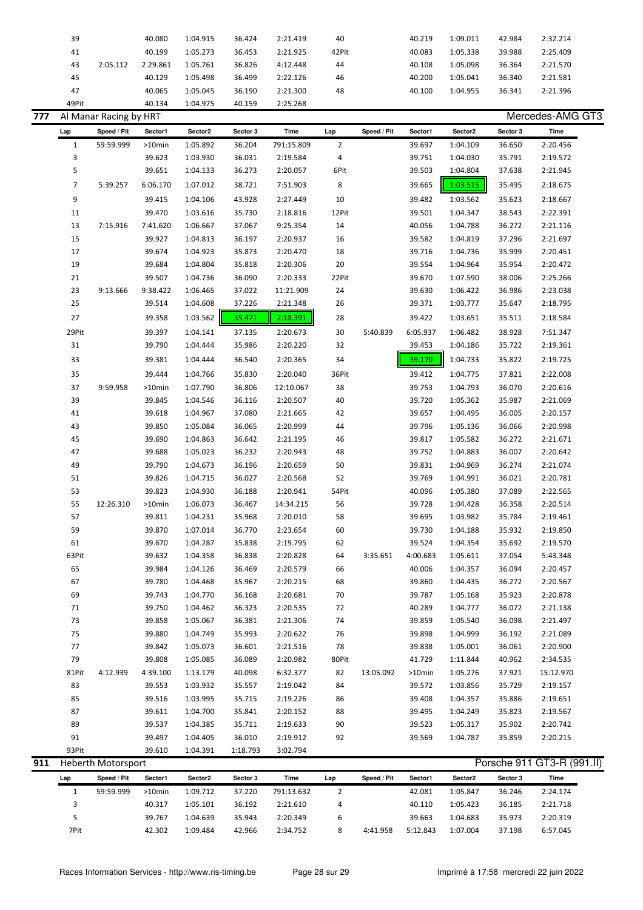| Lap | Speed / Pit | Sector1 | Sector2 | Sector 3 | Time | Lap | Speed / Pit | Sector1 | Sector2 | Sector 3 | Time |
|---|---|---|---|---|---|---|---|---|---|---|---|
| 39 | | 40.080 | 1:04.915 | 36.424 | 2:21.419 | 40 | | 40.219 | 1:09.011 | 42.984 | 2:32.214 |
| 41 | | 40.199 | 1:05.273 | 36.453 | 2:21.925 | 42Pit | | 40.083 | 1:05.338 | 39.988 | 2:25.409 |
| 43 | 2:05.112 | 2:29.861 | 1:05.761 | 36.826 | 4:12.448 | 44 | | 40.108 | 1:05.098 | 36.364 | 2:21.570 |
| 45 | | 40.129 | 1:05.498 | 36.499 | 2:22.126 | 46 | | 40.200 | 1:05.041 | 36.340 | 2:21.581 |
| 47 | | 40.065 | 1:05.045 | 36.190 | 2:21.300 | 48 | | 40.100 | 1:04.955 | 36.341 | 2:21.396 |
| 49Pit | | 40.134 | 1:04.975 | 40.159 | 2:25.268 | | | | | | |

## 777 Al Manar Racing by HRT — Mercedes-AMG GT3

| Lap | Speed / Pit | Sector1 | Sector2 | Sector 3 | Time | Lap | Speed / Pit | Sector1 | Sector2 | Sector 3 | Time |
|---|---|---|---|---|---|---|---|---|---|---|---|
| 1 | 59:59.999 | >10min | 1:05.892 | 36.204 | 791:15.809 | 2 | | 39.697 | 1:04.109 | 36.650 | 2:20.456 |
| 3 | | 39.623 | 1:03.930 | 36.031 | 2:19.584 | 4 | | 39.751 | 1:04.030 | 35.791 | 2:19.572 |
| 5 | | 39.651 | 1:04.133 | 36.273 | 2:20.057 | 6Pit | | 39.503 | 1:04.804 | 37.638 | 2:21.945 |
| 7 | 5:39.257 | 6:06.170 | 1:07.012 | 38.721 | 7:51.903 | 8 | | 39.665 | 1:03.515 | 35.495 | 2:18.675 |
| 9 | | 39.415 | 1:04.106 | 43.928 | 2:27.449 | 10 | | 39.482 | 1:03.562 | 35.623 | 2:18.667 |
| 11 | | 39.470 | 1:03.616 | 35.730 | 2:18.816 | 12Pit | | 39.501 | 1:04.347 | 38.543 | 2:22.391 |
| 13 | 7:15.916 | 7:41.620 | 1:06.667 | 37.067 | 9:25.354 | 14 | | 40.056 | 1:04.788 | 36.272 | 2:21.116 |
| 15 | | 39.927 | 1:04.813 | 36.197 | 2:20.937 | 16 | | 39.582 | 1:04.819 | 37.296 | 2:21.697 |
| 17 | | 39.674 | 1:04.923 | 35.873 | 2:20.470 | 18 | | 39.716 | 1:04.736 | 35.999 | 2:20.451 |
| 19 | | 39.684 | 1:04.804 | 35.818 | 2:20.306 | 20 | | 39.554 | 1:04.964 | 35.954 | 2:20.472 |
| 21 | | 39.507 | 1:04.736 | 36.090 | 2:20.333 | 22Pit | | 39.670 | 1:07.590 | 38.006 | 2:25.266 |
| 23 | 9:13.666 | 9:38.422 | 1:06.465 | 37.022 | 11:21.909 | 24 | | 39.630 | 1:06.422 | 36.986 | 2:23.038 |
| 25 | | 39.514 | 1:04.608 | 37.226 | 2:21.348 | 26 | | 39.371 | 1:03.777 | 35.647 | 2:18.795 |
| 27 | | 39.358 | 1:03.562 | 35.471 | 2:18.391 | 28 | | 39.422 | 1:03.651 | 35.511 | 2:18.584 |
| 29Pit | | 39.397 | 1:04.141 | 37.135 | 2:20.673 | 30 | 5:40.839 | 6:05.937 | 1:06.482 | 38.928 | 7:51.347 |
| 31 | | 39.790 | 1:04.444 | 35.986 | 2:20.220 | 32 | | 39.453 | 1:04.186 | 35.722 | 2:19.361 |
| 33 | | 39.381 | 1:04.444 | 36.540 | 2:20.365 | 34 | | 39.170 | 1:04.733 | 35.822 | 2:19.725 |
| 35 | | 39.444 | 1:04.766 | 35.830 | 2:20.040 | 36Pit | | 39.412 | 1:04.775 | 37.821 | 2:22.008 |
| 37 | 9:59.958 | >10min | 1:07.790 | 36.806 | 12:10.067 | 38 | | 39.753 | 1:04.793 | 36.070 | 2:20.616 |
| 39 | | 39.845 | 1:04.546 | 36.116 | 2:20.507 | 40 | | 39.720 | 1:05.362 | 35.987 | 2:21.069 |
| 41 | | 39.618 | 1:04.967 | 37.080 | 2:21.665 | 42 | | 39.657 | 1:04.495 | 36.005 | 2:20.157 |
| 43 | | 39.850 | 1:05.084 | 36.065 | 2:20.999 | 44 | | 39.796 | 1:05.136 | 36.066 | 2:20.998 |
| 45 | | 39.690 | 1:04.863 | 36.642 | 2:21.195 | 46 | | 39.817 | 1:05.582 | 36.272 | 2:21.671 |
| 47 | | 39.688 | 1:05.023 | 36.232 | 2:20.943 | 48 | | 39.752 | 1:04.883 | 36.007 | 2:20.642 |
| 49 | | 39.790 | 1:04.673 | 36.196 | 2:20.659 | 50 | | 39.831 | 1:04.969 | 36.274 | 2:21.074 |
| 51 | | 39.826 | 1:04.715 | 36.027 | 2:20.568 | 52 | | 39.769 | 1:04.991 | 36.021 | 2:20.781 |
| 53 | | 39.823 | 1:04.930 | 36.188 | 2:20.941 | 54Pit | | 40.096 | 1:05.380 | 37.089 | 2:22.565 |
| 55 | 12:26.310 | >10min | 1:06.073 | 36.467 | 14:34.215 | 56 | | 39.728 | 1:04.428 | 36.358 | 2:20.514 |
| 57 | | 39.811 | 1:04.231 | 35.968 | 2:20.010 | 58 | | 39.695 | 1:03.982 | 35.784 | 2:19.461 |
| 59 | | 39.870 | 1:07.014 | 36.770 | 2:23.654 | 60 | | 39.730 | 1:04.188 | 35.932 | 2:19.850 |
| 61 | | 39.670 | 1:04.287 | 35.838 | 2:19.795 | 62 | | 39.524 | 1:04.354 | 35.692 | 2:19.570 |
| 63Pit | | 39.632 | 1:04.358 | 36.838 | 2:20.828 | 64 | 3:35.651 | 4:00.683 | 1:05.611 | 37.054 | 5:43.348 |
| 65 | | 39.984 | 1:04.126 | 36.469 | 2:20.579 | 66 | | 40.006 | 1:04.357 | 36.094 | 2:20.457 |
| 67 | | 39.780 | 1:04.468 | 35.967 | 2:20.215 | 68 | | 39.860 | 1:04.435 | 36.272 | 2:20.567 |
| 69 | | 39.743 | 1:04.770 | 36.168 | 2:20.681 | 70 | | 39.787 | 1:05.168 | 35.923 | 2:20.878 |
| 71 | | 39.750 | 1:04.462 | 36.323 | 2:20.535 | 72 | | 40.289 | 1:04.777 | 36.072 | 2:21.138 |
| 73 | | 39.858 | 1:05.067 | 36.381 | 2:21.306 | 74 | | 39.859 | 1:05.540 | 36.098 | 2:21.497 |
| 75 | | 39.880 | 1:04.749 | 35.993 | 2:20.622 | 76 | | 39.898 | 1:04.999 | 36.192 | 2:21.089 |
| 77 | | 39.842 | 1:05.073 | 36.601 | 2:21.516 | 78 | | 39.838 | 1:05.001 | 36.061 | 2:20.900 |
| 79 | | 39.808 | 1:05.085 | 36.089 | 2:20.982 | 80Pit | | 41.729 | 1:11.844 | 40.962 | 2:34.535 |
| 81Pit | 4:12.939 | 4:39.100 | 1:13.179 | 40.098 | 6:32.377 | 82 | 13:05.092 | >10min | 1:05.276 | 37.921 | 15:12.970 |
| 83 | | 39.553 | 1:03.932 | 35.557 | 2:19.042 | 84 | | 39.572 | 1:03.856 | 35.729 | 2:19.157 |
| 85 | | 39.516 | 1:03.995 | 35.715 | 2:19.226 | 86 | | 39.408 | 1:04.357 | 35.886 | 2:19.651 |
| 87 | | 39.611 | 1:04.700 | 35.841 | 2:20.152 | 88 | | 39.495 | 1:04.249 | 35.823 | 2:19.567 |
| 89 | | 39.537 | 1:04.385 | 35.711 | 2:19.633 | 90 | | 39.523 | 1:05.317 | 35.902 | 2:20.742 |
| 91 | | 39.497 | 1:04.405 | 36.010 | 2:19.912 | 92 | | 39.569 | 1:04.787 | 35.859 | 2:20.215 |
| 93Pit | | 39.610 | 1:04.391 | 1:18.793 | 3:02.794 | | | | | | |

## 911 Heberth Motorsport — Porsche 911 GT3-R (991.II)

| Lap | Speed / Pit | Sector1 | Sector2 | Sector 3 | Time | Lap | Speed / Pit | Sector1 | Sector2 | Sector 3 | Time |
|---|---|---|---|---|---|---|---|---|---|---|---|
| 1 | 59:59.999 | >10min | 1:09.712 | 37.220 | 791:13.632 | 2 | | 42.081 | 1:05.847 | 36.246 | 2:24.174 |
| 3 | | 40.317 | 1:05.101 | 36.192 | 2:21.610 | 4 | | 40.110 | 1:05.423 | 36.185 | 2:21.718 |
| 5 | | 39.767 | 1:04.639 | 35.943 | 2:20.349 | 6 | | 39.663 | 1:04.683 | 35.973 | 2:20.319 |
| 7Pit | | 42.302 | 1:09.484 | 42.966 | 2:34.752 | 8 | 4:41.958 | 5:12.843 | 1:07.004 | 37.198 | 6:57.045 |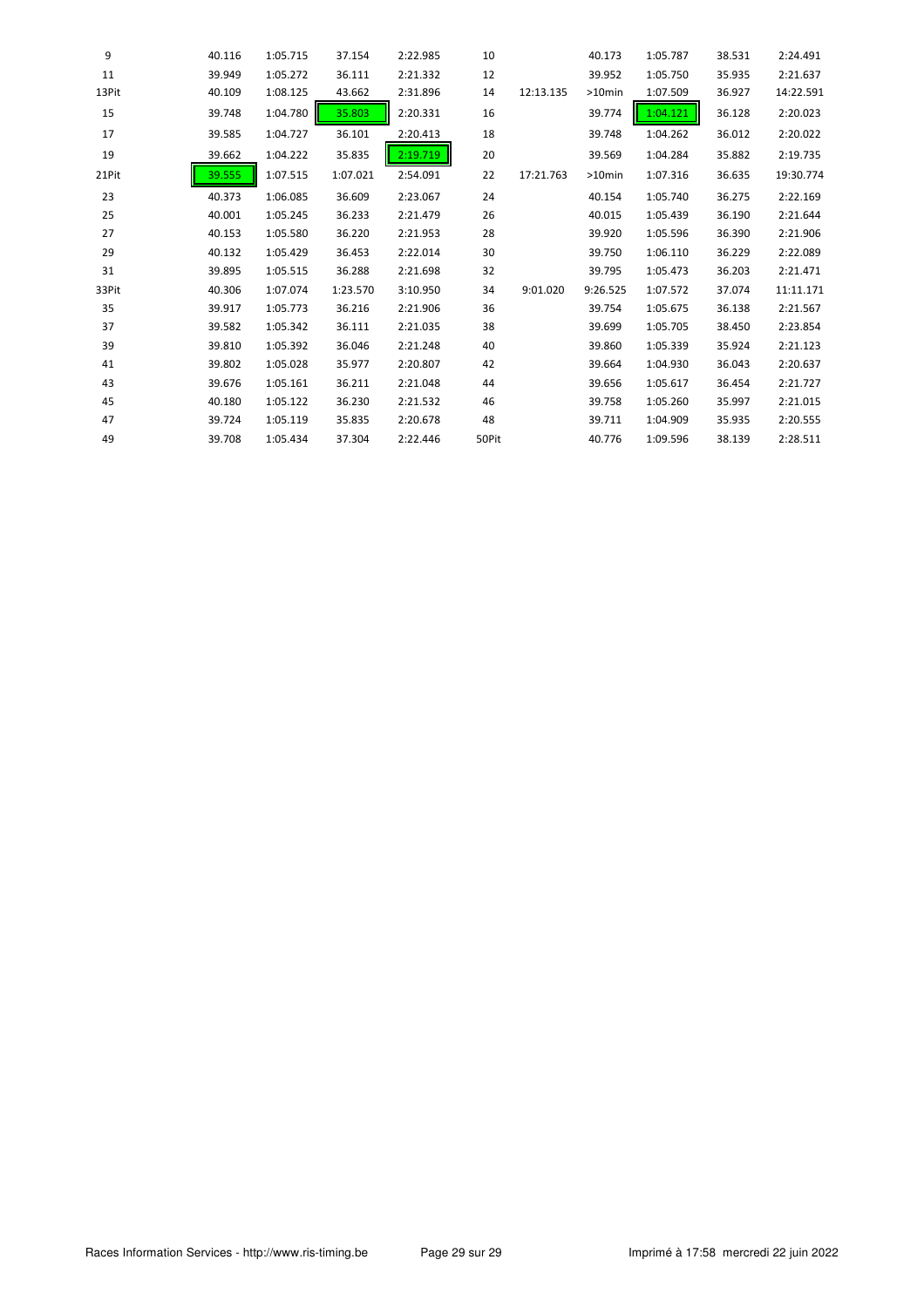| | | | | | | | | | | |
|---|---|---|---|---|---|---|---|---|---|---|
| 9 | 40.116 | 1:05.715 | 37.154 | 2:22.985 | 10 | | 40.173 | 1:05.787 | 38.531 | 2:24.491 |
| 11 | 39.949 | 1:05.272 | 36.111 | 2:21.332 | 12 | | 39.952 | 1:05.750 | 35.935 | 2:21.637 |
| 13Pit | 40.109 | 1:08.125 | 43.662 | 2:31.896 | 14 | 12:13.135 | >10min | 1:07.509 | 36.927 | 14:22.591 |
| 15 | 39.748 | 1:04.780 | 35.803 | 2:20.331 | 16 | | 39.774 | 1:04.121 | 36.128 | 2:20.023 |
| 17 | 39.585 | 1:04.727 | 36.101 | 2:20.413 | 18 | | 39.748 | 1:04.262 | 36.012 | 2:20.022 |
| 19 | 39.662 | 1:04.222 | 35.835 | 2:19.719 | 20 | | 39.569 | 1:04.284 | 35.882 | 2:19.735 |
| 21Pit | 39.555 | 1:07.515 | 1:07.021 | 2:54.091 | 22 | 17:21.763 | >10min | 1:07.316 | 36.635 | 19:30.774 |
| 23 | 40.373 | 1:06.085 | 36.609 | 2:23.067 | 24 | | 40.154 | 1:05.740 | 36.275 | 2:22.169 |
| 25 | 40.001 | 1:05.245 | 36.233 | 2:21.479 | 26 | | 40.015 | 1:05.439 | 36.190 | 2:21.644 |
| 27 | 40.153 | 1:05.580 | 36.220 | 2:21.953 | 28 | | 39.920 | 1:05.596 | 36.390 | 2:21.906 |
| 29 | 40.132 | 1:05.429 | 36.453 | 2:22.014 | 30 | | 39.750 | 1:06.110 | 36.229 | 2:22.089 |
| 31 | 39.895 | 1:05.515 | 36.288 | 2:21.698 | 32 | | 39.795 | 1:05.473 | 36.203 | 2:21.471 |
| 33Pit | 40.306 | 1:07.074 | 1:23.570 | 3:10.950 | 34 | 9:01.020 | 9:26.525 | 1:07.572 | 37.074 | 11:11.171 |
| 35 | 39.917 | 1:05.773 | 36.216 | 2:21.906 | 36 | | 39.754 | 1:05.675 | 36.138 | 2:21.567 |
| 37 | 39.582 | 1:05.342 | 36.111 | 2:21.035 | 38 | | 39.699 | 1:05.705 | 38.450 | 2:23.854 |
| 39 | 39.810 | 1:05.392 | 36.046 | 2:21.248 | 40 | | 39.860 | 1:05.339 | 35.924 | 2:21.123 |
| 41 | 39.802 | 1:05.028 | 35.977 | 2:20.807 | 42 | | 39.664 | 1:04.930 | 36.043 | 2:20.637 |
| 43 | 39.676 | 1:05.161 | 36.211 | 2:21.048 | 44 | | 39.656 | 1:05.617 | 36.454 | 2:21.727 |
| 45 | 40.180 | 1:05.122 | 36.230 | 2:21.532 | 46 | | 39.758 | 1:05.260 | 35.997 | 2:21.015 |
| 47 | 39.724 | 1:05.119 | 35.835 | 2:20.678 | 48 | | 39.711 | 1:04.909 | 35.935 | 2:20.555 |
| 49 | 39.708 | 1:05.434 | 37.304 | 2:22.446 | 50Pit | | 40.776 | 1:09.596 | 38.139 | 2:28.511 |

Races Information Services - http://www.ris-timing.be    Imprimé à 17:58 mercredi 22 juin 2022